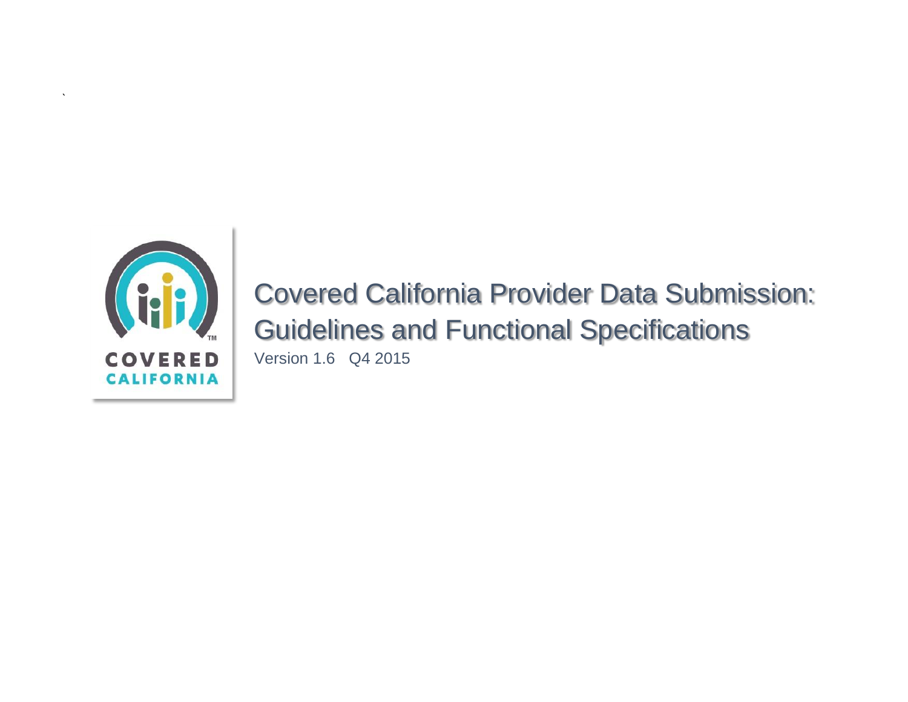# Covered California Provider Data Submission: Guidelines and Functional Specifications

Version 1.6 Q4 2015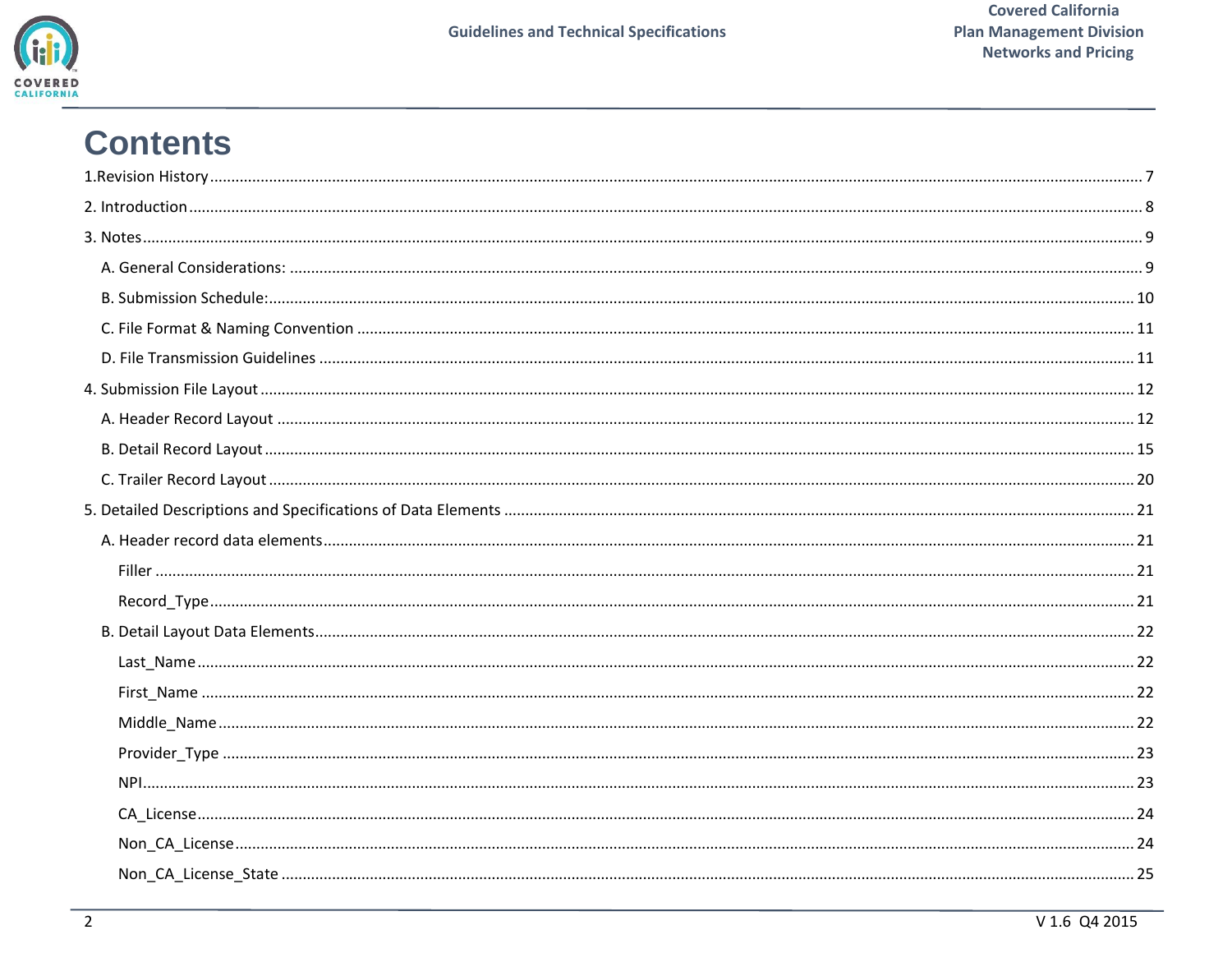# Contents

1.Revision History ..... 7

2. Introduction ..... 8

3. Notes ..... 9

   A. General Considerations: ..... 9

   B. Submission Schedule: ..... 10

   C. File Format & Naming Convention ..... 11

   D. File Transmission Guidelines ..... 11

4. Submission File Layout ..... 12

   A. Header Record Layout ..... 12

   B. Detail Record Layout ..... 15

   C. Trailer Record Layout ..... 20

5. Detailed Descriptions and Specifications of Data Elements ..... 21

   A. Header record data elements ..... 21

      Filler ..... 21

      Record_Type ..... 21

   B. Detail Layout Data Elements ..... 22

      Last_Name ..... 22

      First_Name ..... 22

      Middle_Name ..... 22

      Provider_Type ..... 23

      NPI ..... 23

      CA_License ..... 24

      Non_CA_License ..... 24

      Non_CA_License_State ..... 25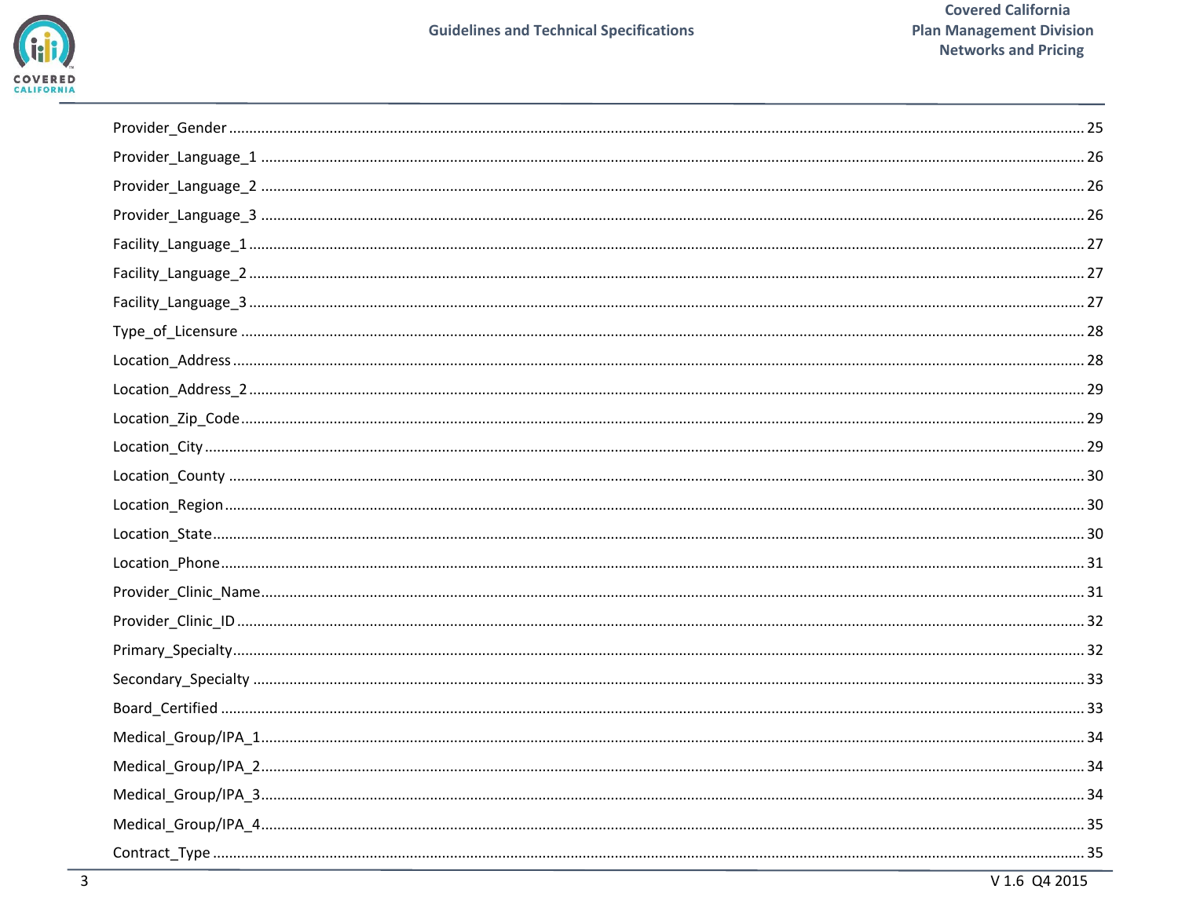Provider_Gender ........................................................................................................................................ 25

Provider_Language_1 ................................................................................................................................. 26

Provider_Language_2 ................................................................................................................................. 26

Provider_Language_3 ................................................................................................................................. 26

Facility_Language_1 ................................................................................................................................... 27

Facility_Language_2 ................................................................................................................................... 27

Facility_Language_3 ................................................................................................................................... 27

Type_of_Licensure ..................................................................................................................................... 28

Location_Address ...................................................................................................................................... 28

Location_Address_2 ................................................................................................................................... 29

Location_Zip_Code ..................................................................................................................................... 29

Location_City ............................................................................................................................................. 29

Location_County ........................................................................................................................................ 30

Location_Region ........................................................................................................................................ 30

Location_State ........................................................................................................................................... 30

Location_Phone ......................................................................................................................................... 31

Provider_Clinic_Name ................................................................................................................................ 31

Provider_Clinic_ID ..................................................................................................................................... 32

Primary_Specialty ....................................................................................................................................... 32

Secondary_Specialty .................................................................................................................................. 33

Board_Certified .......................................................................................................................................... 33

Medical_Group/IPA_1 ................................................................................................................................ 34

Medical_Group/IPA_2 ................................................................................................................................ 34

Medical_Group/IPA_3 ................................................................................................................................ 34

Medical_Group/IPA_4 ................................................................................................................................ 35

Contract_Type ............................................................................................................................................ 35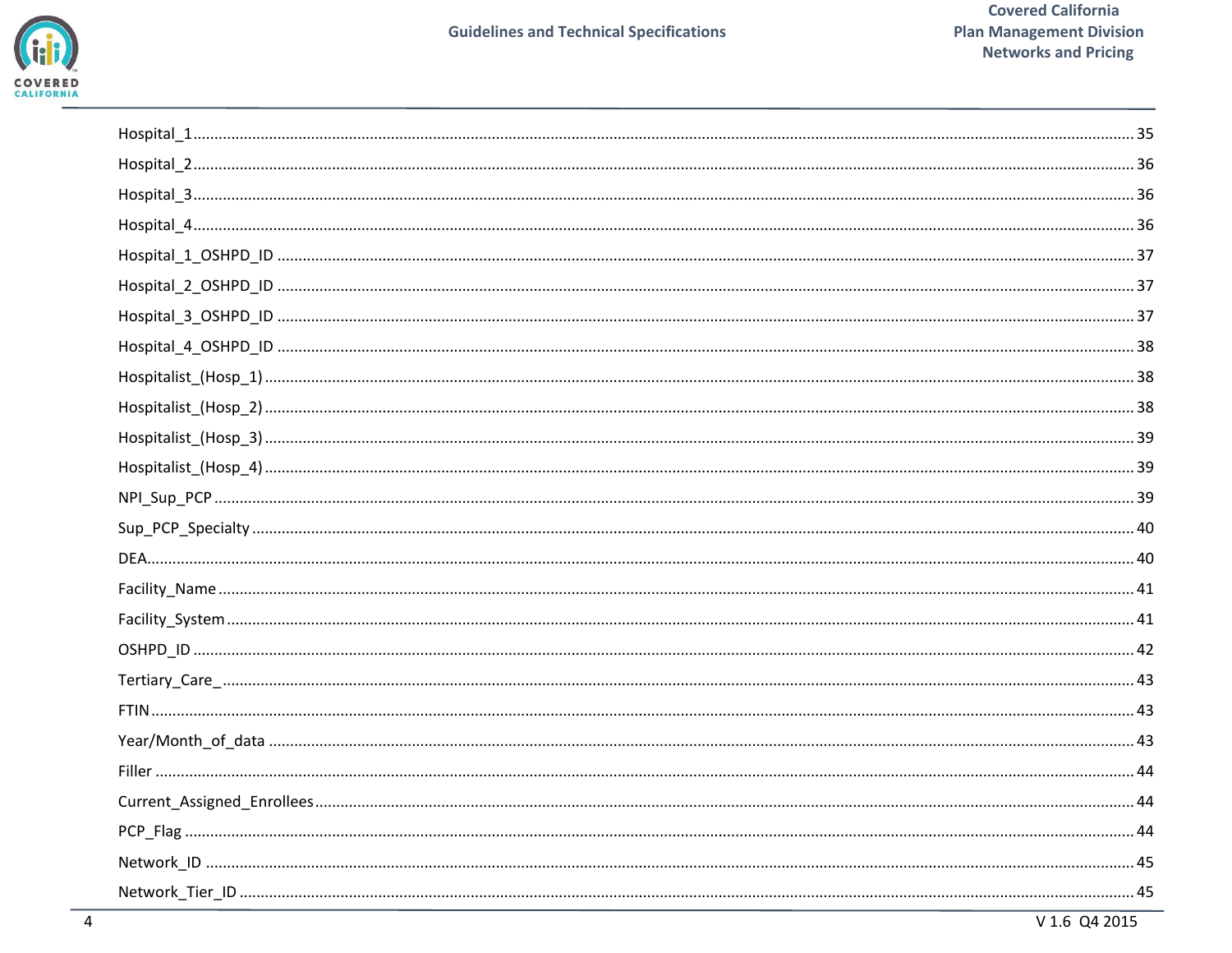Hospital_1 ........................................................................................................................................... 35

Hospital_2 ........................................................................................................................................... 36

Hospital_3 ........................................................................................................................................... 36

Hospital_4 ........................................................................................................................................... 36

Hospital_1_OSHPD_ID ......................................................................................................................... 37

Hospital_2_OSHPD_ID ......................................................................................................................... 37

Hospital_3_OSHPD_ID ......................................................................................................................... 37

Hospital_4_OSHPD_ID ......................................................................................................................... 38

Hospitalist_(Hosp_1) ........................................................................................................................... 38

Hospitalist_(Hosp_2) ........................................................................................................................... 38

Hospitalist_(Hosp_3) ........................................................................................................................... 39

Hospitalist_(Hosp_4) ........................................................................................................................... 39

NPI_Sup_PCP ....................................................................................................................................... 39

Sup_PCP_Specialty .............................................................................................................................. 40

DEA ....................................................................................................................................................... 40

Facility_Name ...................................................................................................................................... 41

Facility_System .................................................................................................................................... 41

OSHPD_ID ............................................................................................................................................ 42

Tertiary_Care_ ..................................................................................................................................... 43

FTIN ...................................................................................................................................................... 43

Year/Month_of_data ........................................................................................................................... 43

Filler ..................................................................................................................................................... 44

Current_Assigned_Enrollees ............................................................................................................... 44

PCP_Flag .............................................................................................................................................. 44

Network_ID ......................................................................................................................................... 45

Network_Tier_ID ................................................................................................................................. 45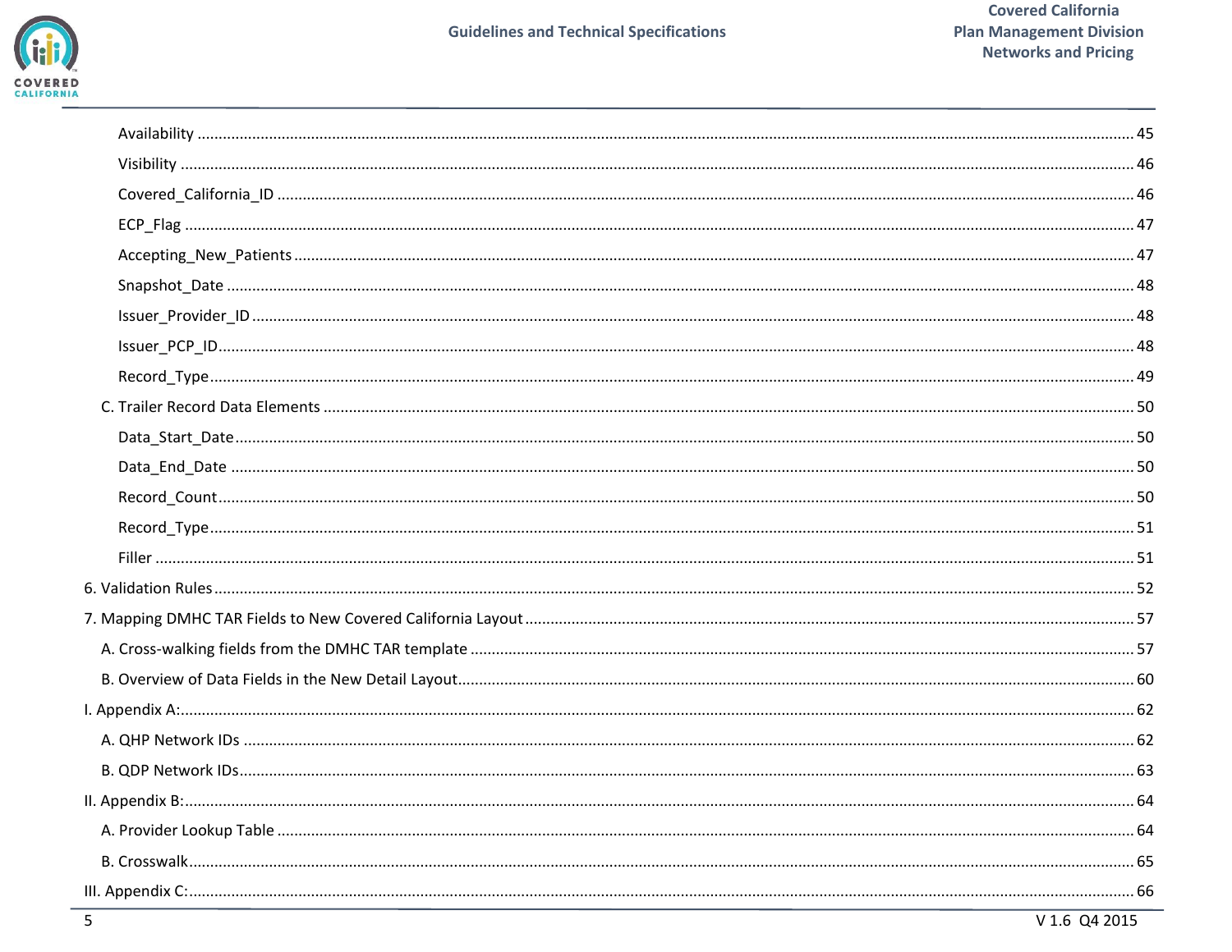Availability ........................................................ 45

Visibility ........................................................ 46

Covered_California_ID ........................................................ 46

ECP_Flag ........................................................ 47

Accepting_New_Patients ........................................................ 47

Snapshot_Date ........................................................ 48

Issuer_Provider_ID ........................................................ 48

Issuer_PCP_ID ........................................................ 48

Record_Type ........................................................ 49

C. Trailer Record Data Elements ........................................................ 50

Data_Start_Date ........................................................ 50

Data_End_Date ........................................................ 50

Record_Count ........................................................ 50

Record_Type ........................................................ 51

Filler ........................................................ 51

6. Validation Rules ........................................................ 52

7. Mapping DMHC TAR Fields to New Covered California Layout ........................................................ 57

A. Cross-walking fields from the DMHC TAR template ........................................................ 57

B. Overview of Data Fields in the New Detail Layout ........................................................ 60

I. Appendix A: ........................................................ 62

A. QHP Network IDs ........................................................ 62

B. QDP Network IDs ........................................................ 63

II. Appendix B: ........................................................ 64

A. Provider Lookup Table ........................................................ 64

B. Crosswalk ........................................................ 65

III. Appendix C: ........................................................ 66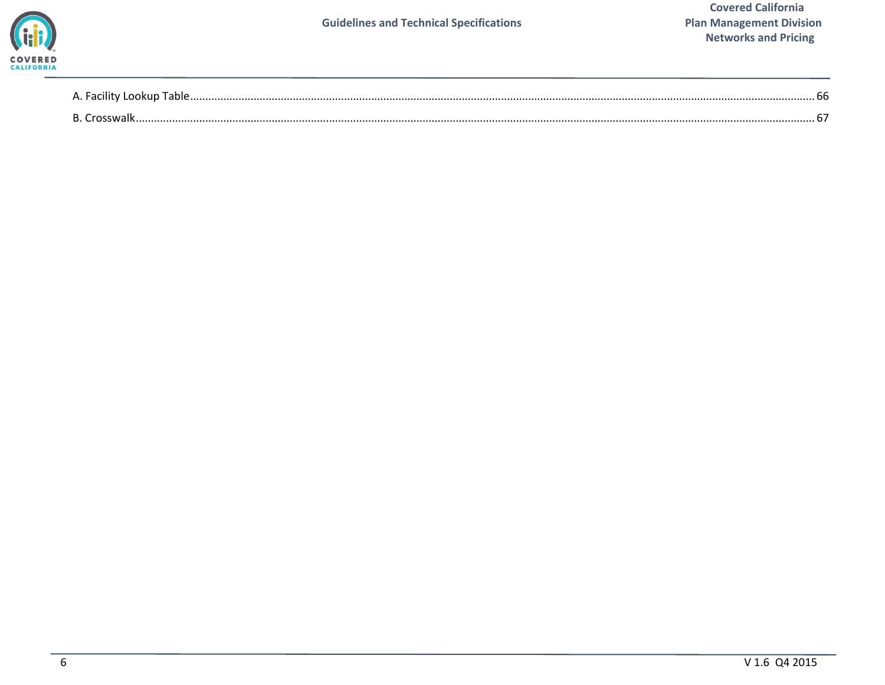A. Facility Lookup Table ........................................................................................................................................ 66

B. Crosswalk ........................................................................................................................................ 67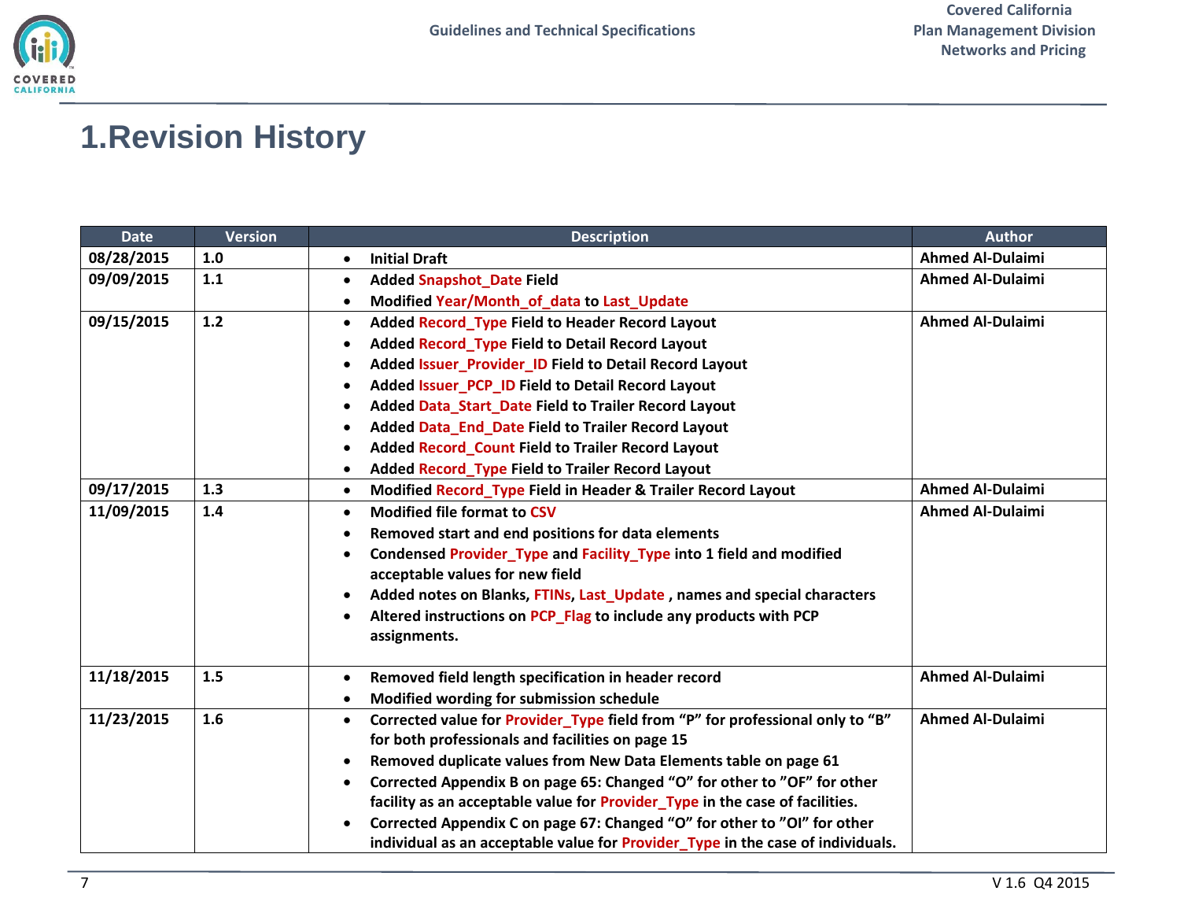# 1.Revision History

| Date | Version | Description | Author |
|---|---|---|---|
| 08/28/2015 | 1.0 | • Initial Draft | Ahmed Al-Dulaimi |
| 09/09/2015 | 1.1 | • Added Snapshot_Date Field<br>• Modified Year/Month_of_data to Last_Update | Ahmed Al-Dulaimi |
| 09/15/2015 | 1.2 | • Added Record_Type Field to Header Record Layout<br>• Added Record_Type Field to Detail Record Layout<br>• Added Issuer_Provider_ID Field to Detail Record Layout<br>• Added Issuer_PCP_ID Field to Detail Record Layout<br>• Added Data_Start_Date Field to Trailer Record Layout<br>• Added Data_End_Date Field to Trailer Record Layout<br>• Added Record_Count Field to Trailer Record Layout<br>• Added Record_Type Field to Trailer Record Layout | Ahmed Al-Dulaimi |
| 09/17/2015 | 1.3 | • Modified Record_Type Field in Header & Trailer Record Layout | Ahmed Al-Dulaimi |
| 11/09/2015 | 1.4 | • Modified file format to CSV<br>• Removed start and end positions for data elements<br>• Condensed Provider_Type and Facility_Type into 1 field and modified acceptable values for new field<br>• Added notes on Blanks, FTINs, Last_Update , names and special characters<br>• Altered instructions on PCP_Flag to include any products with PCP assignments. | Ahmed Al-Dulaimi |
| 11/18/2015 | 1.5 | • Removed field length specification in header record<br>• Modified wording for submission schedule | Ahmed Al-Dulaimi |
| 11/23/2015 | 1.6 | • Corrected value for Provider_Type field from “P” for professional only to “B” for both professionals and facilities on page 15<br>• Removed duplicate values from New Data Elements table on page 61<br>• Corrected Appendix B on page 65: Changed “O” for other to ”OF” for other facility as an acceptable value for Provider_Type in the case of facilities.<br>• Corrected Appendix C on page 67: Changed “O” for other to ”OI” for other individual as an acceptable value for Provider_Type in the case of individuals. | Ahmed Al-Dulaimi |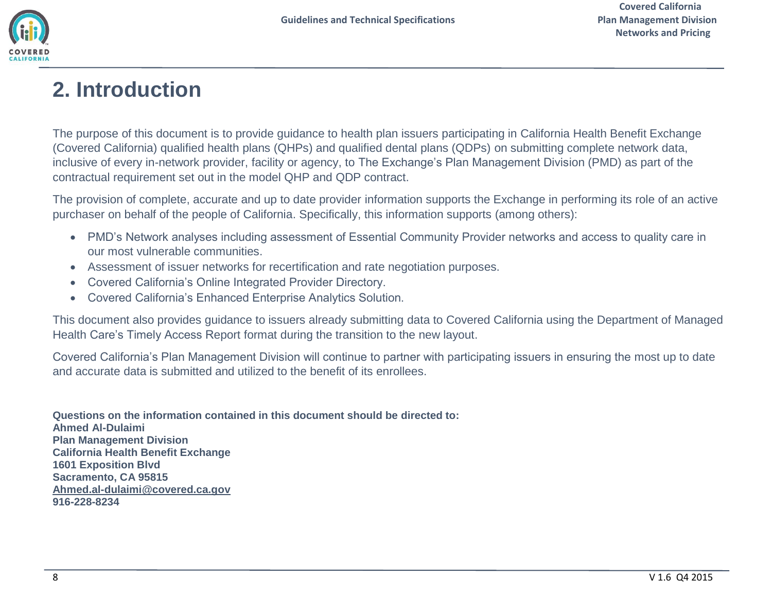# 2. Introduction

The purpose of this document is to provide guidance to health plan issuers participating in California Health Benefit Exchange (Covered California) qualified health plans (QHPs) and qualified dental plans (QDPs) on submitting complete network data, inclusive of every in-network provider, facility or agency, to The Exchange's Plan Management Division (PMD) as part of the contractual requirement set out in the model QHP and QDP contract.

The provision of complete, accurate and up to date provider information supports the Exchange in performing its role of an active purchaser on behalf of the people of California. Specifically, this information supports (among others):

- PMD's Network analyses including assessment of Essential Community Provider networks and access to quality care in our most vulnerable communities.
- Assessment of issuer networks for recertification and rate negotiation purposes.
- Covered California's Online Integrated Provider Directory.
- Covered California's Enhanced Enterprise Analytics Solution.

This document also provides guidance to issuers already submitting data to Covered California using the Department of Managed Health Care's Timely Access Report format during the transition to the new layout.

Covered California's Plan Management Division will continue to partner with participating issuers in ensuring the most up to date and accurate data is submitted and utilized to the benefit of its enrollees.

**Questions on the information contained in this document should be directed to:**
**Ahmed Al-Dulaimi**
**Plan Management Division**
**California Health Benefit Exchange**
**1601 Exposition Blvd**
**Sacramento, CA 95815**
**Ahmed.al-dulaimi@covered.ca.gov**
**916-228-8234**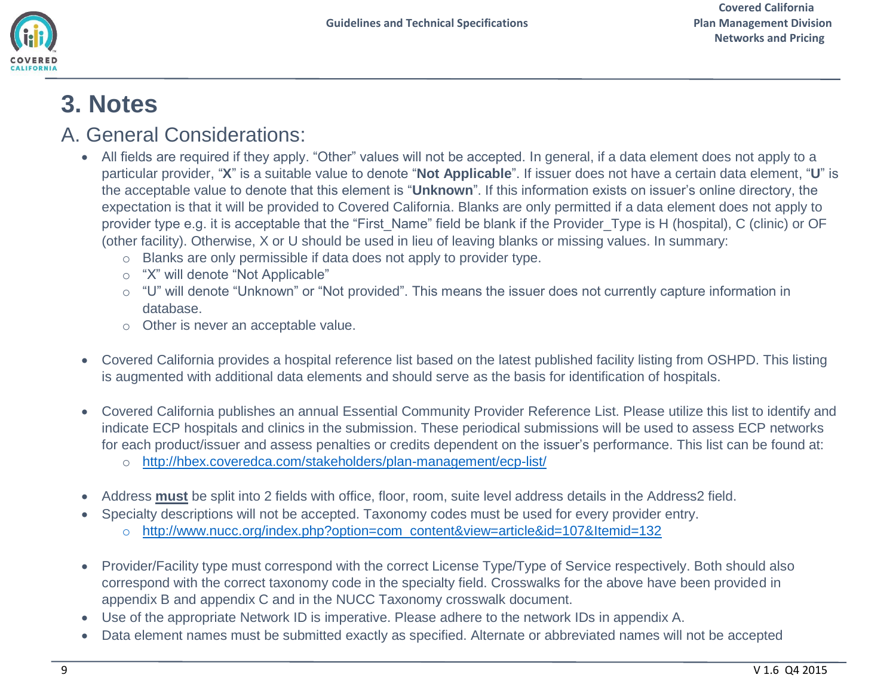# 3. Notes

## A. General Considerations:

- All fields are required if they apply. “Other” values will not be accepted. In general, if a data element does not apply to a particular provider, “**X**” is a suitable value to denote “**Not Applicable**”. If issuer does not have a certain data element, “**U**” is the acceptable value to denote that this element is “**Unknown**”. If this information exists on issuer’s online directory, the expectation is that it will be provided to Covered California. Blanks are only permitted if a data element does not apply to provider type e.g. it is acceptable that the “First_Name” field be blank if the Provider_Type is H (hospital), C (clinic) or OF (other facility). Otherwise, X or U should be used in lieu of leaving blanks or missing values. In summary:
  - Blanks are only permissible if data does not apply to provider type.
  - “X” will denote “Not Applicable”
  - “U” will denote “Unknown” or “Not provided”. This means the issuer does not currently capture information in database.
  - Other is never an acceptable value.

- Covered California provides a hospital reference list based on the latest published facility listing from OSHPD. This listing is augmented with additional data elements and should serve as the basis for identification of hospitals.

- Covered California publishes an annual Essential Community Provider Reference List. Please utilize this list to identify and indicate ECP hospitals and clinics in the submission. These periodical submissions will be used to assess ECP networks for each product/issuer and assess penalties or credits dependent on the issuer’s performance. This list can be found at:
  - http://hbex.coveredca.com/stakeholders/plan-management/ecp-list/

- Address **must** be split into 2 fields with office, floor, room, suite level address details in the Address2 field.
- Specialty descriptions will not be accepted. Taxonomy codes must be used for every provider entry.
  - http://www.nucc.org/index.php?option=com_content&view=article&id=107&Itemid=132

- Provider/Facility type must correspond with the correct License Type/Type of Service respectively. Both should also correspond with the correct taxonomy code in the specialty field. Crosswalks for the above have been provided in appendix B and appendix C and in the NUCC Taxonomy crosswalk document.
- Use of the appropriate Network ID is imperative. Please adhere to the network IDs in appendix A.
- Data element names must be submitted exactly as specified. Alternate or abbreviated names will not be accepted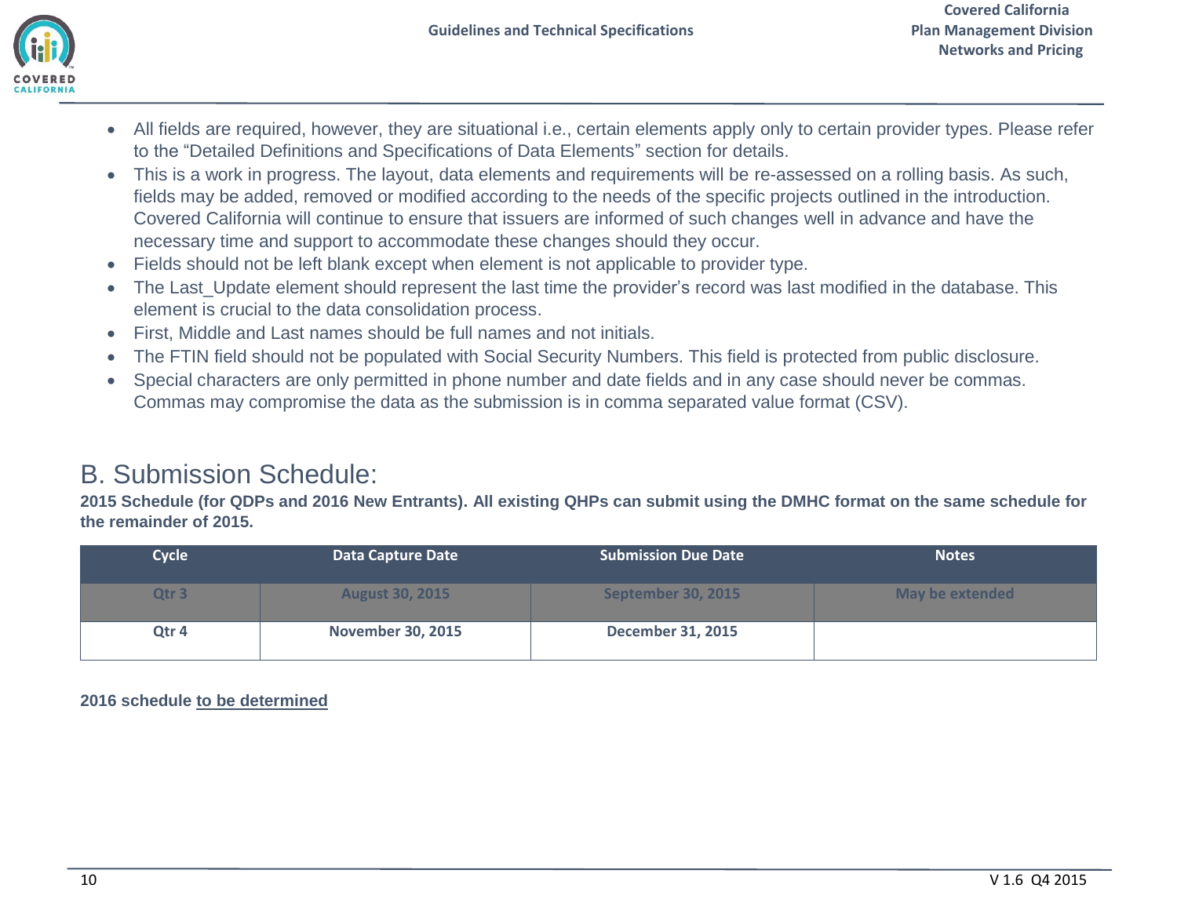- All fields are required, however, they are situational i.e., certain elements apply only to certain provider types. Please refer to the “Detailed Definitions and Specifications of Data Elements” section for details.
- This is a work in progress. The layout, data elements and requirements will be re-assessed on a rolling basis. As such, fields may be added, removed or modified according to the needs of the specific projects outlined in the introduction. Covered California will continue to ensure that issuers are informed of such changes well in advance and have the necessary time and support to accommodate these changes should they occur.
- Fields should not be left blank except when element is not applicable to provider type.
- The Last_Update element should represent the last time the provider’s record was last modified in the database. This element is crucial to the data consolidation process.
- First, Middle and Last names should be full names and not initials.
- The FTIN field should not be populated with Social Security Numbers. This field is protected from public disclosure.
- Special characters are only permitted in phone number and date fields and in any case should never be commas. Commas may compromise the data as the submission is in comma separated value format (CSV).

## B. Submission Schedule:

**2015 Schedule (for QDPs and 2016 New Entrants). All existing QHPs can submit using the DMHC format on the same schedule for the remainder of 2015.**

| Cycle | Data Capture Date | Submission Due Date | Notes |
|---|---|---|---|
| Qtr 3 | August 30, 2015 | September 30, 2015 | May be extended |
| Qtr 4 | November 30, 2015 | December 31, 2015 | |

**2016 schedule to be determined**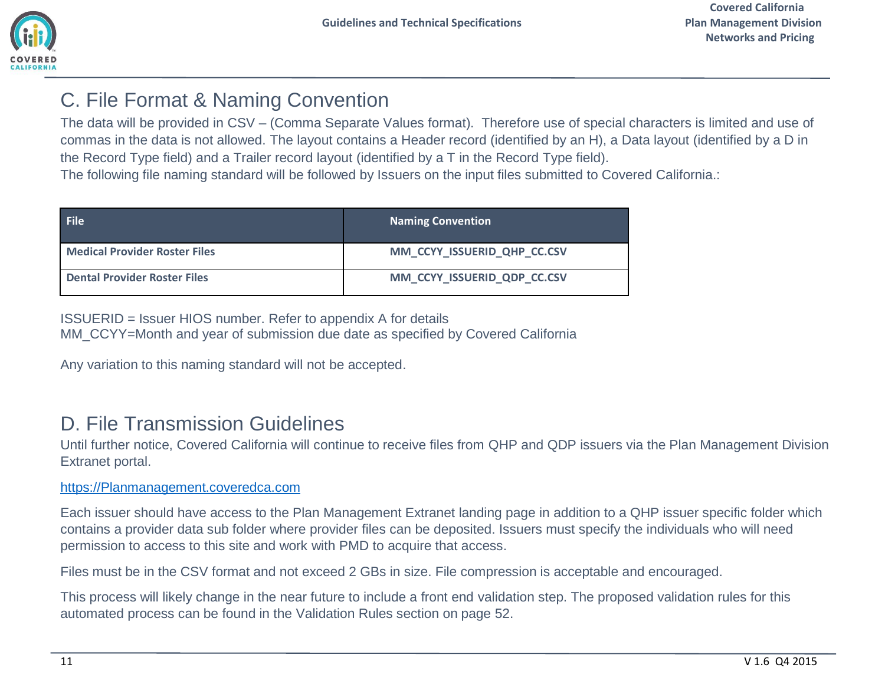## C. File Format & Naming Convention

The data will be provided in CSV – (Comma Separate Values format). Therefore use of special characters is limited and use of commas in the data is not allowed. The layout contains a Header record (identified by an H), a Data layout (identified by a D in the Record Type field) and a Trailer record layout (identified by a T in the Record Type field).

The following file naming standard will be followed by Issuers on the input files submitted to Covered California.:

| File | Naming Convention |
|---|---|
| **Medical Provider Roster Files** | **MM_CCYY_ISSUERID_QHP_CC.CSV** |
| **Dental Provider Roster Files** | **MM_CCYY_ISSUERID_QDP_CC.CSV** |

ISSUERID = Issuer HIOS number. Refer to appendix A for details
MM_CCYY=Month and year of submission due date as specified by Covered California

Any variation to this naming standard will not be accepted.

## D. File Transmission Guidelines

Until further notice, Covered California will continue to receive files from QHP and QDP issuers via the Plan Management Division Extranet portal.

[https://Planmanagement.coveredca.com](https://Planmanagement.coveredca.com)

Each issuer should have access to the Plan Management Extranet landing page in addition to a QHP issuer specific folder which contains a provider data sub folder where provider files can be deposited. Issuers must specify the individuals who will need permission to access to this site and work with PMD to acquire that access.

Files must be in the CSV format and not exceed 2 GBs in size. File compression is acceptable and encouraged.

This process will likely change in the near future to include a front end validation step. The proposed validation rules for this automated process can be found in the Validation Rules section on page 52.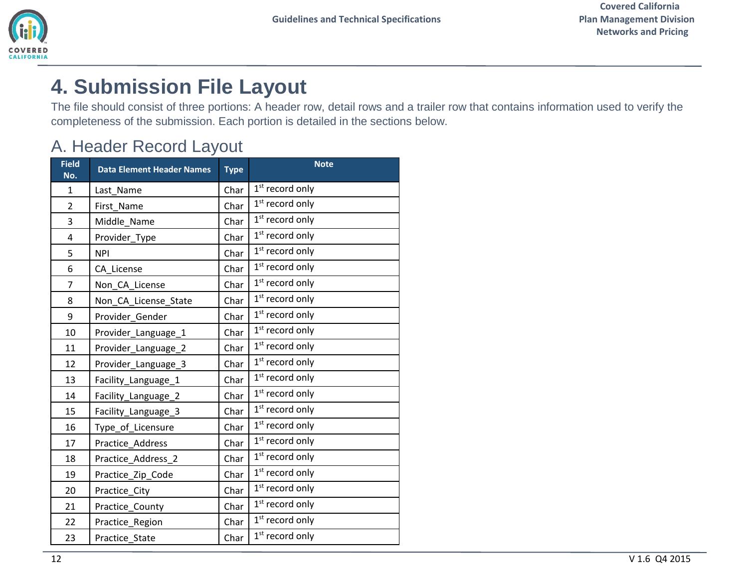# 4. Submission File Layout

The file should consist of three portions: A header row, detail rows and a trailer row that contains information used to verify the completeness of the submission. Each portion is detailed in the sections below.

## A. Header Record Layout

| Field No. | Data Element Header Names | Type | Note |
|---|---|---|---|
| 1 | Last_Name | Char | 1st record only |
| 2 | First_Name | Char | 1st record only |
| 3 | Middle_Name | Char | 1st record only |
| 4 | Provider_Type | Char | 1st record only |
| 5 | NPI | Char | 1st record only |
| 6 | CA_License | Char | 1st record only |
| 7 | Non_CA_License | Char | 1st record only |
| 8 | Non_CA_License_State | Char | 1st record only |
| 9 | Provider_Gender | Char | 1st record only |
| 10 | Provider_Language_1 | Char | 1st record only |
| 11 | Provider_Language_2 | Char | 1st record only |
| 12 | Provider_Language_3 | Char | 1st record only |
| 13 | Facility_Language_1 | Char | 1st record only |
| 14 | Facility_Language_2 | Char | 1st record only |
| 15 | Facility_Language_3 | Char | 1st record only |
| 16 | Type_of_Licensure | Char | 1st record only |
| 17 | Practice_Address | Char | 1st record only |
| 18 | Practice_Address_2 | Char | 1st record only |
| 19 | Practice_Zip_Code | Char | 1st record only |
| 20 | Practice_City | Char | 1st record only |
| 21 | Practice_County | Char | 1st record only |
| 22 | Practice_Region | Char | 1st record only |
| 23 | Practice_State | Char | 1st record only |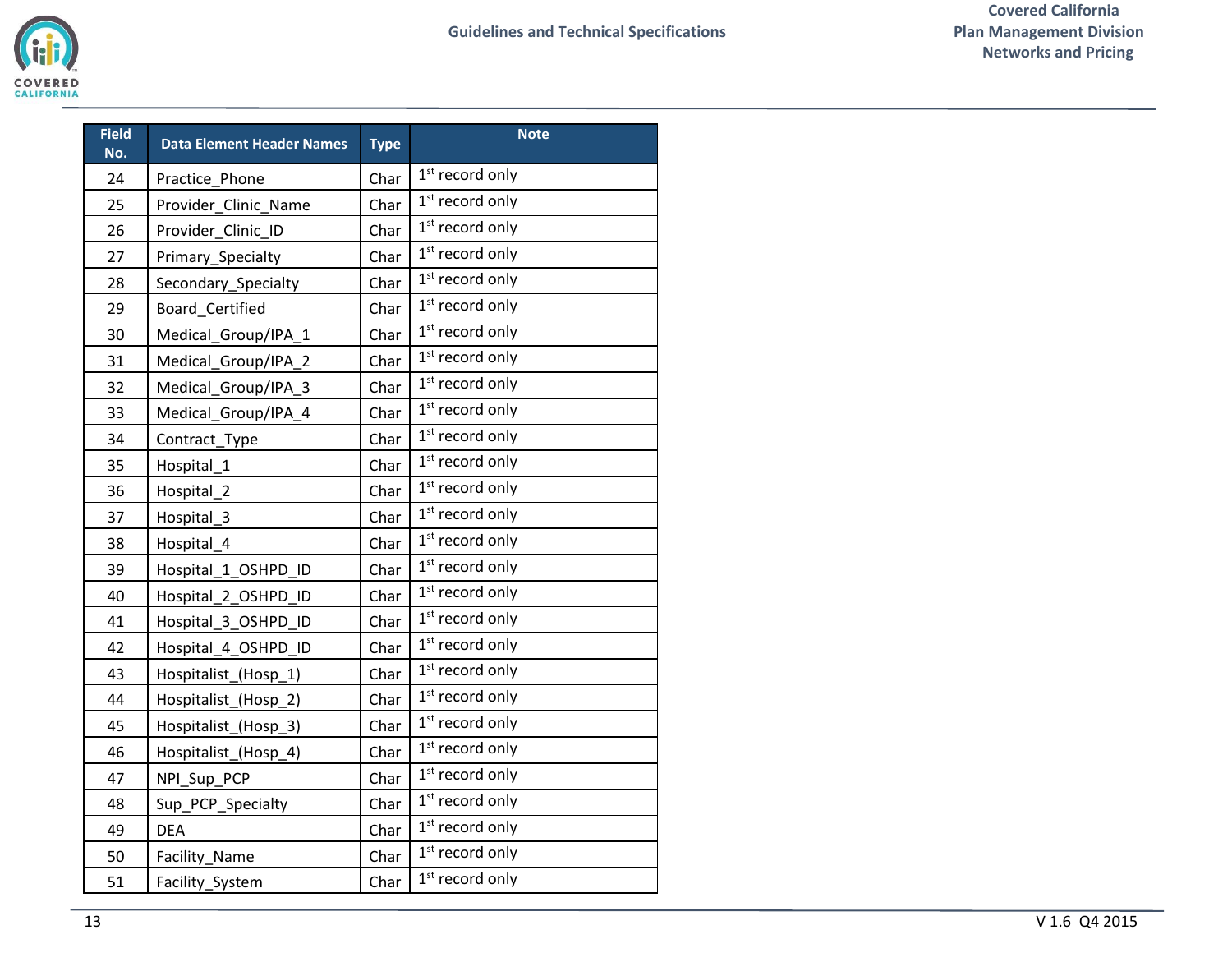| Field No. | Data Element Header Names | Type | Note |
|---|---|---|---|
| 24 | Practice_Phone | Char | 1st record only |
| 25 | Provider_Clinic_Name | Char | 1st record only |
| 26 | Provider_Clinic_ID | Char | 1st record only |
| 27 | Primary_Specialty | Char | 1st record only |
| 28 | Secondary_Specialty | Char | 1st record only |
| 29 | Board_Certified | Char | 1st record only |
| 30 | Medical_Group/IPA_1 | Char | 1st record only |
| 31 | Medical_Group/IPA_2 | Char | 1st record only |
| 32 | Medical_Group/IPA_3 | Char | 1st record only |
| 33 | Medical_Group/IPA_4 | Char | 1st record only |
| 34 | Contract_Type | Char | 1st record only |
| 35 | Hospital_1 | Char | 1st record only |
| 36 | Hospital_2 | Char | 1st record only |
| 37 | Hospital_3 | Char | 1st record only |
| 38 | Hospital_4 | Char | 1st record only |
| 39 | Hospital_1_OSHPD_ID | Char | 1st record only |
| 40 | Hospital_2_OSHPD_ID | Char | 1st record only |
| 41 | Hospital_3_OSHPD_ID | Char | 1st record only |
| 42 | Hospital_4_OSHPD_ID | Char | 1st record only |
| 43 | Hospitalist_(Hosp_1) | Char | 1st record only |
| 44 | Hospitalist_(Hosp_2) | Char | 1st record only |
| 45 | Hospitalist_(Hosp_3) | Char | 1st record only |
| 46 | Hospitalist_(Hosp_4) | Char | 1st record only |
| 47 | NPI_Sup_PCP | Char | 1st record only |
| 48 | Sup_PCP_Specialty | Char | 1st record only |
| 49 | DEA | Char | 1st record only |
| 50 | Facility_Name | Char | 1st record only |
| 51 | Facility_System | Char | 1st record only |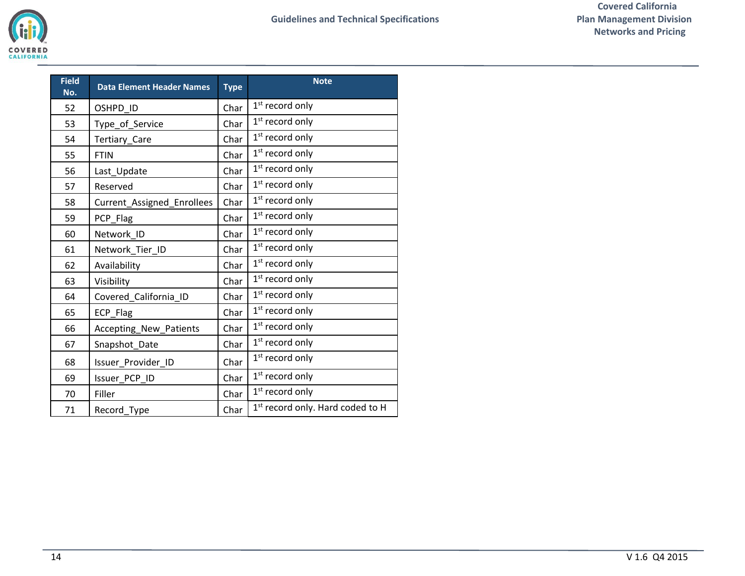| Field No. | Data Element Header Names | Type | Note |
|---|---|---|---|
| 52 | OSHPD_ID | Char | 1st record only |
| 53 | Type_of_Service | Char | 1st record only |
| 54 | Tertiary_Care | Char | 1st record only |
| 55 | FTIN | Char | 1st record only |
| 56 | Last_Update | Char | 1st record only |
| 57 | Reserved | Char | 1st record only |
| 58 | Current_Assigned_Enrollees | Char | 1st record only |
| 59 | PCP_Flag | Char | 1st record only |
| 60 | Network_ID | Char | 1st record only |
| 61 | Network_Tier_ID | Char | 1st record only |
| 62 | Availability | Char | 1st record only |
| 63 | Visibility | Char | 1st record only |
| 64 | Covered_California_ID | Char | 1st record only |
| 65 | ECP_Flag | Char | 1st record only |
| 66 | Accepting_New_Patients | Char | 1st record only |
| 67 | Snapshot_Date | Char | 1st record only |
| 68 | Issuer_Provider_ID | Char | 1st record only |
| 69 | Issuer_PCP_ID | Char | 1st record only |
| 70 | Filler | Char | 1st record only |
| 71 | Record_Type | Char | 1st record only. Hard coded to H |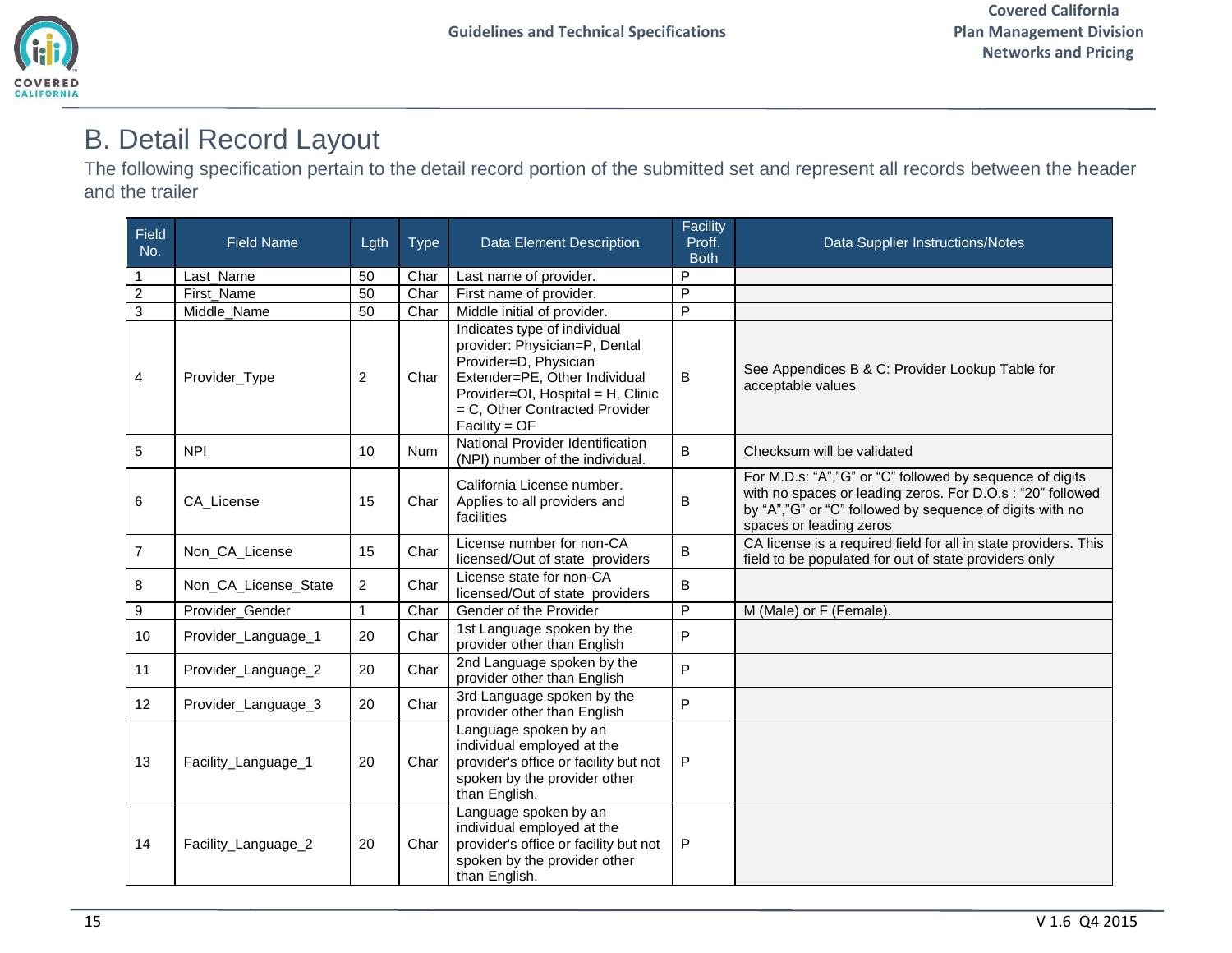## B. Detail Record Layout

The following specification pertain to the detail record portion of the submitted set and represent all records between the header and the trailer

| Field No. | Field Name | Lgth | Type | Data Element Description | Facility Proff. Both | Data Supplier Instructions/Notes |
|---|---|---|---|---|---|---|
| 1 | Last_Name | 50 | Char | Last name of provider. | P | |
| 2 | First_Name | 50 | Char | First name of provider. | P | |
| 3 | Middle_Name | 50 | Char | Middle initial of provider. | P | |
| 4 | Provider_Type | 2 | Char | Indicates type of individual provider: Physician=P, Dental Provider=D, Physician Extender=PE, Other Individual Provider=OI, Hospital = H, Clinic = C, Other Contracted Provider Facility = OF | B | See Appendices B & C: Provider Lookup Table for acceptable values |
| 5 | NPI | 10 | Num | National Provider Identification (NPI) number of the individual. | B | Checksum will be validated |
| 6 | CA_License | 15 | Char | California License number. Applies to all providers and facilities | B | For M.D.s: "A","G" or "C" followed by sequence of digits with no spaces or leading zeros. For D.O.s : "20" followed by "A","G" or "C" followed by sequence of digits with no spaces or leading zeros |
| 7 | Non_CA_License | 15 | Char | License number for non-CA licensed/Out of state providers | B | CA license is a required field for all in state providers. This field to be populated for out of state providers only |
| 8 | Non_CA_License_State | 2 | Char | License state for non-CA licensed/Out of state providers | B | |
| 9 | Provider_Gender | 1 | Char | Gender of the Provider | P | M (Male) or F (Female). |
| 10 | Provider_Language_1 | 20 | Char | 1st Language spoken by the provider other than English | P | |
| 11 | Provider_Language_2 | 20 | Char | 2nd Language spoken by the provider other than English | P | |
| 12 | Provider_Language_3 | 20 | Char | 3rd Language spoken by the provider other than English | P | |
| 13 | Facility_Language_1 | 20 | Char | Language spoken by an individual employed at the provider's office or facility but not spoken by the provider other than English. | P | |
| 14 | Facility_Language_2 | 20 | Char | Language spoken by an individual employed at the provider's office or facility but not spoken by the provider other than English. | P | |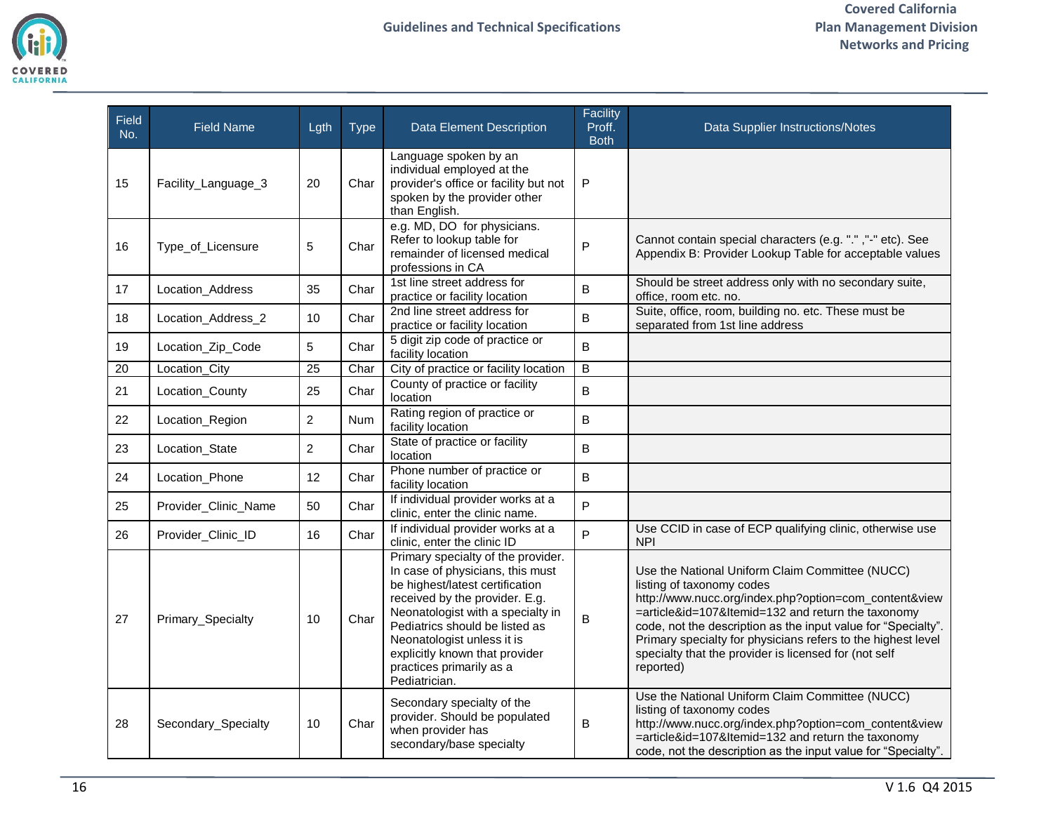| Field No. | Field Name | Lgth | Type | Data Element Description | Facility Proff. Both | Data Supplier Instructions/Notes |
|---|---|---|---|---|---|---|
| 15 | Facility_Language_3 | 20 | Char | Language spoken by an individual employed at the provider's office or facility but not spoken by the provider other than English. | P | |
| 16 | Type_of_Licensure | 5 | Char | e.g. MD, DO for physicians. Refer to lookup table for remainder of licensed medical professions in CA | P | Cannot contain special characters (e.g. "." ,"-" etc). See Appendix B: Provider Lookup Table for acceptable values |
| 17 | Location_Address | 35 | Char | 1st line street address for practice or facility location | B | Should be street address only with no secondary suite, office, room etc. no. |
| 18 | Location_Address_2 | 10 | Char | 2nd line street address for practice or facility location | B | Suite, office, room, building no. etc. These must be separated from 1st line address |
| 19 | Location_Zip_Code | 5 | Char | 5 digit zip code of practice or facility location | B | |
| 20 | Location_City | 25 | Char | City of practice or facility location | B | |
| 21 | Location_County | 25 | Char | County of practice or facility location | B | |
| 22 | Location_Region | 2 | Num | Rating region of practice or facility location | B | |
| 23 | Location_State | 2 | Char | State of practice or facility location | B | |
| 24 | Location_Phone | 12 | Char | Phone number of practice or facility location | B | |
| 25 | Provider_Clinic_Name | 50 | Char | If individual provider works at a clinic, enter the clinic name. | P | |
| 26 | Provider_Clinic_ID | 16 | Char | If individual provider works at a clinic, enter the clinic ID | P | Use CCID in case of ECP qualifying clinic, otherwise use NPI |
| 27 | Primary_Specialty | 10 | Char | Primary specialty of the provider. In case of physicians, this must be highest/latest certification received by the provider. E.g. Neonatologist with a specialty in Pediatrics should be listed as Neonatologist unless it is explicitly known that provider practices primarily as a Pediatrician. | B | Use the National Uniform Claim Committee (NUCC) listing of taxonomy codes http://www.nucc.org/index.php?option=com_content&view=article&id=107&Itemid=132 and return the taxonomy code, not the description as the input value for "Specialty". Primary specialty for physicians refers to the highest level specialty that the provider is licensed for (not self reported) |
| 28 | Secondary_Specialty | 10 | Char | Secondary specialty of the provider. Should be populated when provider has secondary/base specialty | B | Use the National Uniform Claim Committee (NUCC) listing of taxonomy codes http://www.nucc.org/index.php?option=com_content&view=article&id=107&Itemid=132 and return the taxonomy code, not the description as the input value for "Specialty". |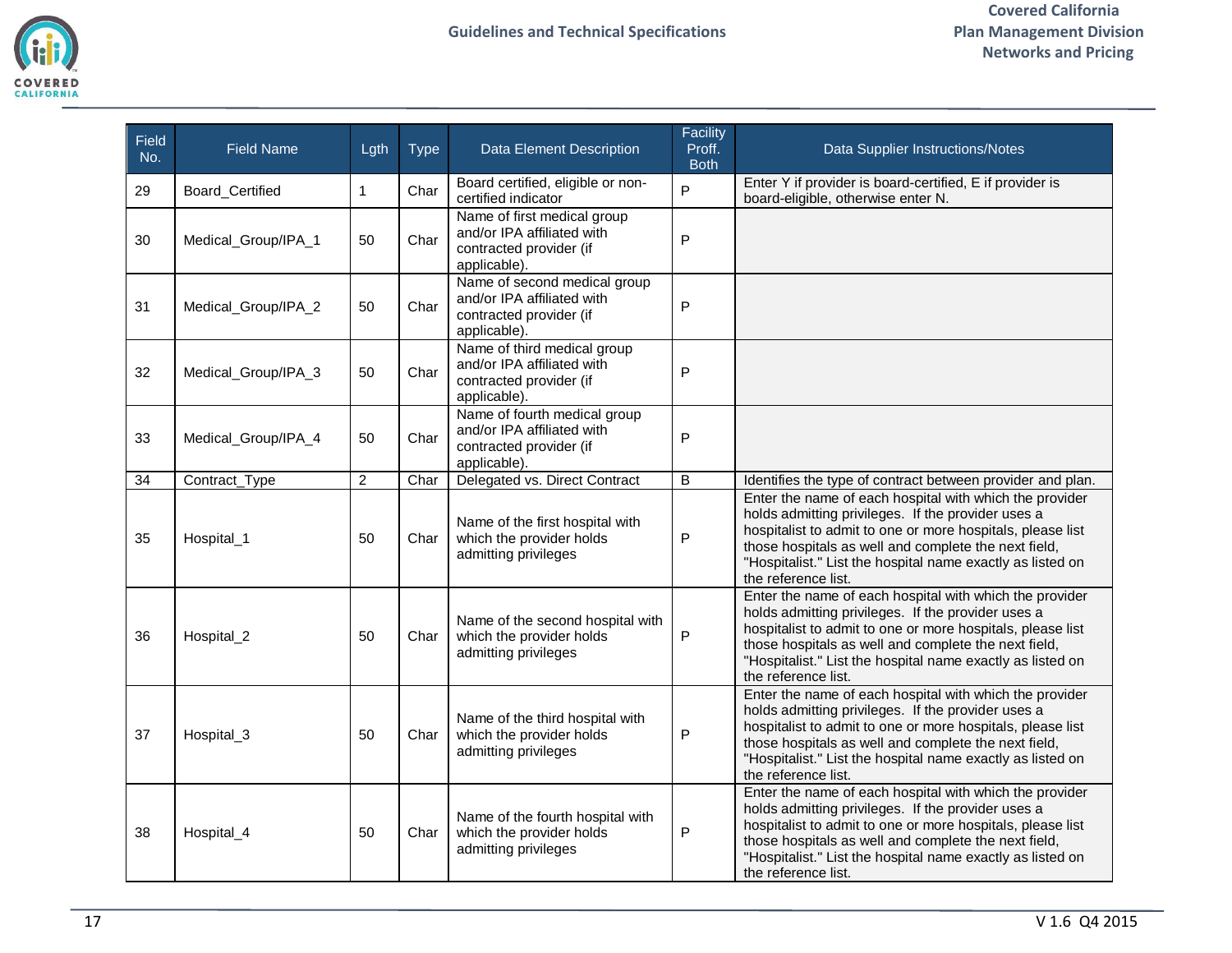| Field No. | Field Name | Lgth | Type | Data Element Description | Facility Proff. Both | Data Supplier Instructions/Notes |
|---|---|---|---|---|---|---|
| 29 | Board_Certified | 1 | Char | Board certified, eligible or non-certified indicator | P | Enter Y if provider is board-certified, E if provider is board-eligible, otherwise enter N. |
| 30 | Medical_Group/IPA_1 | 50 | Char | Name of first medical group and/or IPA affiliated with contracted provider (if applicable). | P | |
| 31 | Medical_Group/IPA_2 | 50 | Char | Name of second medical group and/or IPA affiliated with contracted provider (if applicable). | P | |
| 32 | Medical_Group/IPA_3 | 50 | Char | Name of third medical group and/or IPA affiliated with contracted provider (if applicable). | P | |
| 33 | Medical_Group/IPA_4 | 50 | Char | Name of fourth medical group and/or IPA affiliated with contracted provider (if applicable). | P | |
| 34 | Contract_Type | 2 | Char | Delegated vs. Direct Contract | B | Identifies the type of contract between provider and plan. |
| 35 | Hospital_1 | 50 | Char | Name of the first hospital with which the provider holds admitting privileges | P | Enter the name of each hospital with which the provider holds admitting privileges. If the provider uses a hospitalist to admit to one or more hospitals, please list those hospitals as well and complete the next field, "Hospitalist." List the hospital name exactly as listed on the reference list. |
| 36 | Hospital_2 | 50 | Char | Name of the second hospital with which the provider holds admitting privileges | P | Enter the name of each hospital with which the provider holds admitting privileges. If the provider uses a hospitalist to admit to one or more hospitals, please list those hospitals as well and complete the next field, "Hospitalist." List the hospital name exactly as listed on the reference list. |
| 37 | Hospital_3 | 50 | Char | Name of the third hospital with which the provider holds admitting privileges | P | Enter the name of each hospital with which the provider holds admitting privileges. If the provider uses a hospitalist to admit to one or more hospitals, please list those hospitals as well and complete the next field, "Hospitalist." List the hospital name exactly as listed on the reference list. |
| 38 | Hospital_4 | 50 | Char | Name of the fourth hospital with which the provider holds admitting privileges | P | Enter the name of each hospital with which the provider holds admitting privileges. If the provider uses a hospitalist to admit to one or more hospitals, please list those hospitals as well and complete the next field, "Hospitalist." List the hospital name exactly as listed on the reference list. |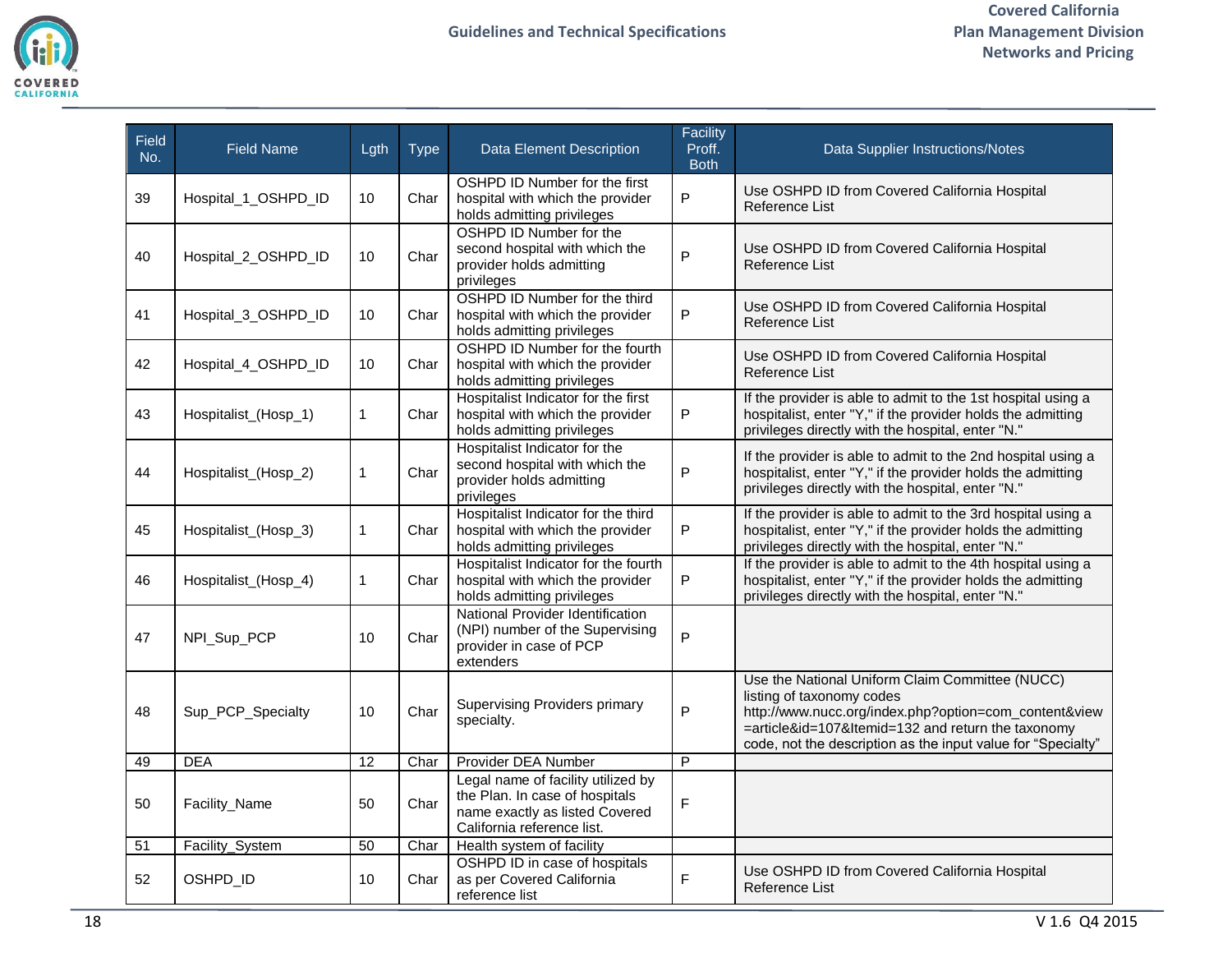| Field No. | Field Name | Lgth | Type | Data Element Description | Facility Proff. Both | Data Supplier Instructions/Notes |
|---|---|---|---|---|---|---|
| 39 | Hospital_1_OSHPD_ID | 10 | Char | OSHPD ID Number for the first hospital with which the provider holds admitting privileges | P | Use OSHPD ID from Covered California Hospital Reference List |
| 40 | Hospital_2_OSHPD_ID | 10 | Char | OSHPD ID Number for the second hospital with which the provider holds admitting privileges | P | Use OSHPD ID from Covered California Hospital Reference List |
| 41 | Hospital_3_OSHPD_ID | 10 | Char | OSHPD ID Number for the third hospital with which the provider holds admitting privileges | P | Use OSHPD ID from Covered California Hospital Reference List |
| 42 | Hospital_4_OSHPD_ID | 10 | Char | OSHPD ID Number for the fourth hospital with which the provider holds admitting privileges | | Use OSHPD ID from Covered California Hospital Reference List |
| 43 | Hospitalist_(Hosp_1) | 1 | Char | Hospitalist Indicator for the first hospital with which the provider holds admitting privileges | P | If the provider is able to admit to the 1st hospital using a hospitalist, enter "Y," if the provider holds the admitting privileges directly with the hospital, enter "N." |
| 44 | Hospitalist_(Hosp_2) | 1 | Char | Hospitalist Indicator for the second hospital with which the provider holds admitting privileges | P | If the provider is able to admit to the 2nd hospital using a hospitalist, enter "Y," if the provider holds the admitting privileges directly with the hospital, enter "N." |
| 45 | Hospitalist_(Hosp_3) | 1 | Char | Hospitalist Indicator for the third hospital with which the provider holds admitting privileges | P | If the provider is able to admit to the 3rd hospital using a hospitalist, enter "Y," if the provider holds the admitting privileges directly with the hospital, enter "N." |
| 46 | Hospitalist_(Hosp_4) | 1 | Char | Hospitalist Indicator for the fourth hospital with which the provider holds admitting privileges | P | If the provider is able to admit to the 4th hospital using a hospitalist, enter "Y," if the provider holds the admitting privileges directly with the hospital, enter "N." |
| 47 | NPI_Sup_PCP | 10 | Char | National Provider Identification (NPI) number of the Supervising provider in case of PCP extenders | P | |
| 48 | Sup_PCP_Specialty | 10 | Char | Supervising Providers primary specialty. | P | Use the National Uniform Claim Committee (NUCC) listing of taxonomy codes http://www.nucc.org/index.php?option=com_content&view=article&id=107&Itemid=132 and return the taxonomy code, not the description as the input value for "Specialty" |
| 49 | DEA | 12 | Char | Provider DEA Number | P | |
| 50 | Facility_Name | 50 | Char | Legal name of facility utilized by the Plan. In case of hospitals name exactly as listed Covered California reference list. | F | |
| 51 | Facility_System | 50 | Char | Health system of facility | | |
| 52 | OSHPD_ID | 10 | Char | OSHPD ID in case of hospitals as per Covered California reference list | F | Use OSHPD ID from Covered California Hospital Reference List |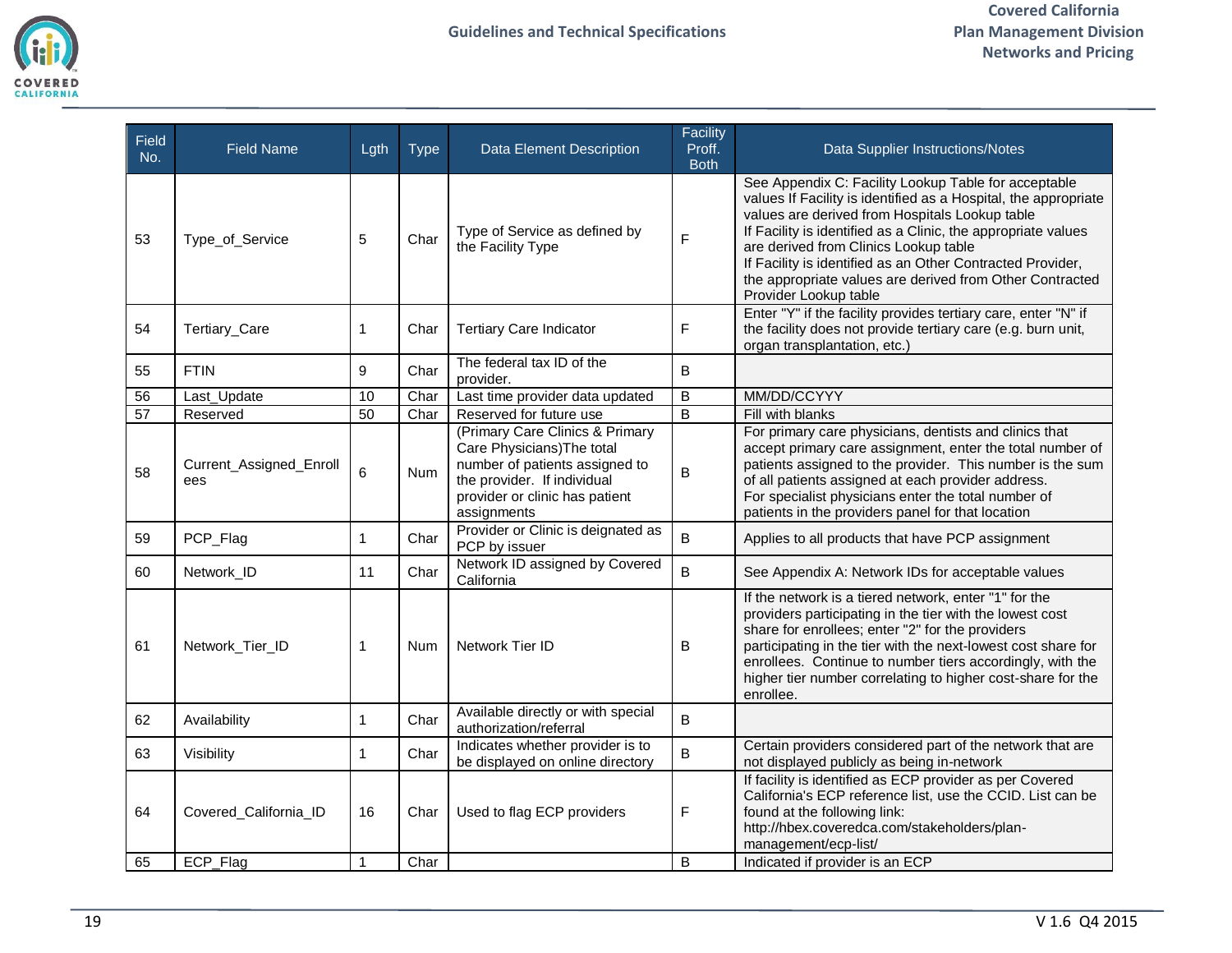| Field No. | Field Name | Lgth | Type | Data Element Description | Facility Proff. Both | Data Supplier Instructions/Notes |
|---|---|---|---|---|---|---|
| 53 | Type_of_Service | 5 | Char | Type of Service as defined by the Facility Type | F | See Appendix C: Facility Lookup Table for acceptable values If Facility is identified as a Hospital, the appropriate values are derived from Hospitals Lookup table<br>If Facility is identified as a Clinic, the appropriate values are derived from Clinics Lookup table<br>If Facility is identified as an Other Contracted Provider, the appropriate values are derived from Other Contracted Provider Lookup table |
| 54 | Tertiary_Care | 1 | Char | Tertiary Care Indicator | F | Enter "Y" if the facility provides tertiary care, enter "N" if the facility does not provide tertiary care (e.g. burn unit, organ transplantation, etc.) |
| 55 | FTIN | 9 | Char | The federal tax ID of the provider. | B | |
| 56 | Last_Update | 10 | Char | Last time provider data updated | B | MM/DD/CCYYY |
| 57 | Reserved | 50 | Char | Reserved for future use | B | Fill with blanks |
| 58 | Current_Assigned_Enrollees | 6 | Num | (Primary Care Clinics & Primary Care Physicians)The total number of patients assigned to the provider. If individual provider or clinic has patient assignments | B | For primary care physicians, dentists and clinics that accept primary care assignment, enter the total number of patients assigned to the provider. This number is the sum of all patients assigned at each provider address.<br>For specialist physicians enter the total number of patients in the providers panel for that location |
| 59 | PCP_Flag | 1 | Char | Provider or Clinic is deignated as PCP by issuer | B | Applies to all products that have PCP assignment |
| 60 | Network_ID | 11 | Char | Network ID assigned by Covered California | B | See Appendix A: Network IDs for acceptable values |
| 61 | Network_Tier_ID | 1 | Num | Network Tier ID | B | If the network is a tiered network, enter "1" for the providers participating in the tier with the lowest cost share for enrollees; enter "2" for the providers participating in the tier with the next-lowest cost share for enrollees. Continue to number tiers accordingly, with the higher tier number correlating to higher cost-share for the enrollee. |
| 62 | Availability | 1 | Char | Available directly or with special authorization/referral | B | |
| 63 | Visibility | 1 | Char | Indicates whether provider is to be displayed on online directory | B | Certain providers considered part of the network that are not displayed publicly as being in-network |
| 64 | Covered_California_ID | 16 | Char | Used to flag ECP providers | F | If facility is identified as ECP provider as per Covered California's ECP reference list, use the CCID. List can be found at the following link: http://hbex.coveredca.com/stakeholders/plan-management/ecp-list/ |
| 65 | ECP_Flag | 1 | Char | | B | Indicated if provider is an ECP |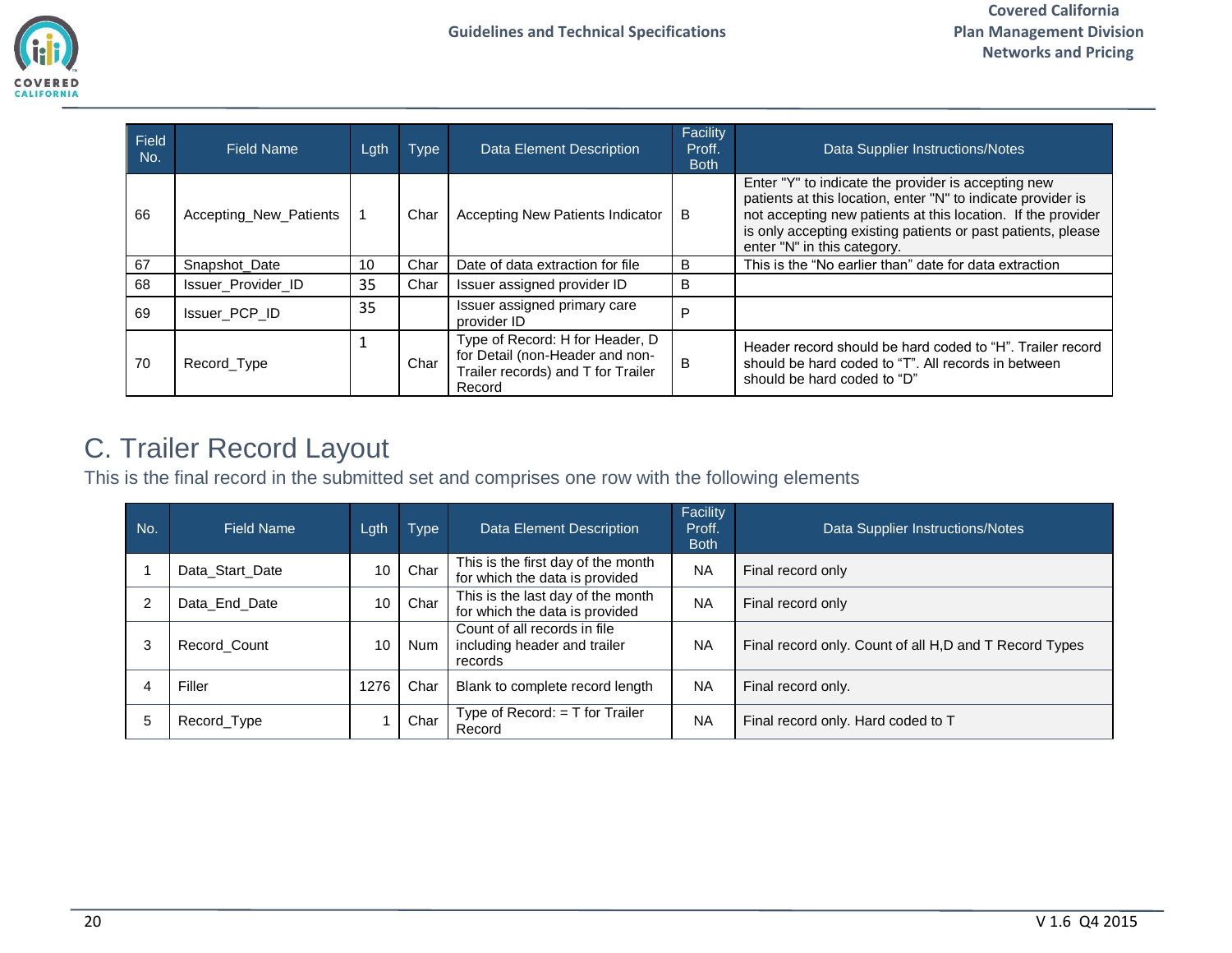| Field No. | Field Name | Lgth | Type | Data Element Description | Facility Proff. Both | Data Supplier Instructions/Notes |
|---|---|---|---|---|---|---|
| 66 | Accepting_New_Patients | 1 | Char | Accepting New Patients Indicator | B | Enter "Y" to indicate the provider is accepting new patients at this location, enter "N" to indicate provider is not accepting new patients at this location. If the provider is only accepting existing patients or past patients, please enter "N" in this category. |
| 67 | Snapshot_Date | 10 | Char | Date of data extraction for file | B | This is the “No earlier than” date for data extraction |
| 68 | Issuer_Provider_ID | 35 | Char | Issuer assigned provider ID | B | |
| 69 | Issuer_PCP_ID | 35 | | Issuer assigned primary care provider ID | P | |
| 70 | Record_Type | 1 | Char | Type of Record: H for Header, D for Detail (non-Header and non-Trailer records) and T for Trailer Record | B | Header record should be hard coded to “H”. Trailer record should be hard coded to “T”. All records in between should be hard coded to “D” |

## C. Trailer Record Layout

This is the final record in the submitted set and comprises one row with the following elements

| No. | Field Name | Lgth | Type | Data Element Description | Facility Proff. Both | Data Supplier Instructions/Notes |
|---|---|---|---|---|---|---|
| 1 | Data_Start_Date | 10 | Char | This is the first day of the month for which the data is provided | NA | Final record only |
| 2 | Data_End_Date | 10 | Char | This is the last day of the month for which the data is provided | NA | Final record only |
| 3 | Record_Count | 10 | Num | Count of all records in file including header and trailer records | NA | Final record only. Count of all H,D and T Record Types |
| 4 | Filler | 1276 | Char | Blank to complete record length | NA | Final record only. |
| 5 | Record_Type | 1 | Char | Type of Record: = T for Trailer Record | NA | Final record only. Hard coded to T |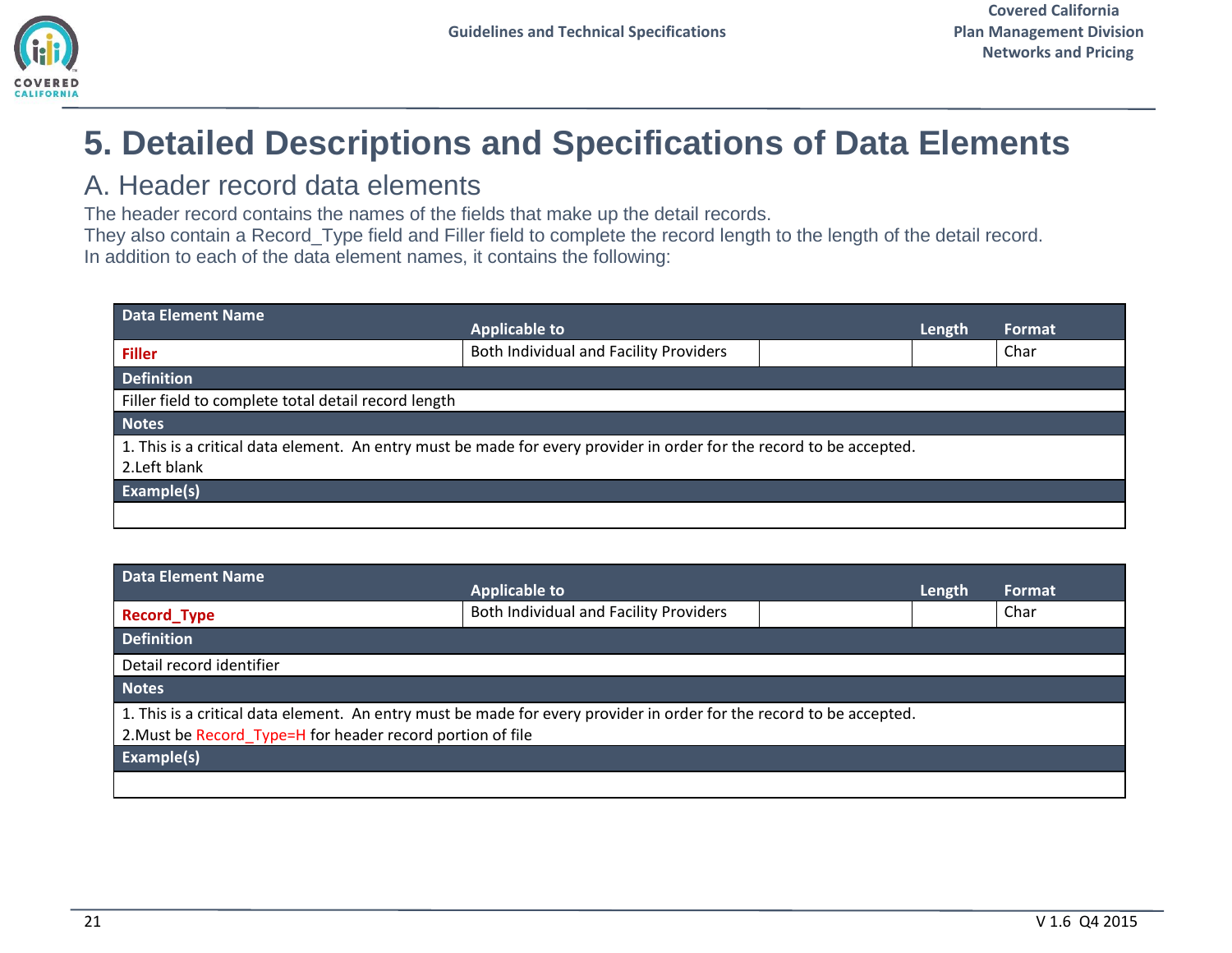# 5. Detailed Descriptions and Specifications of Data Elements

## A. Header record data elements

The header record contains the names of the fields that make up the detail records.
They also contain a Record_Type field and Filler field to complete the record length to the length of the detail record.
In addition to each of the data element names, it contains the following:

| Data Element Name | Applicable to | | Length | Format |
|---|---|---|---|---|
| **Filler** | Both Individual and Facility Providers | | | Char |
| **Definition** | | | | |
| Filler field to complete total detail record length | | | | |
| **Notes** | | | | |
| 1. This is a critical data element. An entry must be made for every provider in order for the record to be accepted.<br>2.Left blank | | | | |
| **Example(s)** | | | | |
| | | | | |

| Data Element Name | Applicable to | | Length | Format |
|---|---|---|---|---|
| **Record_Type** | Both Individual and Facility Providers | | | Char |
| **Definition** | | | | |
| Detail record identifier | | | | |
| **Notes** | | | | |
| 1. This is a critical data element. An entry must be made for every provider in order for the record to be accepted.<br>2.Must be Record_Type=H for header record portion of file | | | | |
| **Example(s)** | | | | |
| | | | | |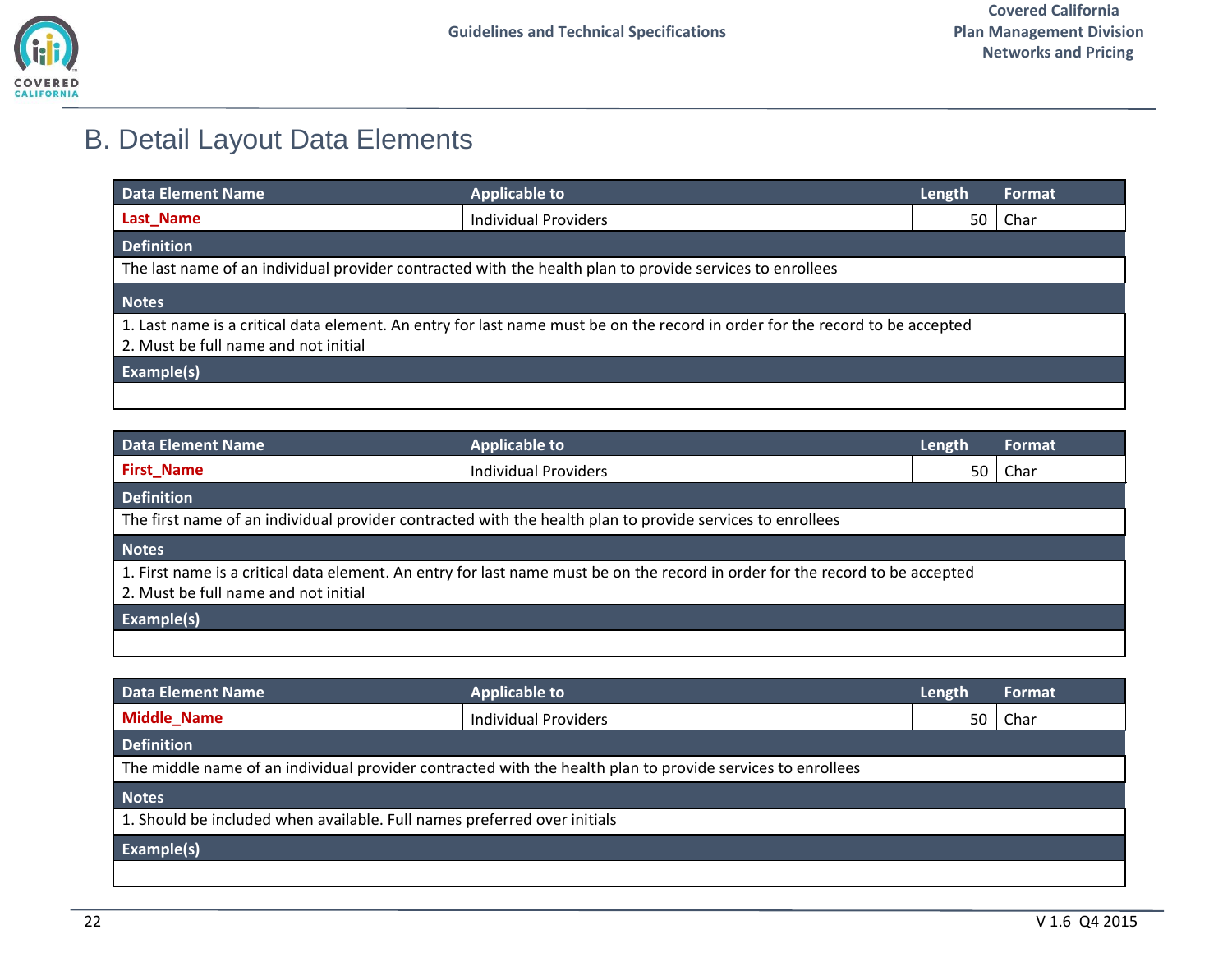## B. Detail Layout Data Elements

| Data Element Name | Applicable to | Length | Format |
|---|---|---|---|
| **Last_Name** | Individual Providers | 50 | Char |
| **Definition** | | | |
| The last name of an individual provider contracted with the health plan to provide services to enrollees | | | |
| **Notes** | | | |
| 1. Last name is a critical data element. An entry for last name must be on the record in order for the record to be accepted<br>2. Must be full name and not initial | | | |
| **Example(s)** | | | |
| | | | |

| Data Element Name | Applicable to | Length | Format |
|---|---|---|---|
| **First_Name** | Individual Providers | 50 | Char |
| **Definition** | | | |
| The first name of an individual provider contracted with the health plan to provide services to enrollees | | | |
| **Notes** | | | |
| 1. First name is a critical data element. An entry for last name must be on the record in order for the record to be accepted<br>2. Must be full name and not initial | | | |
| **Example(s)** | | | |
| | | | |

| Data Element Name | Applicable to | Length | Format |
|---|---|---|---|
| **Middle_Name** | Individual Providers | 50 | Char |
| **Definition** | | | |
| The middle name of an individual provider contracted with the health plan to provide services to enrollees | | | |
| **Notes** | | | |
| 1. Should be included when available. Full names preferred over initials | | | |
| **Example(s)** | | | |
| | | | |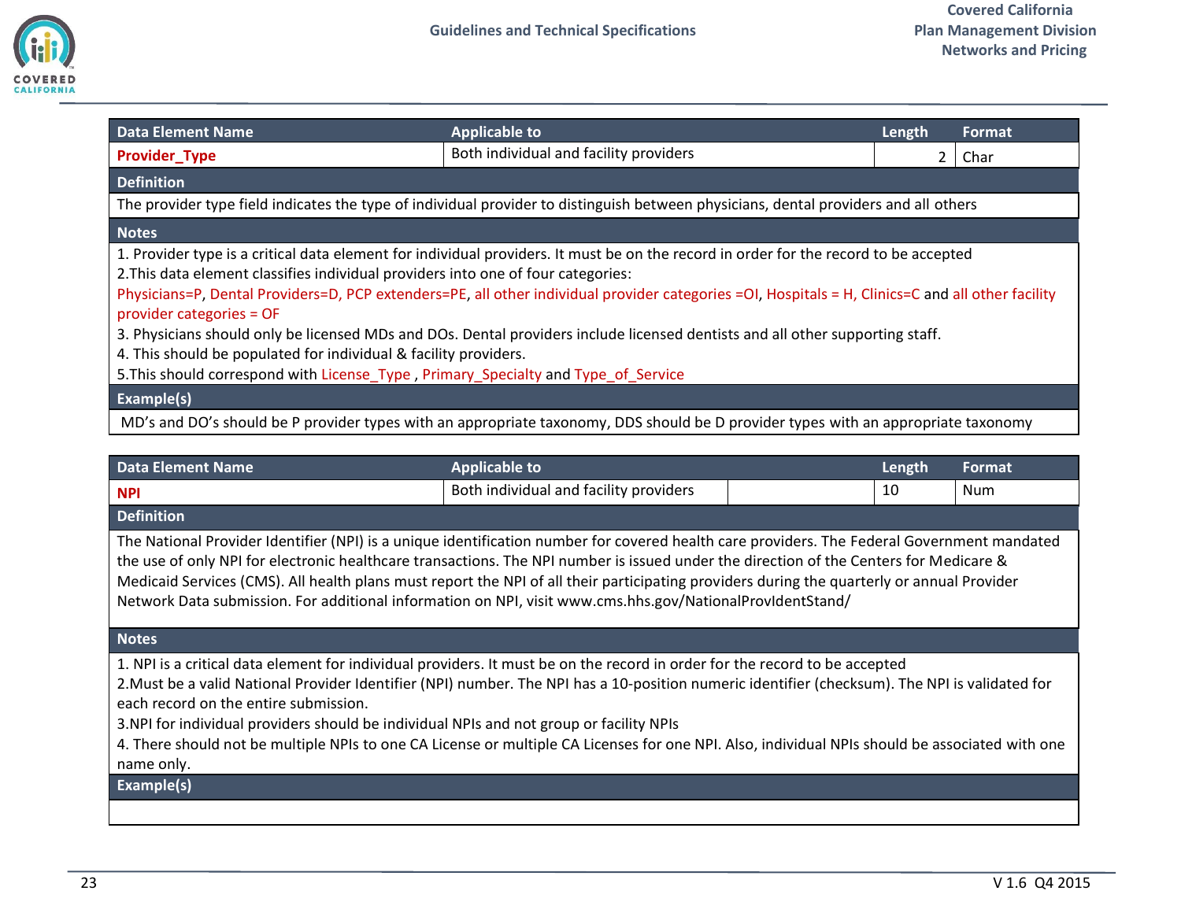| Data Element Name | Applicable to | Length | Format |
|---|---|---|---|
| **Provider_Type** | Both individual and facility providers | 2 | Char |

**Definition**

The provider type field indicates the type of individual provider to distinguish between physicians, dental providers and all others

**Notes**

1. Provider type is a critical data element for individual providers. It must be on the record in order for the record to be accepted
2.This data element classifies individual providers into one of four categories:
Physicians=P, Dental Providers=D, PCP extenders=PE, all other individual provider categories =OI, Hospitals = H, Clinics=C and all other facility provider categories = OF
3. Physicians should only be licensed MDs and DOs. Dental providers include licensed dentists and all other supporting staff.
4. This should be populated for individual & facility providers.
5.This should correspond with License_Type , Primary_Specialty and Type_of_Service

**Example(s)**

MD's and DO's should be P provider types with an appropriate taxonomy, DDS should be D provider types with an appropriate taxonomy

| Data Element Name | Applicable to | Length | Format |
|---|---|---|---|
| **NPI** | Both individual and facility providers | 10 | Num |

**Definition**

The National Provider Identifier (NPI) is a unique identification number for covered health care providers. The Federal Government mandated the use of only NPI for electronic healthcare transactions. The NPI number is issued under the direction of the Centers for Medicare & Medicaid Services (CMS). All health plans must report the NPI of all their participating providers during the quarterly or annual Provider Network Data submission. For additional information on NPI, visit www.cms.hhs.gov/NationalProvIdentStand/

**Notes**

1. NPI is a critical data element for individual providers. It must be on the record in order for the record to be accepted
2.Must be a valid National Provider Identifier (NPI) number. The NPI has a 10-position numeric identifier (checksum). The NPI is validated for each record on the entire submission.
3.NPI for individual providers should be individual NPIs and not group or facility NPIs
4. There should not be multiple NPIs to one CA License or multiple CA Licenses for one NPI. Also, individual NPIs should be associated with one name only.

**Example(s)**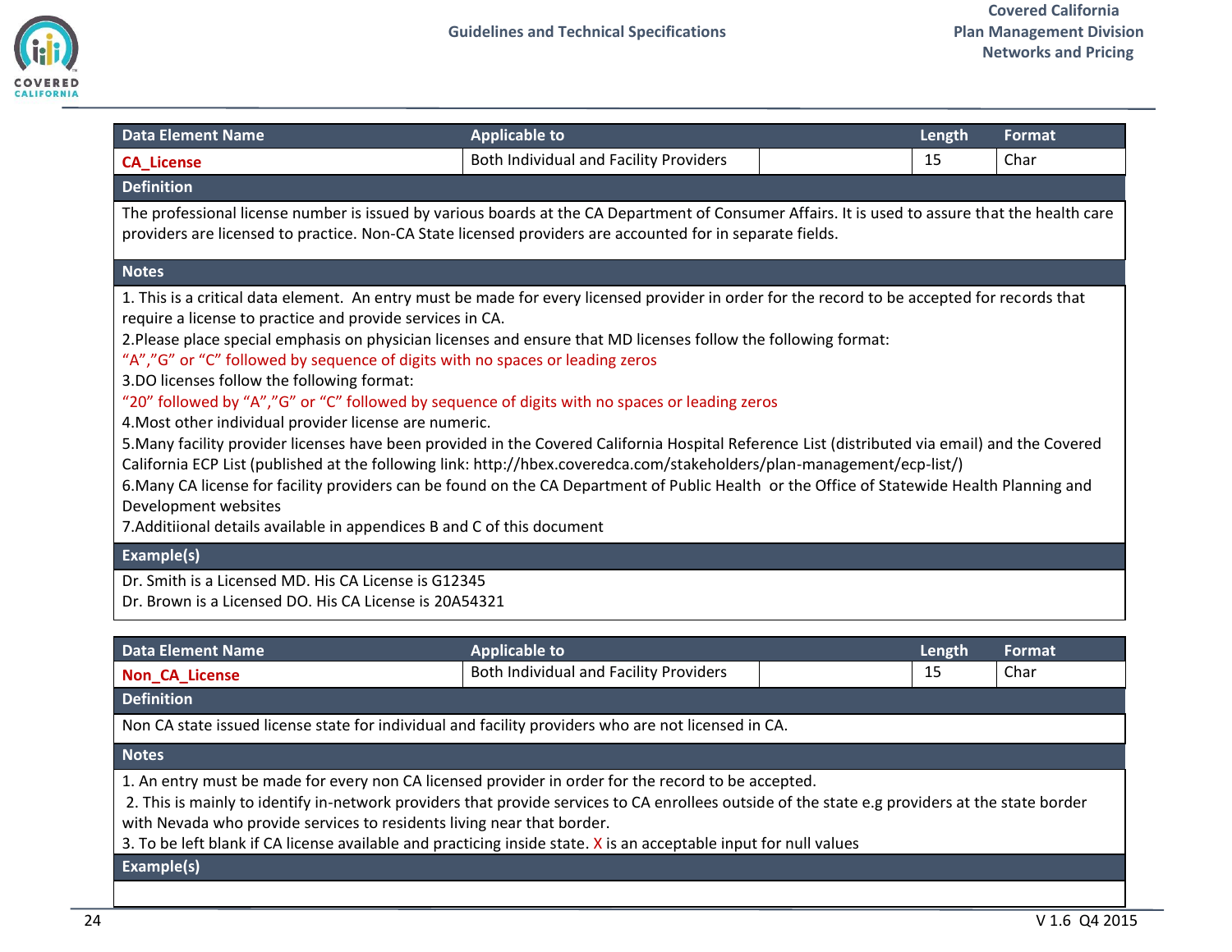| Data Element Name | Applicable to | | Length | Format |
|---|---|---|---|---|
| **CA_License** | Both Individual and Facility Providers | | 15 | Char |

**Definition**

The professional license number is issued by various boards at the CA Department of Consumer Affairs. It is used to assure that the health care providers are licensed to practice. Non-CA State licensed providers are accounted for in separate fields.

**Notes**

1. This is a critical data element. An entry must be made for every licensed provider in order for the record to be accepted for records that require a license to practice and provide services in CA.
2. Please place special emphasis on physician licenses and ensure that MD licenses follow the following format:
"A","G" or "C" followed by sequence of digits with no spaces or leading zeros
3. DO licenses follow the following format:
"20" followed by "A","G" or "C" followed by sequence of digits with no spaces or leading zeros
4. Most other individual provider license are numeric.
5. Many facility provider licenses have been provided in the Covered California Hospital Reference List (distributed via email) and the Covered California ECP List (published at the following link: http://hbex.coveredca.com/stakeholders/plan-management/ecp-list/)
6. Many CA license for facility providers can be found on the CA Department of Public Health or the Office of Statewide Health Planning and Development websites
7. Additiional details available in appendices B and C of this document

**Example(s)**

Dr. Smith is a Licensed MD. His CA License is G12345
Dr. Brown is a Licensed DO. His CA License is 20A54321

| Data Element Name | Applicable to | | Length | Format |
|---|---|---|---|---|
| **Non_CA_License** | Both Individual and Facility Providers | | 15 | Char |

**Definition**

Non CA state issued license state for individual and facility providers who are not licensed in CA.

**Notes**

1. An entry must be made for every non CA licensed provider in order for the record to be accepted.
2. This is mainly to identify in-network providers that provide services to CA enrollees outside of the state e.g providers at the state border with Nevada who provide services to residents living near that border.
3. To be left blank if CA license available and practicing inside state. X is an acceptable input for null values

**Example(s)**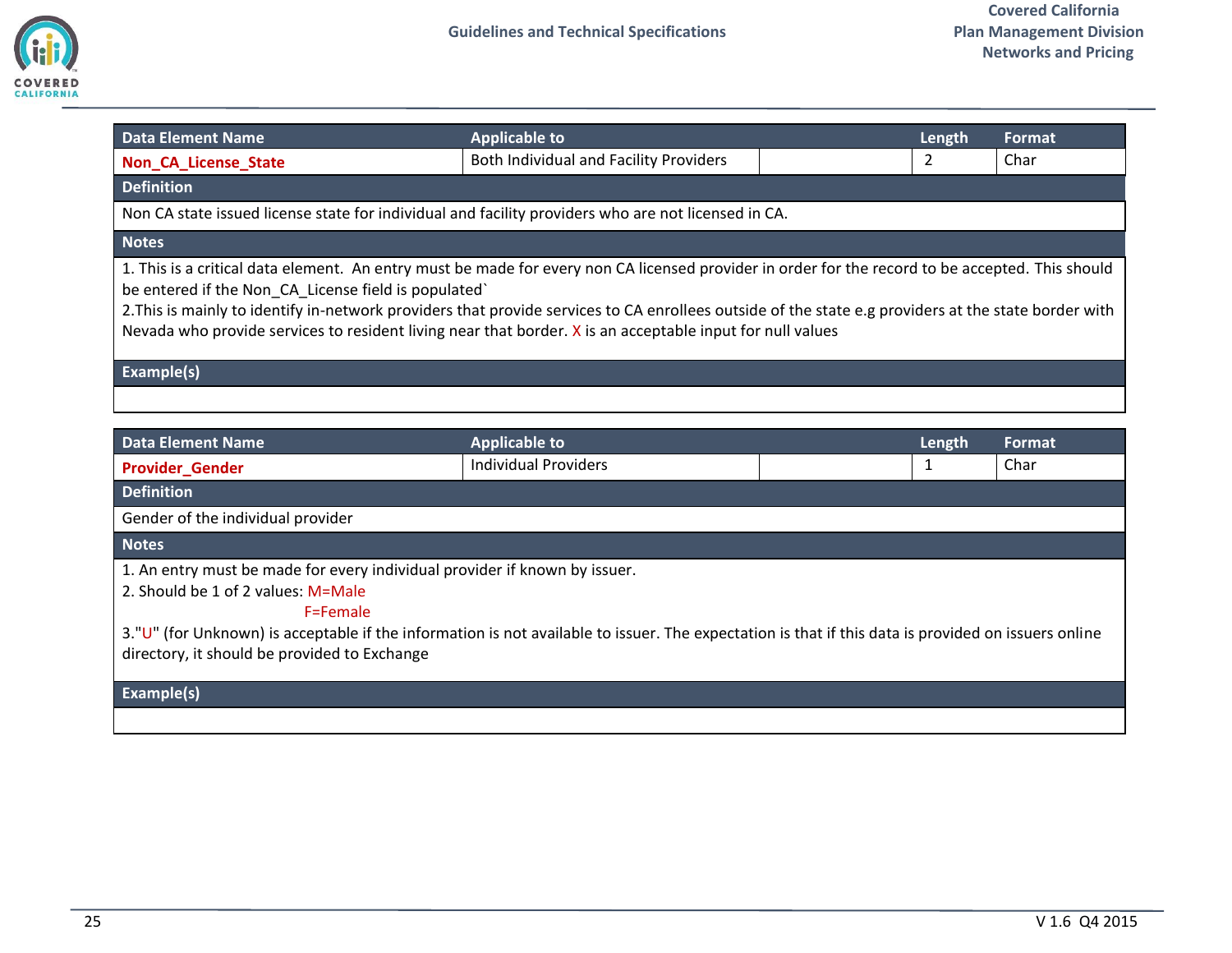| Data Element Name | Applicable to | | Length | Format |
|---|---|---|---|---|
| **Non_CA_License_State** | Both Individual and Facility Providers | | 2 | Char |

**Definition**

Non CA state issued license state for individual and facility providers who are not licensed in CA.

**Notes**

1. This is a critical data element. An entry must be made for every non CA licensed provider in order for the record to be accepted. This should be entered if the Non_CA_License field is populated`
2.This is mainly to identify in-network providers that provide services to CA enrollees outside of the state e.g providers at the state border with Nevada who provide services to resident living near that border. X is an acceptable input for null values

**Example(s)**

| Data Element Name | Applicable to | | Length | Format |
|---|---|---|---|---|
| **Provider_Gender** | Individual Providers | | 1 | Char |

**Definition**

Gender of the individual provider

**Notes**

1. An entry must be made for every individual provider if known by issuer.
2. Should be 1 of 2 values: M=Male
   F=Female
3."U" (for Unknown) is acceptable if the information is not available to issuer. The expectation is that if this data is provided on issuers online directory, it should be provided to Exchange

**Example(s)**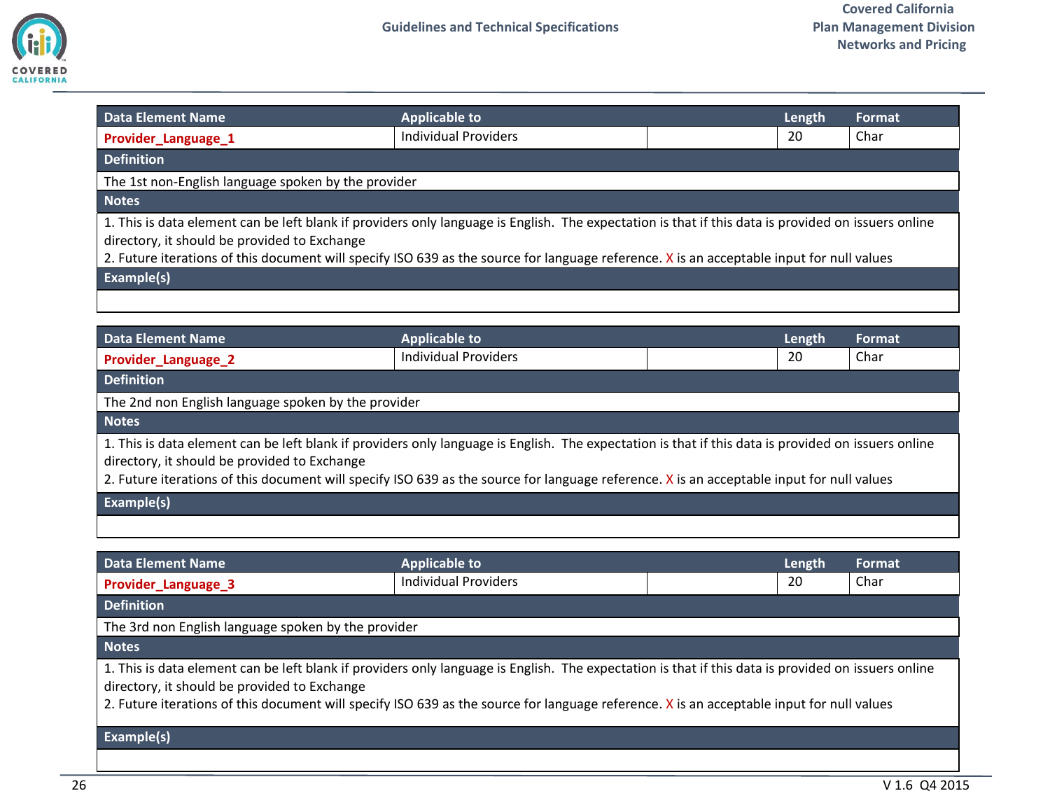| Data Element Name | Applicable to | | Length | Format |
|---|---|---|---|---|
| **Provider_Language_1** | Individual Providers | | 20 | Char |
| **Definition** | | | | |
| The 1st non-English language spoken by the provider | | | | |
| **Notes** | | | | |
| 1. This is data element can be left blank if providers only language is English. The expectation is that if this data is provided on issuers online directory, it should be provided to Exchange<br>2. Future iterations of this document will specify ISO 639 as the source for language reference. X is an acceptable input for null values | | | | |
| **Example(s)** | | | | |
| | | | | |

| Data Element Name | Applicable to | | Length | Format |
|---|---|---|---|---|
| **Provider_Language_2** | Individual Providers | | 20 | Char |
| **Definition** | | | | |
| The 2nd non English language spoken by the provider | | | | |
| **Notes** | | | | |
| 1. This is data element can be left blank if providers only language is English. The expectation is that if this data is provided on issuers online directory, it should be provided to Exchange<br>2. Future iterations of this document will specify ISO 639 as the source for language reference. X is an acceptable input for null values | | | | |
| **Example(s)** | | | | |
| | | | | |

| Data Element Name | Applicable to | | Length | Format |
|---|---|---|---|---|
| **Provider_Language_3** | Individual Providers | | 20 | Char |
| **Definition** | | | | |
| The 3rd non English language spoken by the provider | | | | |
| **Notes** | | | | |
| 1. This is data element can be left blank if providers only language is English. The expectation is that if this data is provided on issuers online directory, it should be provided to Exchange<br>2. Future iterations of this document will specify ISO 639 as the source for language reference. X is an acceptable input for null values | | | | |
| **Example(s)** | | | | |
| | | | | |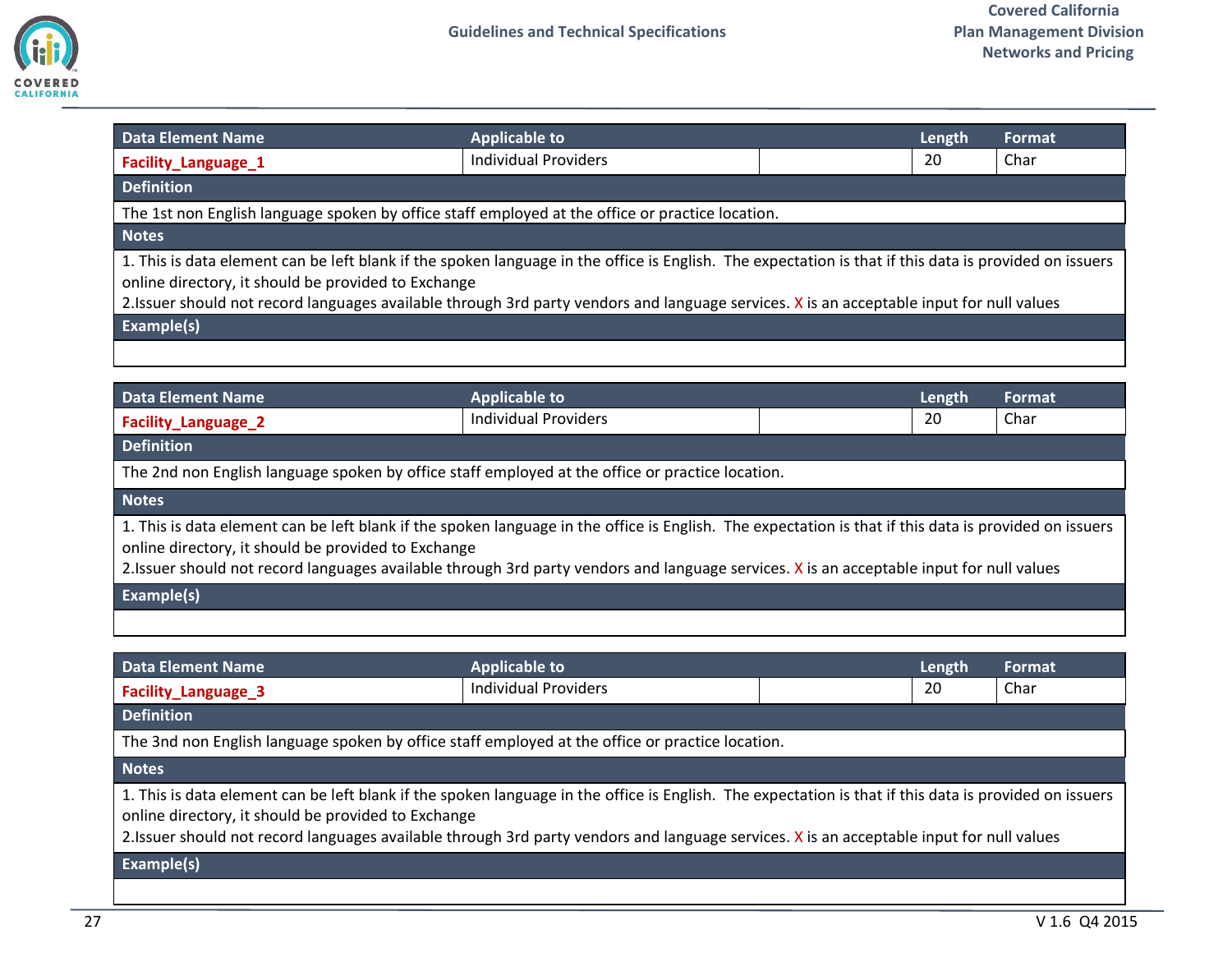| Data Element Name | Applicable to | | Length | Format |
|---|---|---|---|---|
| **Facility_Language_1** | Individual Providers | | 20 | Char |
| **Definition** | | | | |
| The 1st non English language spoken by office staff employed at the office or practice location. | | | | |
| **Notes** | | | | |
| 1. This is data element can be left blank if the spoken language in the office is English. The expectation is that if this data is provided on issuers online directory, it should be provided to Exchange<br>2.Issuer should not record languages available through 3rd party vendors and language services. X is an acceptable input for null values | | | | |
| **Example(s)** | | | | |
| | | | | |

| Data Element Name | Applicable to | | Length | Format |
|---|---|---|---|---|
| **Facility_Language_2** | Individual Providers | | 20 | Char |
| **Definition** | | | | |
| The 2nd non English language spoken by office staff employed at the office or practice location. | | | | |
| **Notes** | | | | |
| 1. This is data element can be left blank if the spoken language in the office is English. The expectation is that if this data is provided on issuers online directory, it should be provided to Exchange<br>2.Issuer should not record languages available through 3rd party vendors and language services. X is an acceptable input for null values | | | | |
| **Example(s)** | | | | |
| | | | | |

| Data Element Name | Applicable to | | Length | Format |
|---|---|---|---|---|
| **Facility_Language_3** | Individual Providers | | 20 | Char |
| **Definition** | | | | |
| The 3nd non English language spoken by office staff employed at the office or practice location. | | | | |
| **Notes** | | | | |
| 1. This is data element can be left blank if the spoken language in the office is English. The expectation is that if this data is provided on issuers online directory, it should be provided to Exchange<br>2.Issuer should not record languages available through 3rd party vendors and language services. X is an acceptable input for null values | | | | |
| **Example(s)** | | | | |
| | | | | |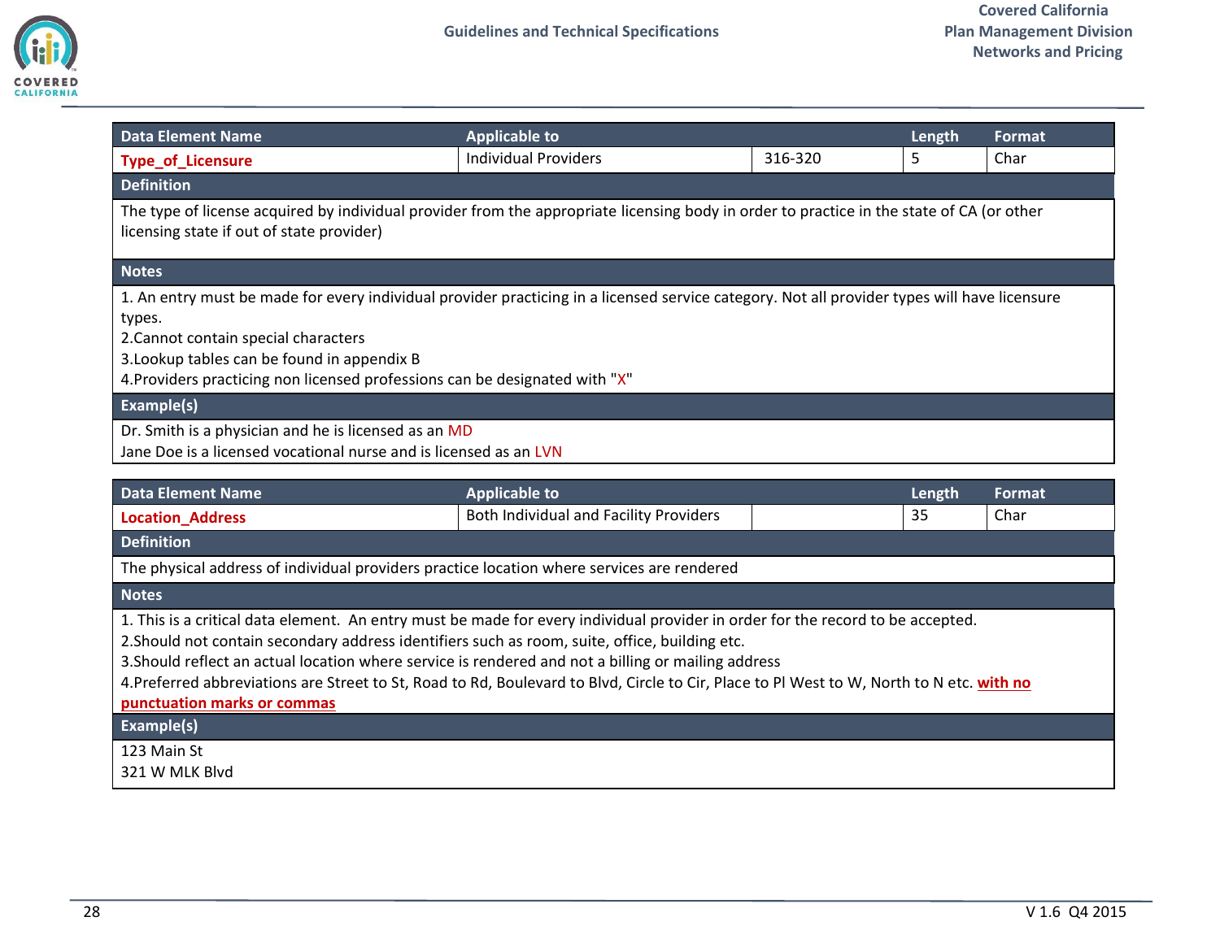| Data Element Name | Applicable to | | Length | Format |
|---|---|---|---|---|
| **Type_of_Licensure** | Individual Providers | 316-320 | 5 | Char |
| **Definition** | | | | |
| The type of license acquired by individual provider from the appropriate licensing body in order to practice in the state of CA (or other licensing state if out of state provider) | | | | |
| **Notes** | | | | |
| 1. An entry must be made for every individual provider practicing in a licensed service category. Not all provider types will have licensure types.<br>2.Cannot contain special characters<br>3.Lookup tables can be found in appendix B<br>4.Providers practicing non licensed professions can be designated with "X" | | | | |
| **Example(s)** | | | | |
| Dr. Smith is a physician and he is licensed as an MD<br>Jane Doe is a licensed vocational nurse and is licensed as an LVN | | | | |

| Data Element Name | Applicable to | | Length | Format |
|---|---|---|---|---|
| **Location_Address** | Both Individual and Facility Providers | | 35 | Char |
| **Definition** | | | | |
| The physical address of individual providers practice location where services are rendered | | | | |
| **Notes** | | | | |
| 1. This is a critical data element. An entry must be made for every individual provider in order for the record to be accepted.<br>2.Should not contain secondary address identifiers such as room, suite, office, building etc.<br>3.Should reflect an actual location where service is rendered and not a billing or mailing address<br>4.Preferred abbreviations are Street to St, Road to Rd, Boulevard to Blvd, Circle to Cir, Place to Pl West to W, North to N etc. **with no punctuation marks or commas** | | | | |
| **Example(s)** | | | | |
| 123 Main St<br>321 W MLK Blvd | | | | |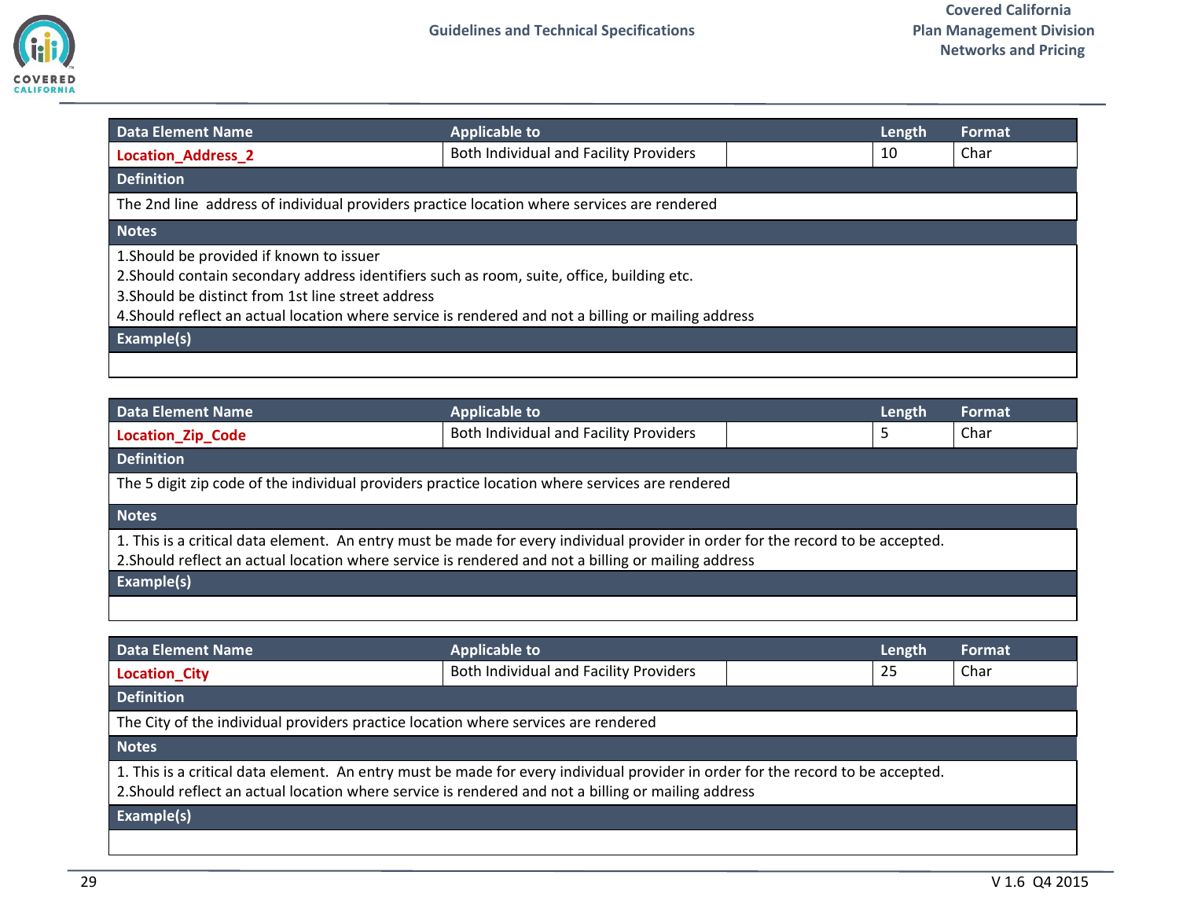| Data Element Name | Applicable to | | Length | Format |
|---|---|---|---|---|
| **Location_Address_2** | Both Individual and Facility Providers | | 10 | Char |
| **Definition** | | | | |
| The 2nd line address of individual providers practice location where services are rendered | | | | |
| **Notes** | | | | |
| 1.Should be provided if known to issuer<br>2.Should contain secondary address identifiers such as room, suite, office, building etc.<br>3.Should be distinct from 1st line street address<br>4.Should reflect an actual location where service is rendered and not a billing or mailing address | | | | |
| **Example(s)** | | | | |
| | | | | |

| Data Element Name | Applicable to | | Length | Format |
|---|---|---|---|---|
| **Location_Zip_Code** | Both Individual and Facility Providers | | 5 | Char |
| **Definition** | | | | |
| The 5 digit zip code of the individual providers practice location where services are rendered | | | | |
| **Notes** | | | | |
| 1. This is a critical data element. An entry must be made for every individual provider in order for the record to be accepted.<br>2.Should reflect an actual location where service is rendered and not a billing or mailing address | | | | |
| **Example(s)** | | | | |
| | | | | |

| Data Element Name | Applicable to | | Length | Format |
|---|---|---|---|---|
| **Location_City** | Both Individual and Facility Providers | | 25 | Char |
| **Definition** | | | | |
| The City of the individual providers practice location where services are rendered | | | | |
| **Notes** | | | | |
| 1. This is a critical data element. An entry must be made for every individual provider in order for the record to be accepted.<br>2.Should reflect an actual location where service is rendered and not a billing or mailing address | | | | |
| **Example(s)** | | | | |
| | | | | |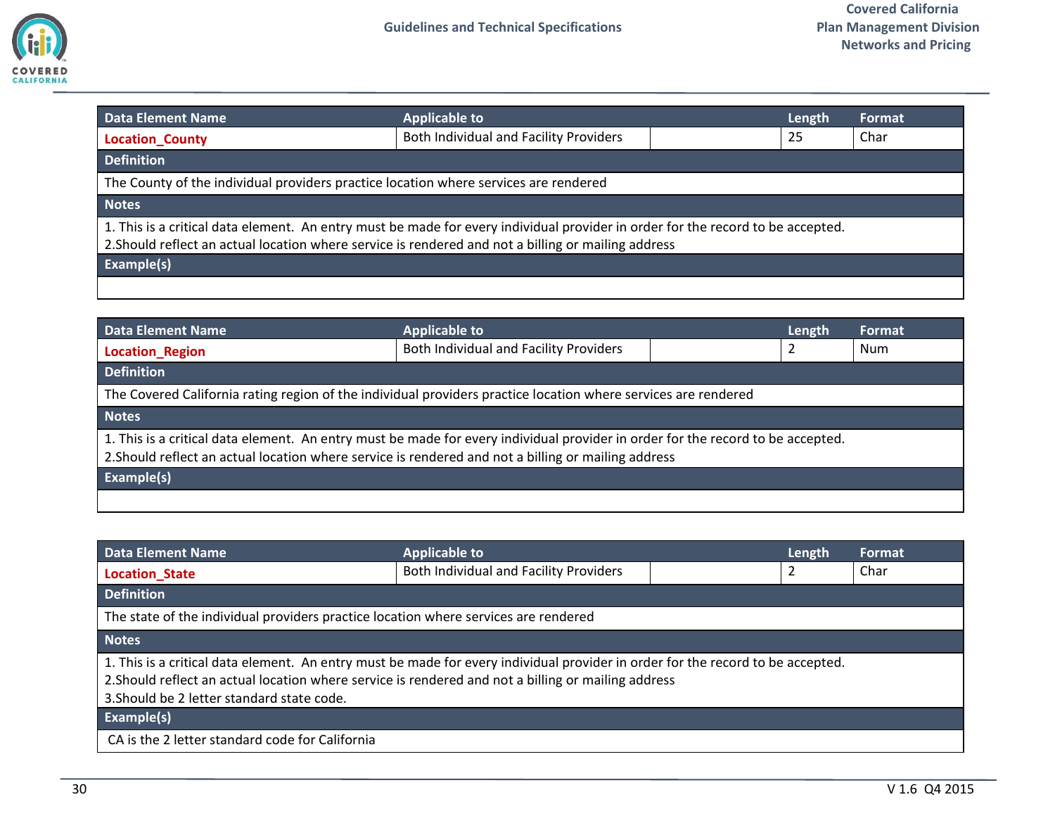| Data Element Name | Applicable to | | Length | Format |
|---|---|---|---|---|
| **Location_County** | Both Individual and Facility Providers | | 25 | Char |
| **Definition** | | | | |
| The County of the individual providers practice location where services are rendered | | | | |
| **Notes** | | | | |
| 1. This is a critical data element. An entry must be made for every individual provider in order for the record to be accepted.<br>2.Should reflect an actual location where service is rendered and not a billing or mailing address | | | | |
| **Example(s)** | | | | |
| | | | | |

| Data Element Name | Applicable to | | Length | Format |
|---|---|---|---|---|
| **Location_Region** | Both Individual and Facility Providers | | 2 | Num |
| **Definition** | | | | |
| The Covered California rating region of the individual providers practice location where services are rendered | | | | |
| **Notes** | | | | |
| 1. This is a critical data element. An entry must be made for every individual provider in order for the record to be accepted.<br>2.Should reflect an actual location where service is rendered and not a billing or mailing address | | | | |
| **Example(s)** | | | | |
| | | | | |

| Data Element Name | Applicable to | | Length | Format |
|---|---|---|---|---|
| **Location_State** | Both Individual and Facility Providers | | 2 | Char |
| **Definition** | | | | |
| The state of the individual providers practice location where services are rendered | | | | |
| **Notes** | | | | |
| 1. This is a critical data element. An entry must be made for every individual provider in order for the record to be accepted.<br>2.Should reflect an actual location where service is rendered and not a billing or mailing address<br>3.Should be 2 letter standard state code. | | | | |
| **Example(s)** | | | | |
| CA is the 2 letter standard code for California | | | | |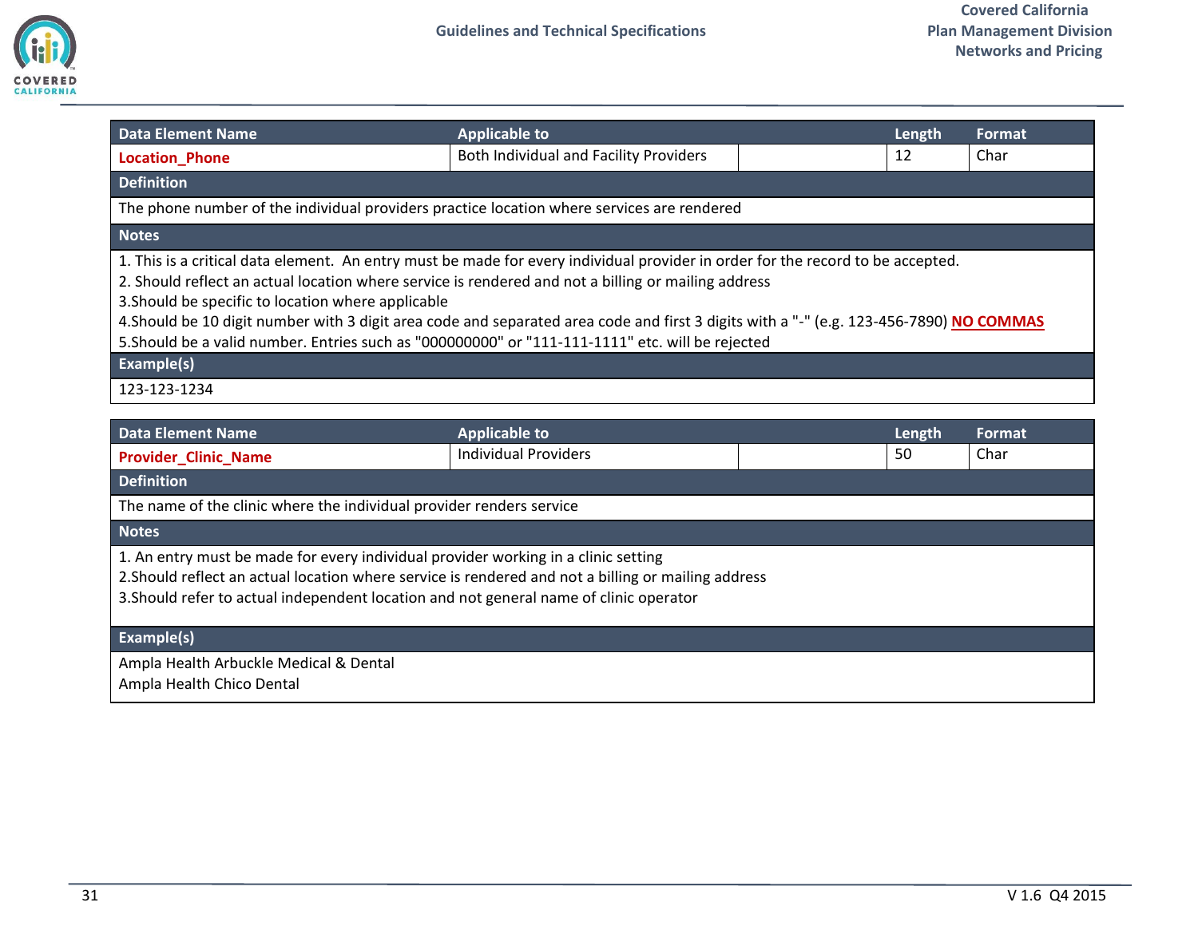| Data Element Name | Applicable to | | Length | Format |
|---|---|---|---|---|
| **Location_Phone** | Both Individual and Facility Providers | | 12 | Char |

**Definition**

The phone number of the individual providers practice location where services are rendered

**Notes**

1. This is a critical data element. An entry must be made for every individual provider in order for the record to be accepted.
2. Should reflect an actual location where service is rendered and not a billing or mailing address
3.Should be specific to location where applicable
4.Should be 10 digit number with 3 digit area code and separated area code and first 3 digits with a "-" (e.g. 123-456-7890) **NO COMMAS**
5.Should be a valid number. Entries such as "000000000" or "111-111-1111" etc. will be rejected

**Example(s)**

123-123-1234

| Data Element Name | Applicable to | | Length | Format |
|---|---|---|---|---|
| **Provider_Clinic_Name** | Individual Providers | | 50 | Char |

**Definition**

The name of the clinic where the individual provider renders service

**Notes**

1. An entry must be made for every individual provider working in a clinic setting
2.Should reflect an actual location where service is rendered and not a billing or mailing address
3.Should refer to actual independent location and not general name of clinic operator

**Example(s)**

Ampla Health Arbuckle Medical & Dental
Ampla Health Chico Dental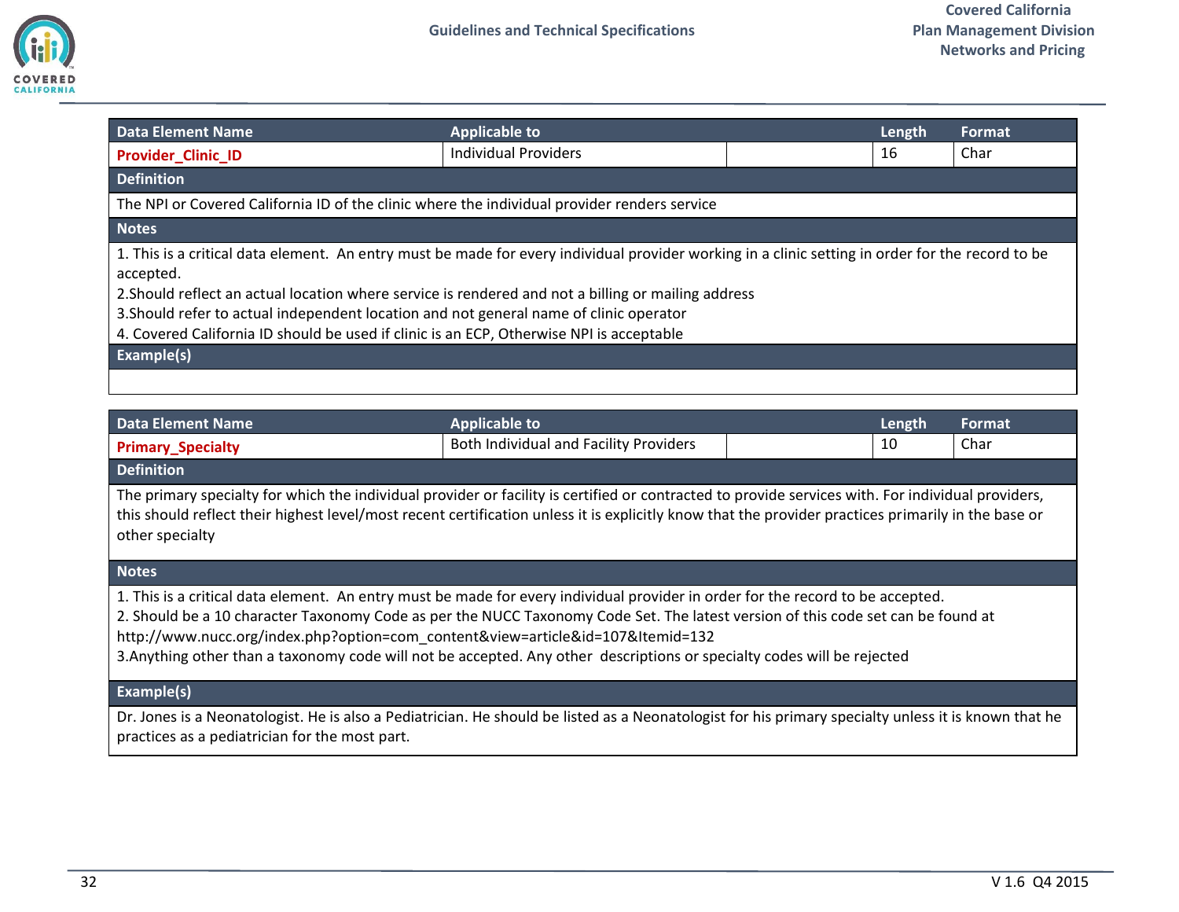| Data Element Name | Applicable to | | Length | Format |
|---|---|---|---|---|
| **Provider_Clinic_ID** | Individual Providers | | 16 | Char |

**Definition**

The NPI or Covered California ID of the clinic where the individual provider renders service

**Notes**

1. This is a critical data element. An entry must be made for every individual provider working in a clinic setting in order for the record to be accepted.
2.Should reflect an actual location where service is rendered and not a billing or mailing address
3.Should refer to actual independent location and not general name of clinic operator
4. Covered California ID should be used if clinic is an ECP, Otherwise NPI is acceptable

**Example(s)**

| Data Element Name | Applicable to | | Length | Format |
|---|---|---|---|---|
| **Primary_Specialty** | Both Individual and Facility Providers | | 10 | Char |

**Definition**

The primary specialty for which the individual provider or facility is certified or contracted to provide services with. For individual providers, this should reflect their highest level/most recent certification unless it is explicitly know that the provider practices primarily in the base or other specialty

**Notes**

1. This is a critical data element. An entry must be made for every individual provider in order for the record to be accepted.
2. Should be a 10 character Taxonomy Code as per the NUCC Taxonomy Code Set. The latest version of this code set can be found at http://www.nucc.org/index.php?option=com_content&view=article&id=107&Itemid=132
3.Anything other than a taxonomy code will not be accepted. Any other descriptions or specialty codes will be rejected

**Example(s)**

Dr. Jones is a Neonatologist. He is also a Pediatrician. He should be listed as a Neonatologist for his primary specialty unless it is known that he practices as a pediatrician for the most part.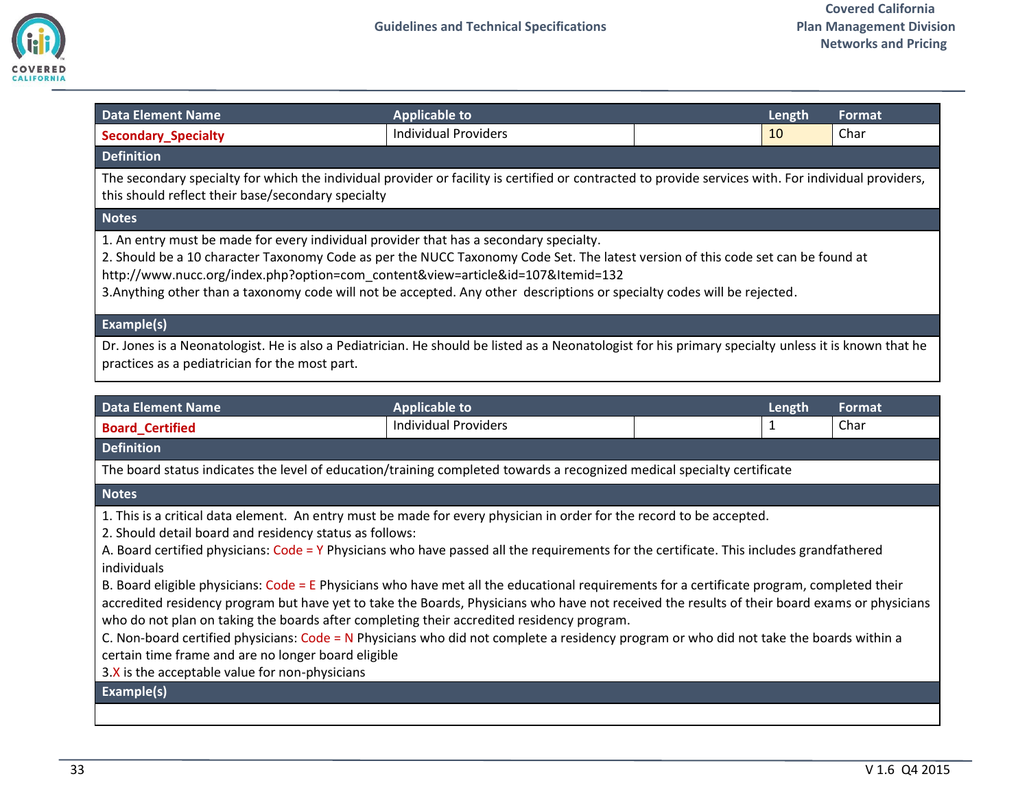| Data Element Name | Applicable to | | Length | Format |
|---|---|---|---|---|
| **Secondary_Specialty** | Individual Providers | | 10 | Char |

**Definition**

The secondary specialty for which the individual provider or facility is certified or contracted to provide services with. For individual providers, this should reflect their base/secondary specialty

**Notes**

1. An entry must be made for every individual provider that has a secondary specialty.
2. Should be a 10 character Taxonomy Code as per the NUCC Taxonomy Code Set. The latest version of this code set can be found at http://www.nucc.org/index.php?option=com_content&view=article&id=107&Itemid=132
3.Anything other than a taxonomy code will not be accepted. Any other descriptions or specialty codes will be rejected.

**Example(s)**

Dr. Jones is a Neonatologist. He is also a Pediatrician. He should be listed as a Neonatologist for his primary specialty unless it is known that he practices as a pediatrician for the most part.

| Data Element Name | Applicable to | | Length | Format |
|---|---|---|---|---|
| **Board_Certified** | Individual Providers | | 1 | Char |

**Definition**

The board status indicates the level of education/training completed towards a recognized medical specialty certificate

**Notes**

1. This is a critical data element. An entry must be made for every physician in order for the record to be accepted.
2. Should detail board and residency status as follows:
A. Board certified physicians: Code = Y Physicians who have passed all the requirements for the certificate. This includes grandfathered individuals
B. Board eligible physicians: Code = E Physicians who have met all the educational requirements for a certificate program, completed their accredited residency program but have yet to take the Boards, Physicians who have not received the results of their board exams or physicians who do not plan on taking the boards after completing their accredited residency program.
C. Non-board certified physicians: Code = N Physicians who did not complete a residency program or who did not take the boards within a certain time frame and are no longer board eligible
3.X is the acceptable value for non-physicians

**Example(s)**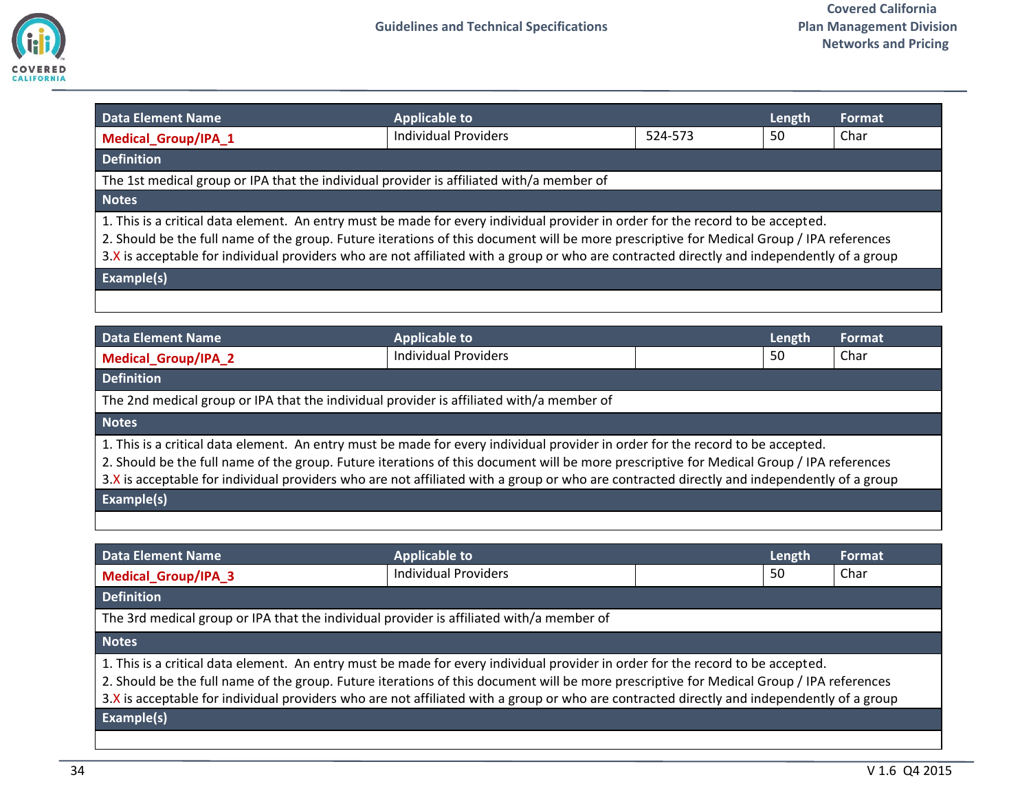| Data Element Name | Applicable to | | Length | Format |
|---|---|---|---|---|
| **Medical_Group/IPA_1** | Individual Providers | 524-573 | 50 | Char |
| **Definition** | | | | |
| The 1st medical group or IPA that the individual provider is affiliated with/a member of | | | | |
| **Notes** | | | | |
| 1. This is a critical data element. An entry must be made for every individual provider in order for the record to be accepted.<br>2. Should be the full name of the group. Future iterations of this document will be more prescriptive for Medical Group / IPA references<br>3.X is acceptable for individual providers who are not affiliated with a group or who are contracted directly and independently of a group | | | | |
| **Example(s)** | | | | |
| | | | | |

| Data Element Name | Applicable to | | Length | Format |
|---|---|---|---|---|
| **Medical_Group/IPA_2** | Individual Providers | | 50 | Char |
| **Definition** | | | | |
| The 2nd medical group or IPA that the individual provider is affiliated with/a member of | | | | |
| **Notes** | | | | |
| 1. This is a critical data element. An entry must be made for every individual provider in order for the record to be accepted.<br>2. Should be the full name of the group. Future iterations of this document will be more prescriptive for Medical Group / IPA references<br>3.X is acceptable for individual providers who are not affiliated with a group or who are contracted directly and independently of a group | | | | |
| **Example(s)** | | | | |
| | | | | |

| Data Element Name | Applicable to | | Length | Format |
|---|---|---|---|---|
| **Medical_Group/IPA_3** | Individual Providers | | 50 | Char |
| **Definition** | | | | |
| The 3rd medical group or IPA that the individual provider is affiliated with/a member of | | | | |
| **Notes** | | | | |
| 1. This is a critical data element. An entry must be made for every individual provider in order for the record to be accepted.<br>2. Should be the full name of the group. Future iterations of this document will be more prescriptive for Medical Group / IPA references<br>3.X is acceptable for individual providers who are not affiliated with a group or who are contracted directly and independently of a group | | | | |
| **Example(s)** | | | | |
| | | | | |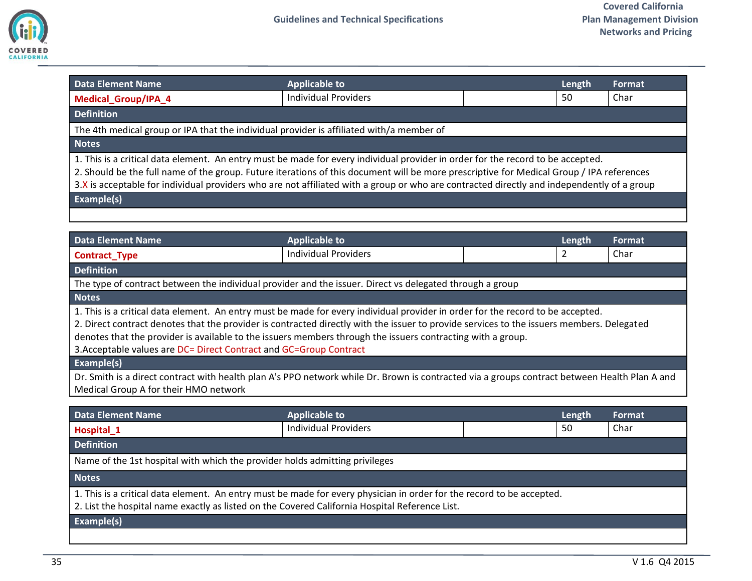| Data Element Name | Applicable to | | Length | Format |
|---|---|---|---|---|
| **Medical_Group/IPA_4** | Individual Providers | | 50 | Char |
| **Definition** | | | | |
| The 4th medical group or IPA that the individual provider is affiliated with/a member of | | | | |
| **Notes** | | | | |
| 1. This is a critical data element. An entry must be made for every individual provider in order for the record to be accepted.<br>2. Should be the full name of the group. Future iterations of this document will be more prescriptive for Medical Group / IPA references<br>3.X is acceptable for individual providers who are not affiliated with a group or who are contracted directly and independently of a group | | | | |
| **Example(s)** | | | | |
| | | | | |

| Data Element Name | Applicable to | | Length | Format |
|---|---|---|---|---|
| **Contract_Type** | Individual Providers | | 2 | Char |
| **Definition** | | | | |
| The type of contract between the individual provider and the issuer. Direct vs delegated through a group | | | | |
| **Notes** | | | | |
| 1. This is a critical data element. An entry must be made for every individual provider in order for the record to be accepted.<br>2. Direct contract denotes that the provider is contracted directly with the issuer to provide services to the issuers members. Delegated denotes that the provider is available to the issuers members through the issuers contracting with a group.<br>3.Acceptable values are DC= Direct Contract and GC=Group Contract | | | | |
| **Example(s)** | | | | |
| Dr. Smith is a direct contract with health plan A's PPO network while Dr. Brown is contracted via a groups contract between Health Plan A and Medical Group A for their HMO network | | | | |

| Data Element Name | Applicable to | | Length | Format |
|---|---|---|---|---|
| **Hospital_1** | Individual Providers | | 50 | Char |
| **Definition** | | | | |
| Name of the 1st hospital with which the provider holds admitting privileges | | | | |
| **Notes** | | | | |
| 1. This is a critical data element. An entry must be made for every physician in order for the record to be accepted.<br>2. List the hospital name exactly as listed on the Covered California Hospital Reference List. | | | | |
| **Example(s)** | | | | |
| | | | | |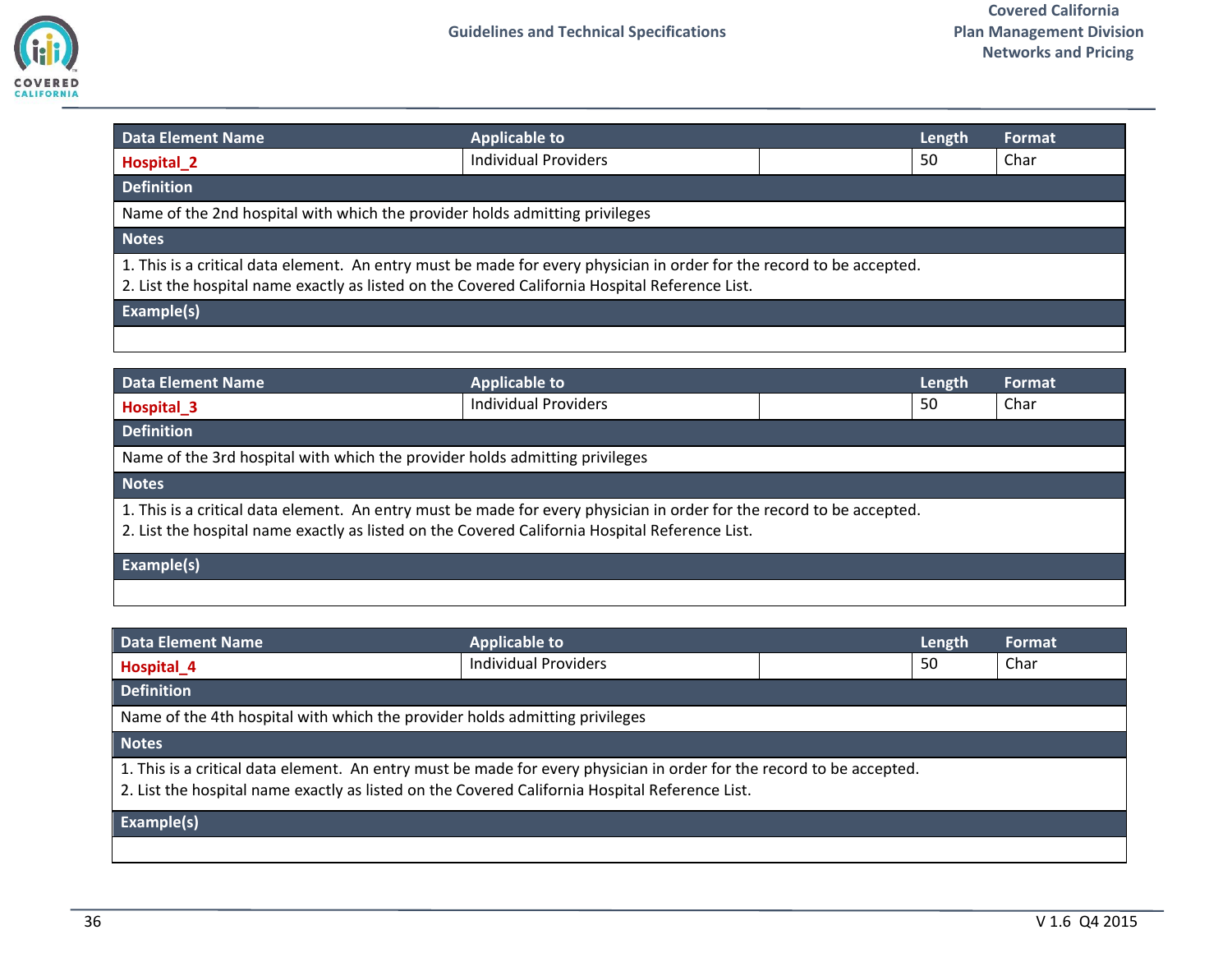| Data Element Name | Applicable to | | Length | Format |
|---|---|---|---|---|
| **Hospital_2** | Individual Providers | | 50 | Char |
| **Definition** | | | | |
| Name of the 2nd hospital with which the provider holds admitting privileges | | | | |
| **Notes** | | | | |
| 1. This is a critical data element. An entry must be made for every physician in order for the record to be accepted.<br>2. List the hospital name exactly as listed on the Covered California Hospital Reference List. | | | | |
| **Example(s)** | | | | |
| | | | | |

| Data Element Name | Applicable to | | Length | Format |
|---|---|---|---|---|
| **Hospital_3** | Individual Providers | | 50 | Char |
| **Definition** | | | | |
| Name of the 3rd hospital with which the provider holds admitting privileges | | | | |
| **Notes** | | | | |
| 1. This is a critical data element. An entry must be made for every physician in order for the record to be accepted.<br>2. List the hospital name exactly as listed on the Covered California Hospital Reference List. | | | | |
| **Example(s)** | | | | |
| | | | | |

| Data Element Name | Applicable to | | Length | Format |
|---|---|---|---|---|
| **Hospital_4** | Individual Providers | | 50 | Char |
| **Definition** | | | | |
| Name of the 4th hospital with which the provider holds admitting privileges | | | | |
| **Notes** | | | | |
| 1. This is a critical data element. An entry must be made for every physician in order for the record to be accepted.<br>2. List the hospital name exactly as listed on the Covered California Hospital Reference List. | | | | |
| **Example(s)** | | | | |
| | | | | |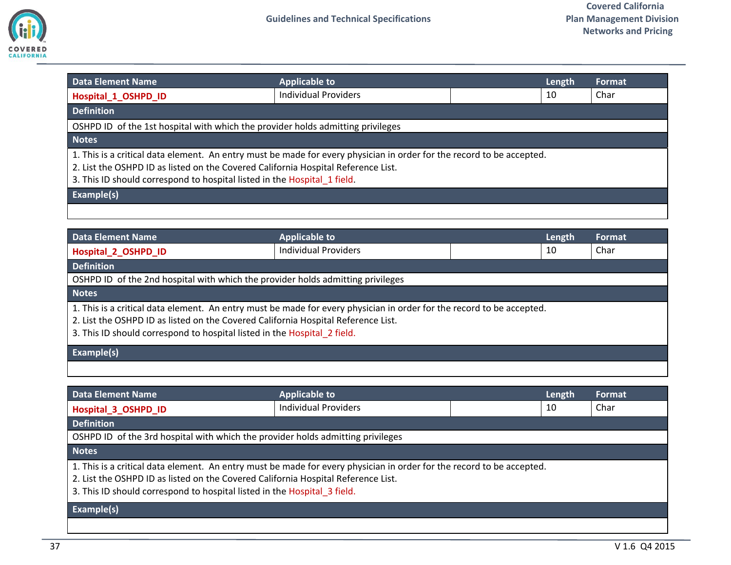| Data Element Name | Applicable to | | Length | Format |
|---|---|---|---|---|
| **Hospital_1_OSHPD_ID** | Individual Providers | | 10 | Char |
| **Definition** | | | | |
| OSHPD ID of the 1st hospital with which the provider holds admitting privileges | | | | |
| **Notes** | | | | |
| 1. This is a critical data element. An entry must be made for every physician in order for the record to be accepted.<br>2. List the OSHPD ID as listed on the Covered California Hospital Reference List.<br>3. This ID should correspond to hospital listed in the Hospital_1 field. | | | | |
| **Example(s)** | | | | |
| | | | | |

| Data Element Name | Applicable to | | Length | Format |
|---|---|---|---|---|
| **Hospital_2_OSHPD_ID** | Individual Providers | | 10 | Char |
| **Definition** | | | | |
| OSHPD ID of the 2nd hospital with which the provider holds admitting privileges | | | | |
| **Notes** | | | | |
| 1. This is a critical data element. An entry must be made for every physician in order for the record to be accepted.<br>2. List the OSHPD ID as listed on the Covered California Hospital Reference List.<br>3. This ID should correspond to hospital listed in the Hospital_2 field. | | | | |
| **Example(s)** | | | | |
| | | | | |

| Data Element Name | Applicable to | | Length | Format |
|---|---|---|---|---|
| **Hospital_3_OSHPD_ID** | Individual Providers | | 10 | Char |
| **Definition** | | | | |
| OSHPD ID of the 3rd hospital with which the provider holds admitting privileges | | | | |
| **Notes** | | | | |
| 1. This is a critical data element. An entry must be made for every physician in order for the record to be accepted.<br>2. List the OSHPD ID as listed on the Covered California Hospital Reference List.<br>3. This ID should correspond to hospital listed in the Hospital_3 field. | | | | |
| **Example(s)** | | | | |
| | | | | |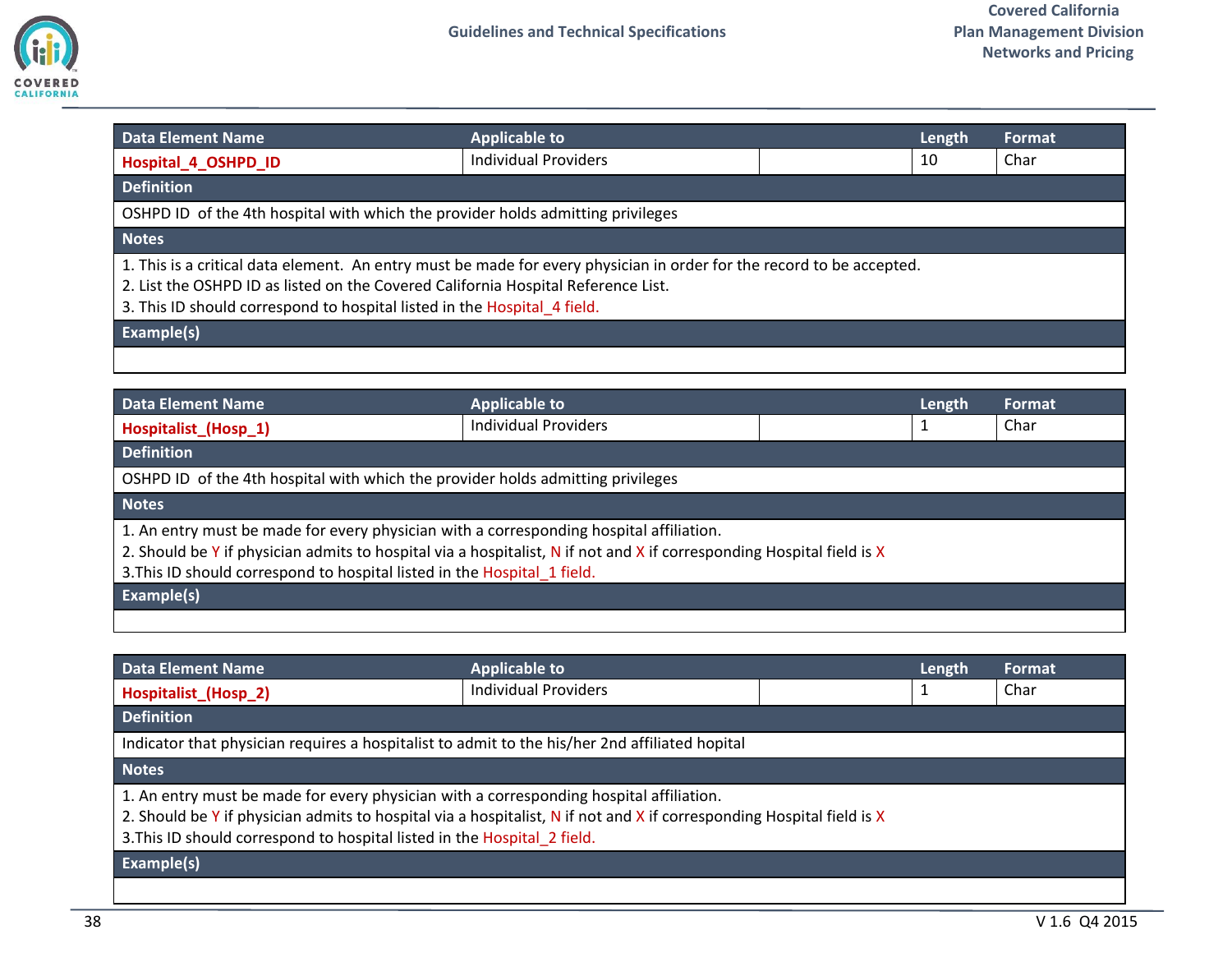| Data Element Name | Applicable to | | Length | Format |
|---|---|---|---|---|
| **Hospital_4_OSHPD_ID** | Individual Providers | | 10 | Char |
| **Definition** | | | | |
| OSHPD ID of the 4th hospital with which the provider holds admitting privileges | | | | |
| **Notes** | | | | |
| 1. This is a critical data element. An entry must be made for every physician in order for the record to be accepted.<br>2. List the OSHPD ID as listed on the Covered California Hospital Reference List.<br>3. This ID should correspond to hospital listed in the Hospital_4 field. | | | | |
| **Example(s)** | | | | |
| | | | | |

| Data Element Name | Applicable to | | Length | Format |
|---|---|---|---|---|
| **Hospitalist_(Hosp_1)** | Individual Providers | | 1 | Char |
| **Definition** | | | | |
| OSHPD ID of the 4th hospital with which the provider holds admitting privileges | | | | |
| **Notes** | | | | |
| 1. An entry must be made for every physician with a corresponding hospital affiliation.<br>2. Should be Y if physician admits to hospital via a hospitalist, N if not and X if corresponding Hospital field is X<br>3.This ID should correspond to hospital listed in the Hospital_1 field. | | | | |
| **Example(s)** | | | | |
| | | | | |

| Data Element Name | Applicable to | | Length | Format |
|---|---|---|---|---|
| **Hospitalist_(Hosp_2)** | Individual Providers | | 1 | Char |
| **Definition** | | | | |
| Indicator that physician requires a hospitalist to admit to the his/her 2nd affiliated hopital | | | | |
| **Notes** | | | | |
| 1. An entry must be made for every physician with a corresponding hospital affiliation.<br>2. Should be Y if physician admits to hospital via a hospitalist, N if not and X if corresponding Hospital field is X<br>3.This ID should correspond to hospital listed in the Hospital_2 field. | | | | |
| **Example(s)** | | | | |
| | | | | |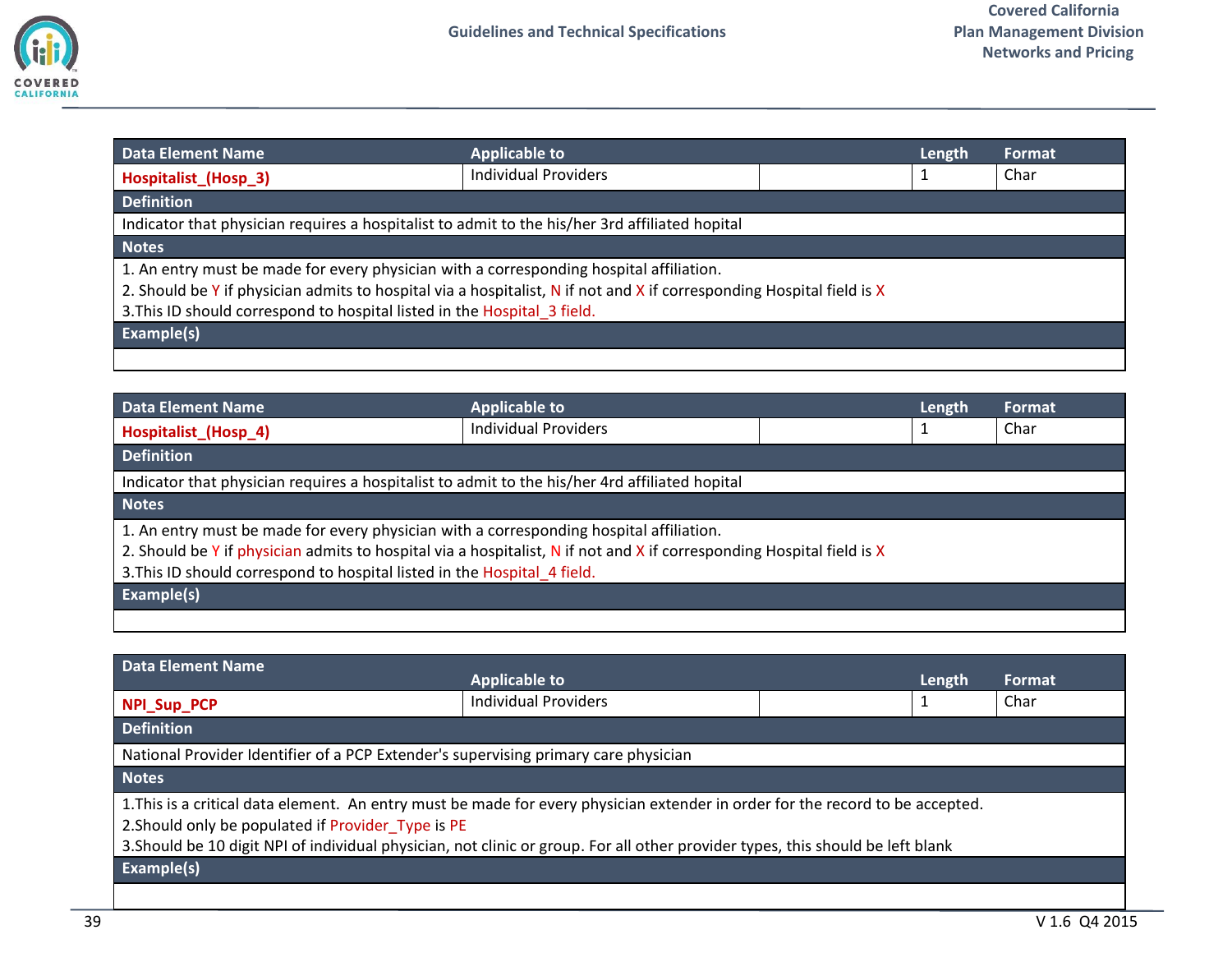| Data Element Name | Applicable to | | Length | Format |
|---|---|---|---|---|
| **Hospitalist_(Hosp_3)** | Individual Providers | | 1 | Char |
| **Definition** | | | | |
| Indicator that physician requires a hospitalist to admit to the his/her 3rd affiliated hopital | | | | |
| **Notes** | | | | |
| 1. An entry must be made for every physician with a corresponding hospital affiliation.<br>2. Should be Y if physician admits to hospital via a hospitalist, N if not and X if corresponding Hospital field is X<br>3.This ID should correspond to hospital listed in the Hospital_3 field. | | | | |
| **Example(s)** | | | | |
| | | | | |

| Data Element Name | Applicable to | | Length | Format |
|---|---|---|---|---|
| **Hospitalist_(Hosp_4)** | Individual Providers | | 1 | Char |
| **Definition** | | | | |
| Indicator that physician requires a hospitalist to admit to the his/her 4rd affiliated hopital | | | | |
| **Notes** | | | | |
| 1. An entry must be made for every physician with a corresponding hospital affiliation.<br>2. Should be Y if physician admits to hospital via a hospitalist, N if not and X if corresponding Hospital field is X<br>3.This ID should correspond to hospital listed in the Hospital_4 field. | | | | |
| **Example(s)** | | | | |
| | | | | |

| Data Element Name | Applicable to | | Length | Format |
|---|---|---|---|---|
| **NPI_Sup_PCP** | Individual Providers | | 1 | Char |
| **Definition** | | | | |
| National Provider Identifier of a PCP Extender's supervising primary care physician | | | | |
| **Notes** | | | | |
| 1.This is a critical data element. An entry must be made for every physician extender in order for the record to be accepted.<br>2.Should only be populated if Provider_Type is PE<br>3.Should be 10 digit NPI of individual physician, not clinic or group. For all other provider types, this should be left blank | | | | |
| **Example(s)** | | | | |
| | | | | |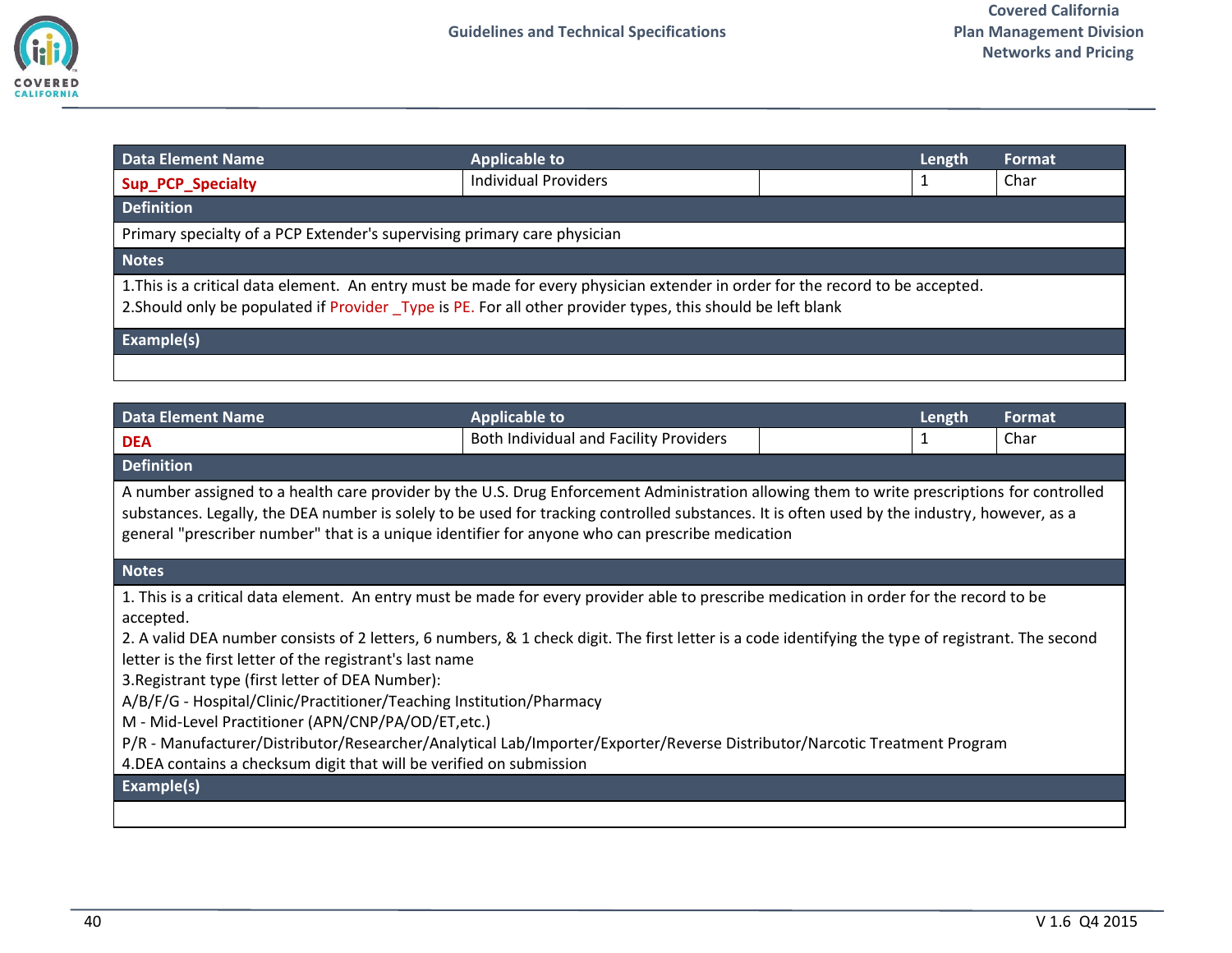| Data Element Name | Applicable to | | Length | Format |
|---|---|---|---|---|
| **Sup_PCP_Specialty** | Individual Providers | | 1 | Char |
| **Definition** | | | | |
| Primary specialty of a PCP Extender's supervising primary care physician | | | | |
| **Notes** | | | | |
| 1.This is a critical data element. An entry must be made for every physician extender in order for the record to be accepted.<br>2.Should only be populated if Provider _Type is PE. For all other provider types, this should be left blank | | | | |
| **Example(s)** | | | | |
| | | | | |

| Data Element Name | Applicable to | | Length | Format |
|---|---|---|---|---|
| **DEA** | Both Individual and Facility Providers | | 1 | Char |
| **Definition** | | | | |
| A number assigned to a health care provider by the U.S. Drug Enforcement Administration allowing them to write prescriptions for controlled substances. Legally, the DEA number is solely to be used for tracking controlled substances. It is often used by the industry, however, as a general "prescriber number" that is a unique identifier for anyone who can prescribe medication | | | | |
| **Notes** | | | | |
| 1. This is a critical data element. An entry must be made for every provider able to prescribe medication in order for the record to be accepted.<br>2. A valid DEA number consists of 2 letters, 6 numbers, & 1 check digit. The first letter is a code identifying the type of registrant. The second letter is the first letter of the registrant's last name<br>3.Registrant type (first letter of DEA Number):<br>A/B/F/G - Hospital/Clinic/Practitioner/Teaching Institution/Pharmacy<br>M - Mid-Level Practitioner (APN/CNP/PA/OD/ET,etc.)<br>P/R - Manufacturer/Distributor/Researcher/Analytical Lab/Importer/Exporter/Reverse Distributor/Narcotic Treatment Program<br>4.DEA contains a checksum digit that will be verified on submission | | | | |
| **Example(s)** | | | | |
| | | | | |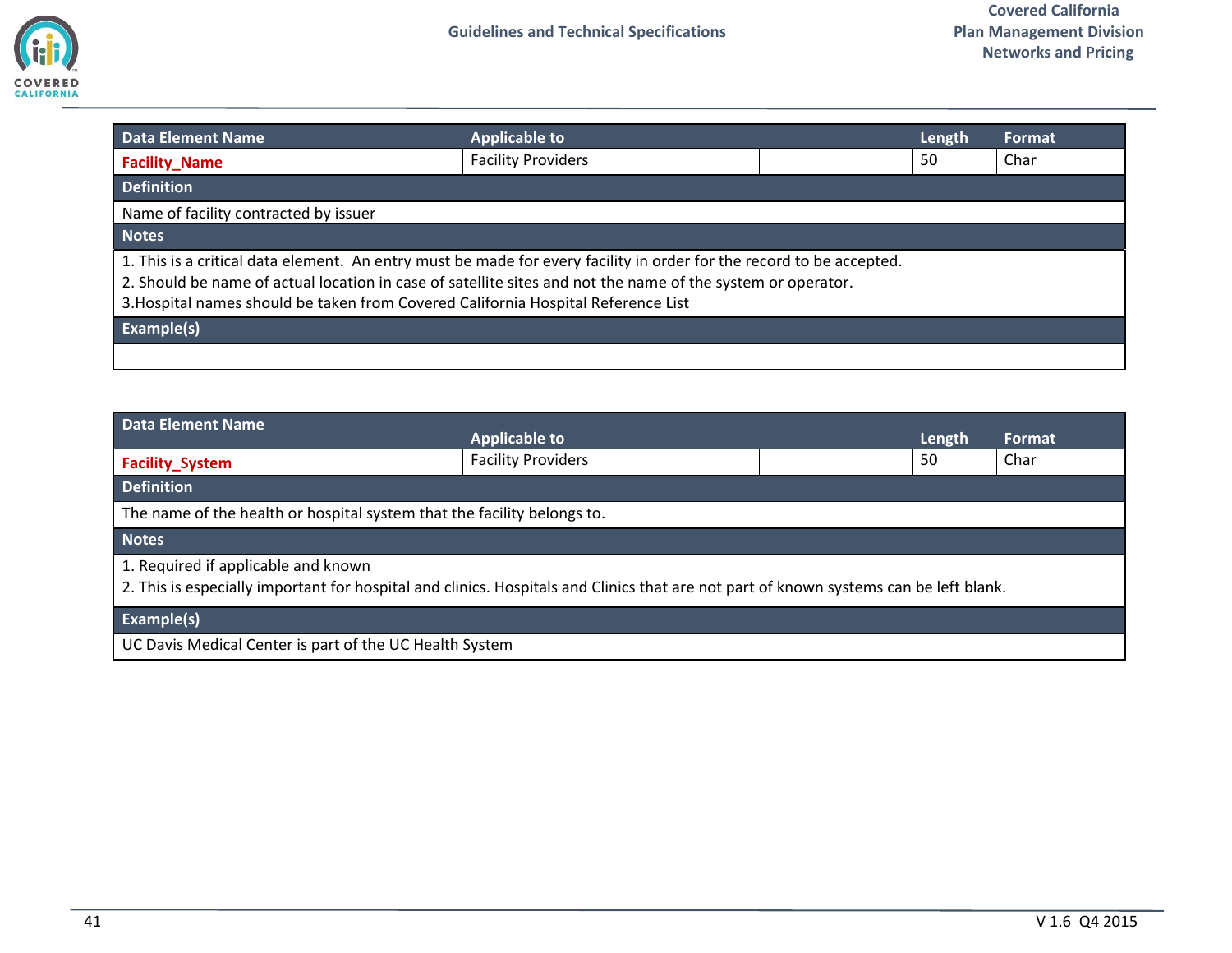| Data Element Name | Applicable to | | Length | Format |
|---|---|---|---|---|
| **Facility_Name** | Facility Providers | | 50 | Char |
| **Definition** | | | | |
| Name of facility contracted by issuer | | | | |
| **Notes** | | | | |
| 1. This is a critical data element. An entry must be made for every facility in order for the record to be accepted.<br>2. Should be name of actual location in case of satellite sites and not the name of the system or operator.<br>3.Hospital names should be taken from Covered California Hospital Reference List | | | | |
| **Example(s)** | | | | |
| | | | | |

| Data Element Name | Applicable to | | Length | Format |
|---|---|---|---|---|
| **Facility_System** | Facility Providers | | 50 | Char |
| **Definition** | | | | |
| The name of the health or hospital system that the facility belongs to. | | | | |
| **Notes** | | | | |
| 1. Required if applicable and known<br>2. This is especially important for hospital and clinics. Hospitals and Clinics that are not part of known systems can be left blank. | | | | |
| **Example(s)** | | | | |
| UC Davis Medical Center is part of the UC Health System | | | | |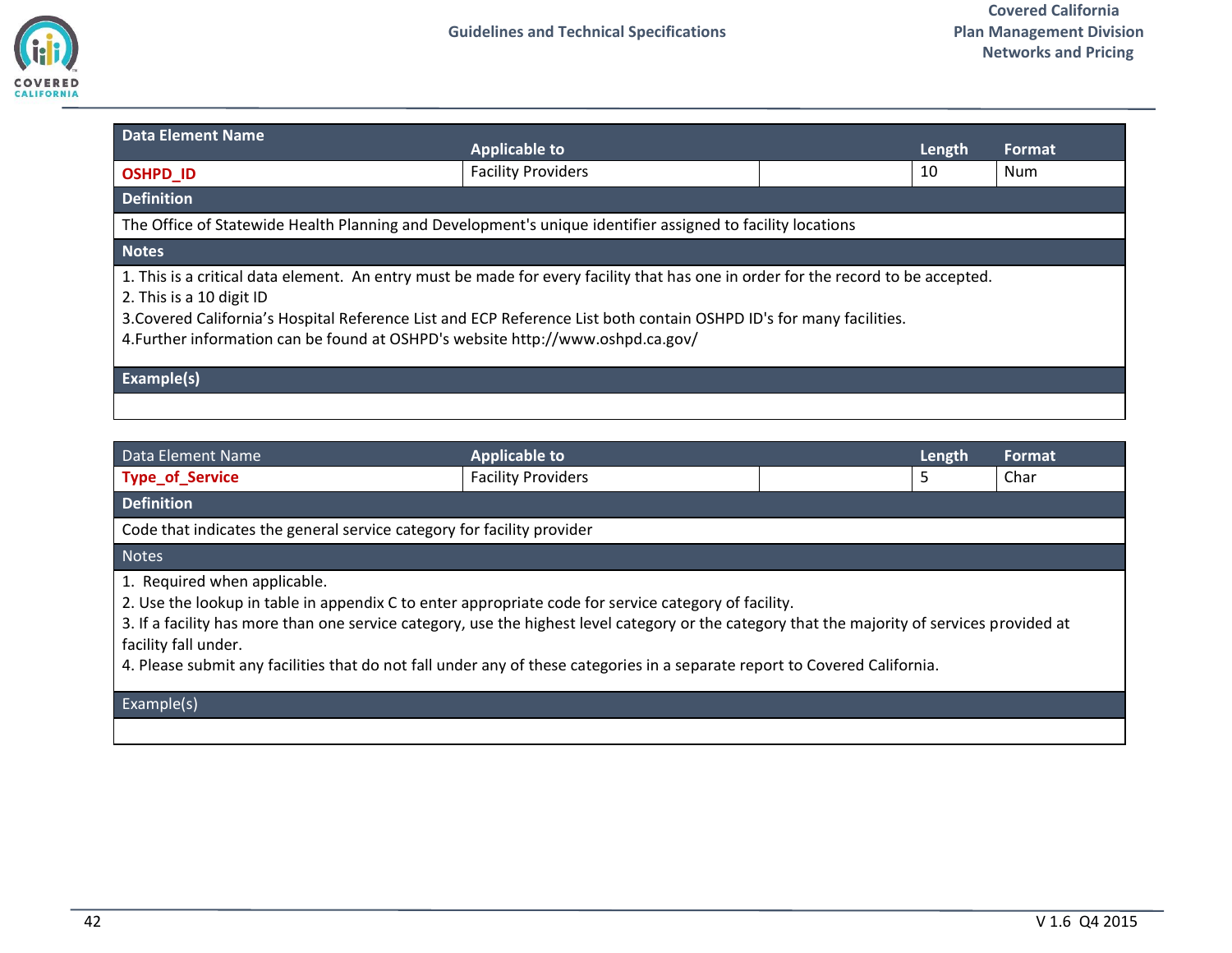| Data Element Name | Applicable to | | Length | Format |
|---|---|---|---|---|
| **OSHPD_ID** | Facility Providers | | 10 | Num |
| **Definition** | | | | |
| The Office of Statewide Health Planning and Development's unique identifier assigned to facility locations | | | | |
| **Notes** | | | | |
| 1. This is a critical data element. An entry must be made for every facility that has one in order for the record to be accepted.<br>2. This is a 10 digit ID<br>3.Covered California's Hospital Reference List and ECP Reference List both contain OSHPD ID's for many facilities.<br>4.Further information can be found at OSHPD's website http://www.oshpd.ca.gov/ | | | | |
| **Example(s)** | | | | |
| | | | | |

| Data Element Name | Applicable to | | Length | Format |
|---|---|---|---|---|
| **Type_of_Service** | Facility Providers | | 5 | Char |
| **Definition** | | | | |
| Code that indicates the general service category for facility provider | | | | |
| Notes | | | | |
| 1. Required when applicable.<br>2. Use the lookup in table in appendix C to enter appropriate code for service category of facility.<br>3. If a facility has more than one service category, use the highest level category or the category that the majority of services provided at facility fall under.<br>4. Please submit any facilities that do not fall under any of these categories in a separate report to Covered California. | | | | |
| Example(s) | | | | |
| | | | | |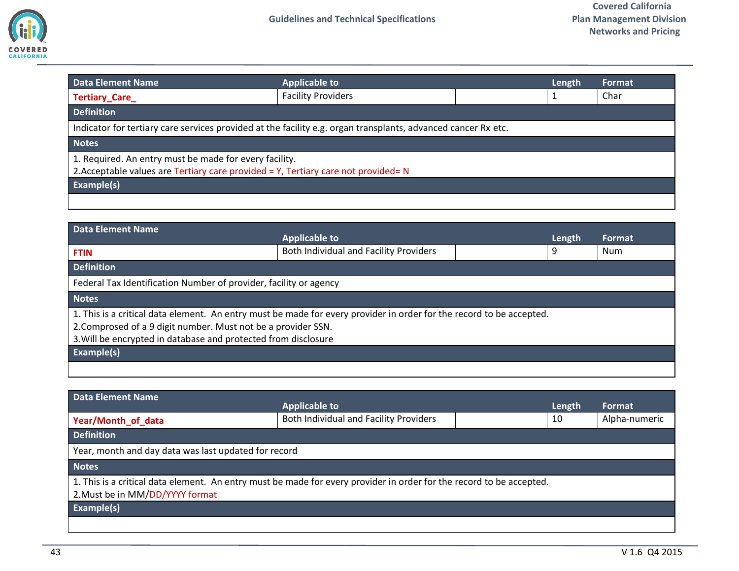| Data Element Name | Applicable to | | Length | Format |
|---|---|---|---|---|
| **Tertiary_Care_** | Facility Providers | | 1 | Char |
| **Definition** | | | | |
| Indicator for tertiary care services provided at the facility e.g. organ transplants, advanced cancer Rx etc. | | | | |
| **Notes** | | | | |
| 1. Required. An entry must be made for every facility.<br>2.Acceptable values are Tertiary care provided = Y, Tertiary care not provided= N | | | | |
| **Example(s)** | | | | |
| | | | | |

| Data Element Name | Applicable to | | Length | Format |
|---|---|---|---|---|
| **FTIN** | Both Individual and Facility Providers | | 9 | Num |
| **Definition** | | | | |
| Federal Tax Identification Number of provider, facility or agency | | | | |
| **Notes** | | | | |
| 1. This is a critical data element. An entry must be made for every provider in order for the record to be accepted.<br>2.Composed of a 9 digit number. Must not be a provider SSN.<br>3.Will be encrypted in database and protected from disclosure | | | | |
| **Example(s)** | | | | |
| | | | | |

| Data Element Name | Applicable to | | Length | Format |
|---|---|---|---|---|
| **Year/Month_of_data** | Both Individual and Facility Providers | | 10 | Alpha-numeric |
| **Definition** | | | | |
| Year, month and day data was last updated for record | | | | |
| **Notes** | | | | |
| 1. This is a critical data element. An entry must be made for every provider in order for the record to be accepted.<br>2.Must be in MM/DD/YYYY format | | | | |
| **Example(s)** | | | | |
| | | | | |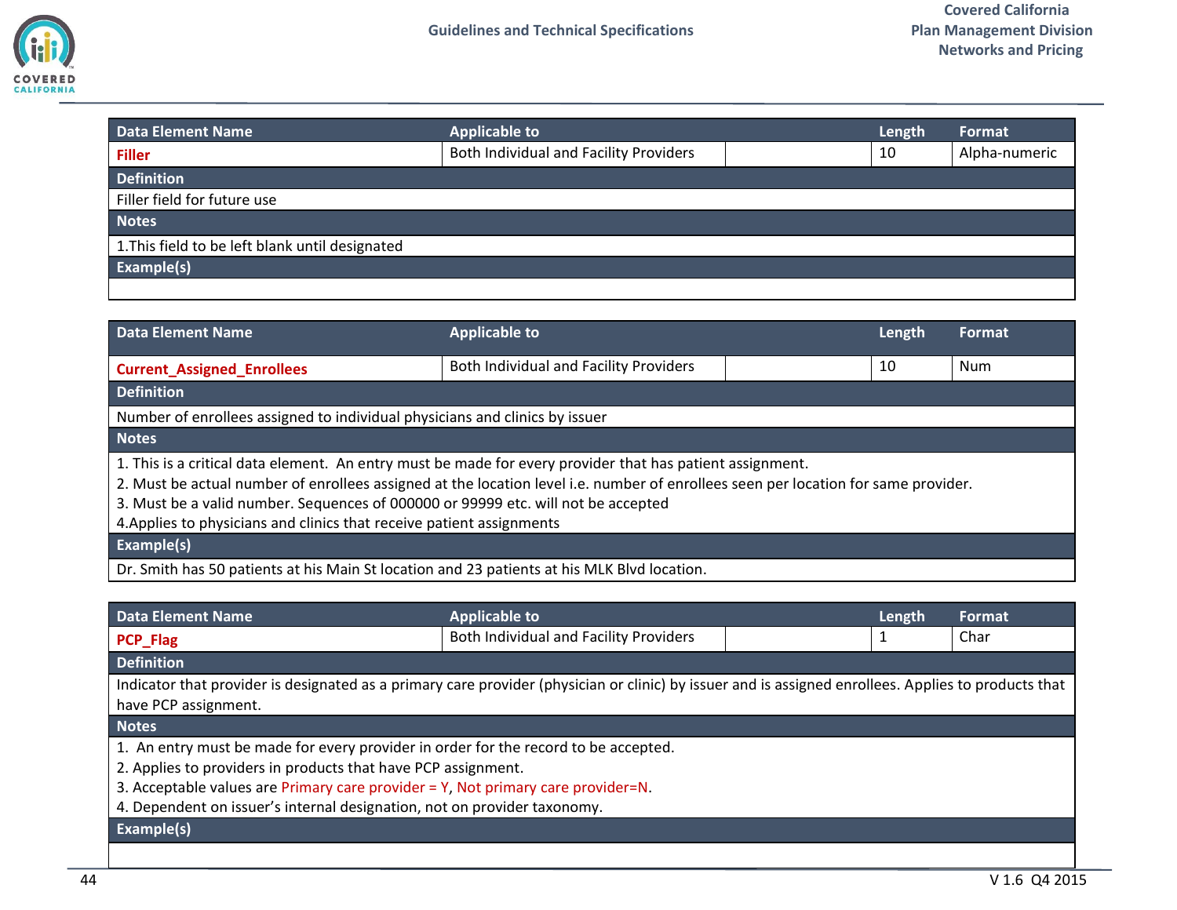| Data Element Name | Applicable to | | Length | Format |
|---|---|---|---|---|
| **Filler** | Both Individual and Facility Providers | | 10 | Alpha-numeric |

**Definition**

Filler field for future use

**Notes**

1.This field to be left blank until designated

**Example(s)**

| Data Element Name | Applicable to | | Length | Format |
|---|---|---|---|---|
| **Current_Assigned_Enrollees** | Both Individual and Facility Providers | | 10 | Num |

**Definition**

Number of enrollees assigned to individual physicians and clinics by issuer

**Notes**

1. This is a critical data element. An entry must be made for every provider that has patient assignment.
2. Must be actual number of enrollees assigned at the location level i.e. number of enrollees seen per location for same provider.
3. Must be a valid number. Sequences of 000000 or 99999 etc. will not be accepted
4. Applies to physicians and clinics that receive patient assignments

**Example(s)**

Dr. Smith has 50 patients at his Main St location and 23 patients at his MLK Blvd location.

| Data Element Name | Applicable to | | Length | Format |
|---|---|---|---|---|
| **PCP_Flag** | Both Individual and Facility Providers | | 1 | Char |

**Definition**

Indicator that provider is designated as a primary care provider (physician or clinic) by issuer and is assigned enrollees. Applies to products that have PCP assignment.

**Notes**

1. An entry must be made for every provider in order for the record to be accepted.
2. Applies to providers in products that have PCP assignment.
3. Acceptable values are Primary care provider = Y, Not primary care provider=N.
4. Dependent on issuer's internal designation, not on provider taxonomy.

**Example(s)**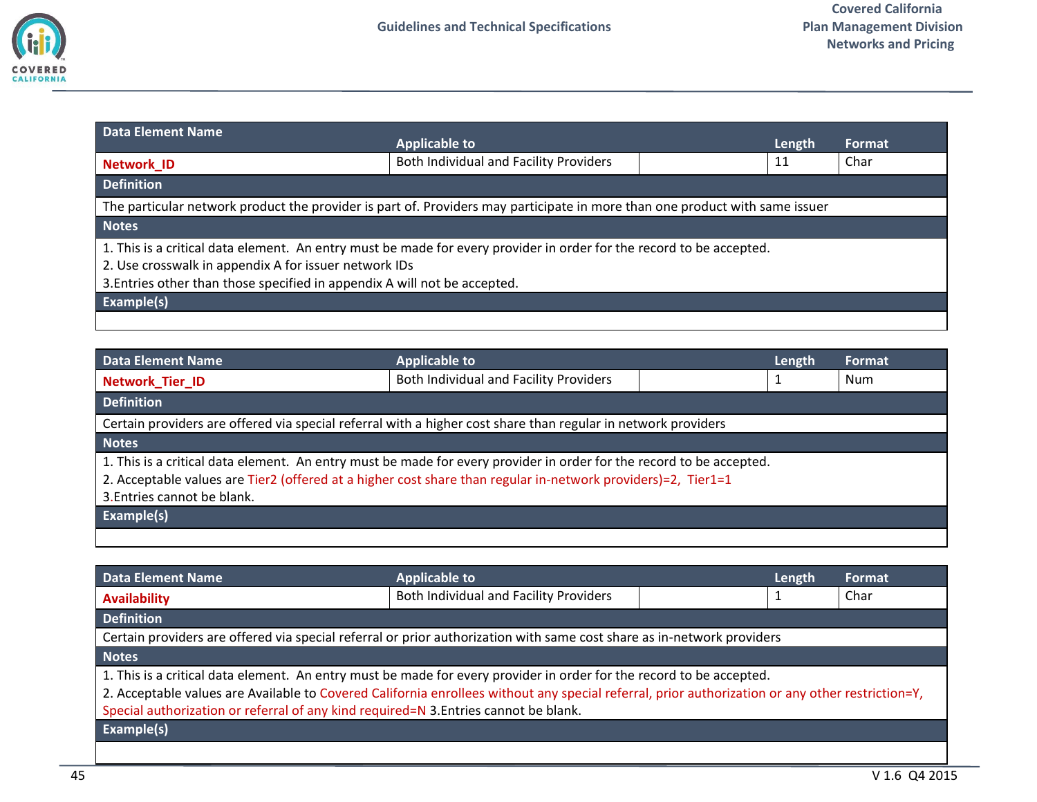| Data Element Name | Applicable to | | Length | Format |
|---|---|---|---|---|
| **Network_ID** | Both Individual and Facility Providers | | 11 | Char |
| **Definition** | | | | |
| The particular network product the provider is part of. Providers may participate in more than one product with same issuer | | | | |
| **Notes** | | | | |
| 1. This is a critical data element. An entry must be made for every provider in order for the record to be accepted.<br>2. Use crosswalk in appendix A for issuer network IDs<br>3.Entries other than those specified in appendix A will not be accepted. | | | | |
| **Example(s)** | | | | |
| | | | | |

| Data Element Name | Applicable to | | Length | Format |
|---|---|---|---|---|
| **Network_Tier_ID** | Both Individual and Facility Providers | | 1 | Num |
| **Definition** | | | | |
| Certain providers are offered via special referral with a higher cost share than regular in network providers | | | | |
| **Notes** | | | | |
| 1. This is a critical data element. An entry must be made for every provider in order for the record to be accepted.<br>2. Acceptable values are Tier2 (offered at a higher cost share than regular in-network providers)=2, Tier1=1<br>3.Entries cannot be blank. | | | | |
| **Example(s)** | | | | |
| | | | | |

| Data Element Name | Applicable to | | Length | Format |
|---|---|---|---|---|
| **Availability** | Both Individual and Facility Providers | | 1 | Char |
| **Definition** | | | | |
| Certain providers are offered via special referral or prior authorization with same cost share as in-network providers | | | | |
| **Notes** | | | | |
| 1. This is a critical data element. An entry must be made for every provider in order for the record to be accepted.<br>2. Acceptable values are Available to Covered California enrollees without any special referral, prior authorization or any other restriction=Y, Special authorization or referral of any kind required=N 3.Entries cannot be blank. | | | | |
| **Example(s)** | | | | |
| | | | | |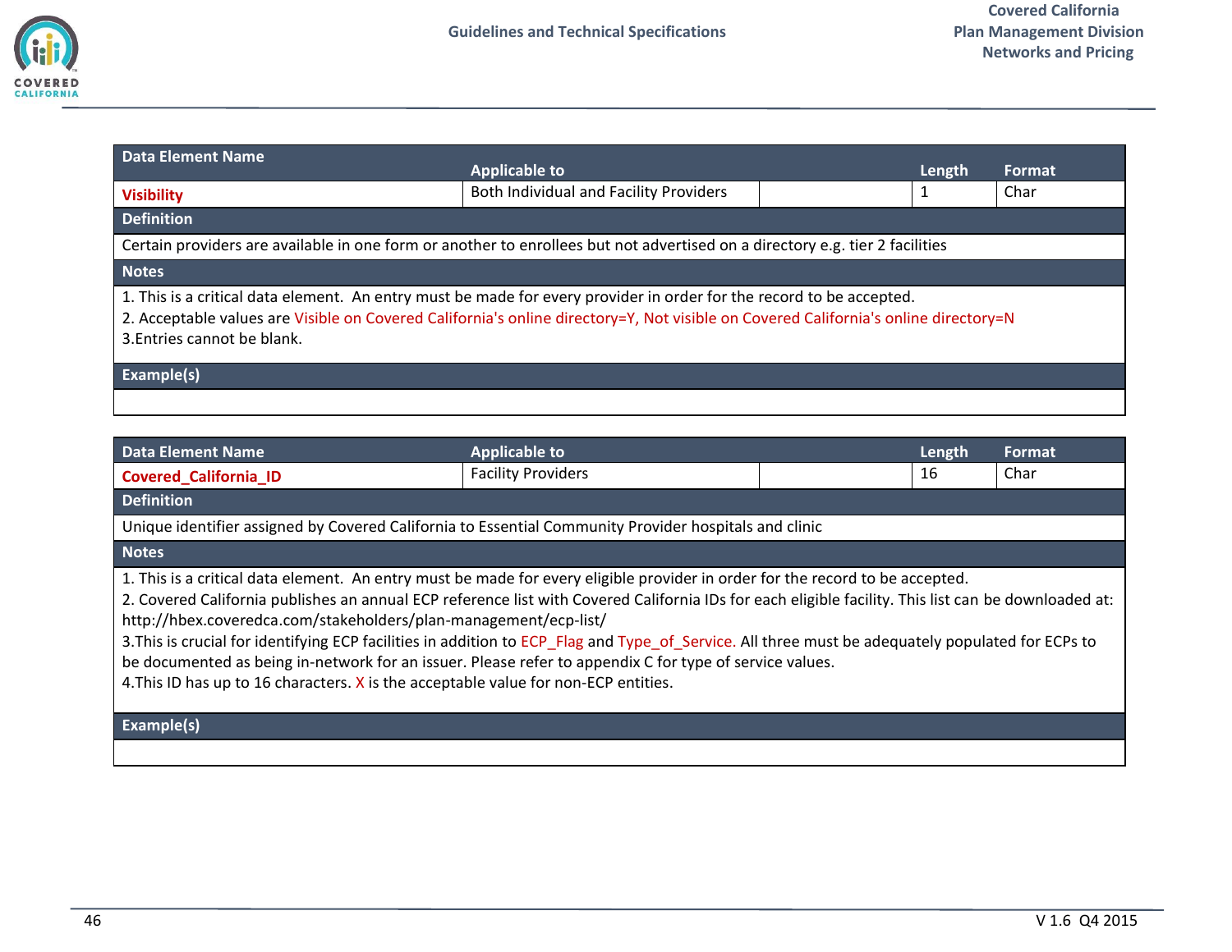| Data Element Name | Applicable to | | Length | Format |
|---|---|---|---|---|
| **Visibility** | Both Individual and Facility Providers | | 1 | Char |

**Definition**

Certain providers are available in one form or another to enrollees but not advertised on a directory e.g. tier 2 facilities

**Notes**

1. This is a critical data element. An entry must be made for every provider in order for the record to be accepted.
2. Acceptable values are Visible on Covered California's online directory=Y, Not visible on Covered California's online directory=N
3. Entries cannot be blank.

**Example(s)**

| Data Element Name | Applicable to | | Length | Format |
|---|---|---|---|---|
| **Covered_California_ID** | Facility Providers | | 16 | Char |

**Definition**

Unique identifier assigned by Covered California to Essential Community Provider hospitals and clinic

**Notes**

1. This is a critical data element. An entry must be made for every eligible provider in order for the record to be accepted.
2. Covered California publishes an annual ECP reference list with Covered California IDs for each eligible facility. This list can be downloaded at: http://hbex.coveredca.com/stakeholders/plan-management/ecp-list/
3. This is crucial for identifying ECP facilities in addition to ECP_Flag and Type_of_Service. All three must be adequately populated for ECPs to be documented as being in-network for an issuer. Please refer to appendix C for type of service values.
4. This ID has up to 16 characters. X is the acceptable value for non-ECP entities.

**Example(s)**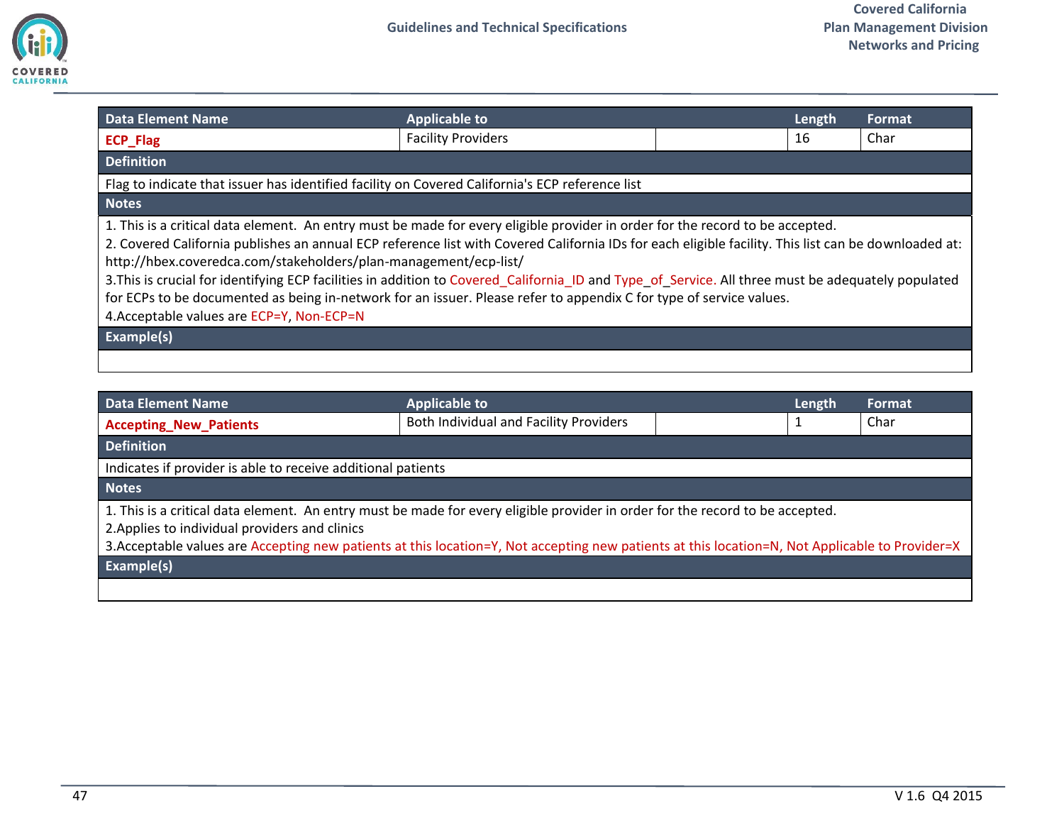| Data Element Name | Applicable to | | Length | Format |
|---|---|---|---|---|
| **ECP_Flag** | Facility Providers | | 16 | Char |
| **Definition** | | | | |
| Flag to indicate that issuer has identified facility on Covered California's ECP reference list | | | | |
| **Notes** | | | | |
| 1. This is a critical data element. An entry must be made for every eligible provider in order for the record to be accepted.<br>2. Covered California publishes an annual ECP reference list with Covered California IDs for each eligible facility. This list can be downloaded at: http://hbex.coveredca.com/stakeholders/plan-management/ecp-list/<br>3.This is crucial for identifying ECP facilities in addition to Covered_California_ID and Type_of_Service. All three must be adequately populated for ECPs to be documented as being in-network for an issuer. Please refer to appendix C for type of service values.<br>4.Acceptable values are ECP=Y, Non-ECP=N | | | | |
| **Example(s)** | | | | |
| | | | | |

| Data Element Name | Applicable to | | Length | Format |
|---|---|---|---|---|
| **Accepting_New_Patients** | Both Individual and Facility Providers | | 1 | Char |
| **Definition** | | | | |
| Indicates if provider is able to receive additional patients | | | | |
| **Notes** | | | | |
| 1. This is a critical data element. An entry must be made for every eligible provider in order for the record to be accepted.<br>2.Applies to individual providers and clinics<br>3.Acceptable values are Accepting new patients at this location=Y, Not accepting new patients at this location=N, Not Applicable to Provider=X | | | | |
| **Example(s)** | | | | |
| | | | | |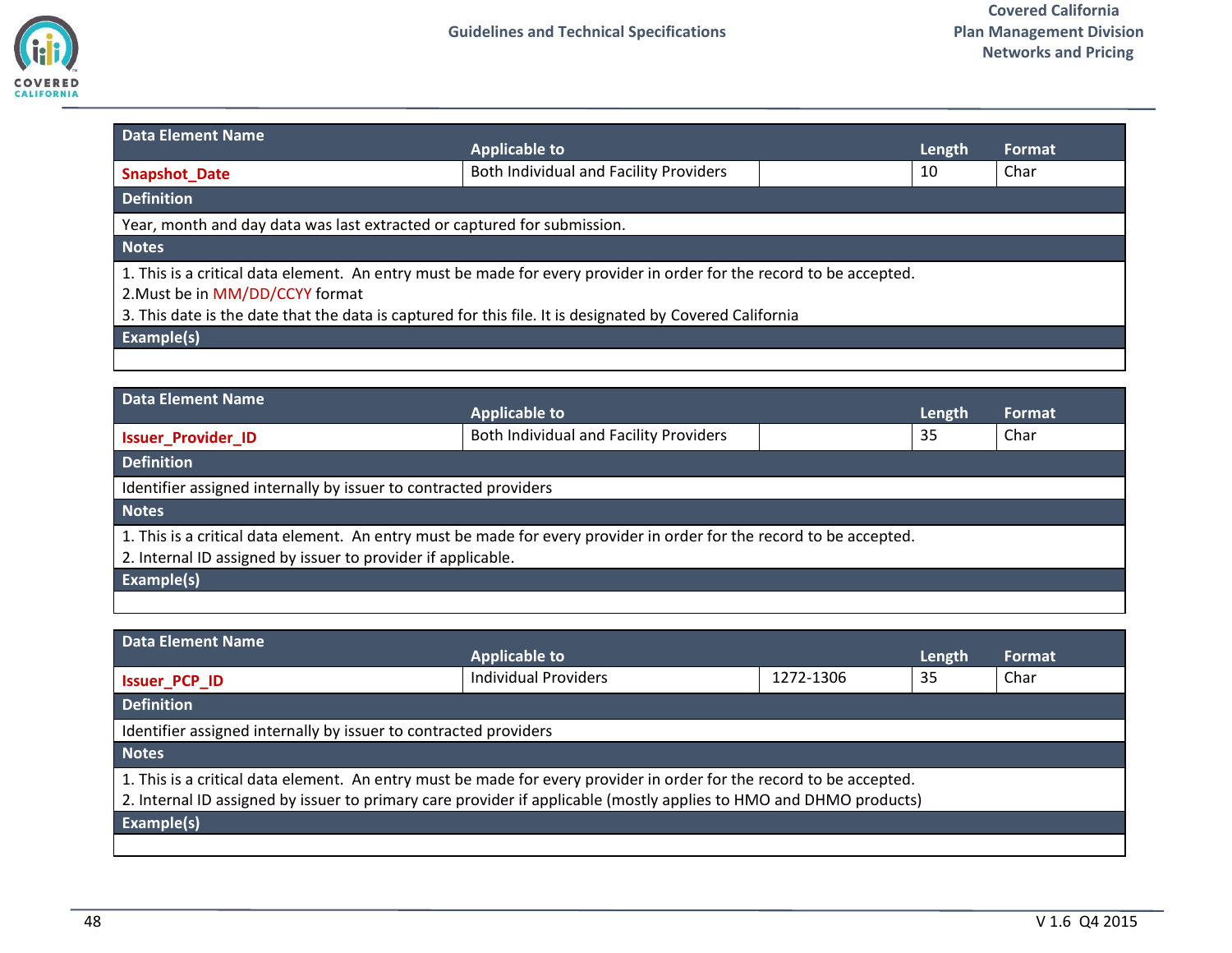| Data Element Name | Applicable to | | Length | Format |
|---|---|---|---|---|
| **Snapshot_Date** | Both Individual and Facility Providers | | 10 | Char |
| **Definition** | | | | |
| Year, month and day data was last extracted or captured for submission. | | | | |
| **Notes** | | | | |
| 1. This is a critical data element. An entry must be made for every provider in order for the record to be accepted.<br>2.Must be in MM/DD/CCYY format<br>3. This date is the date that the data is captured for this file. It is designated by Covered California | | | | |
| **Example(s)** | | | | |
| | | | | |

| Data Element Name | Applicable to | | Length | Format |
|---|---|---|---|---|
| **Issuer_Provider_ID** | Both Individual and Facility Providers | | 35 | Char |
| **Definition** | | | | |
| Identifier assigned internally by issuer to contracted providers | | | | |
| **Notes** | | | | |
| 1. This is a critical data element. An entry must be made for every provider in order for the record to be accepted.<br>2. Internal ID assigned by issuer to provider if applicable. | | | | |
| **Example(s)** | | | | |
| | | | | |

| Data Element Name | Applicable to | | Length | Format |
|---|---|---|---|---|
| **Issuer_PCP_ID** | Individual Providers | 1272-1306 | 35 | Char |
| **Definition** | | | | |
| Identifier assigned internally by issuer to contracted providers | | | | |
| **Notes** | | | | |
| 1. This is a critical data element. An entry must be made for every provider in order for the record to be accepted.<br>2. Internal ID assigned by issuer to primary care provider if applicable (mostly applies to HMO and DHMO products) | | | | |
| **Example(s)** | | | | |
| | | | | |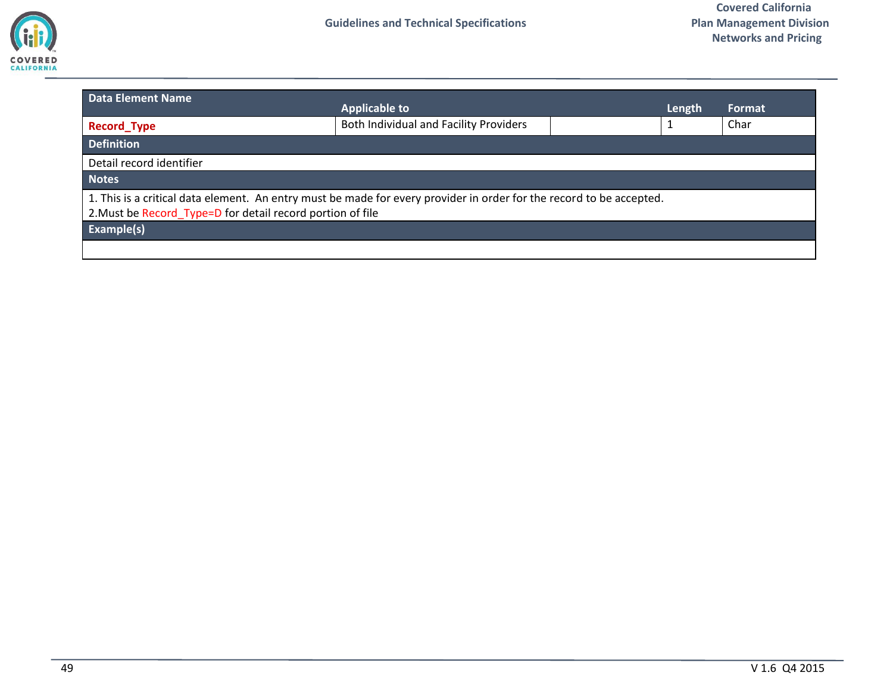| Data Element Name | Applicable to | | Length | Format |
|---|---|---|---|---|
| **Record_Type** | Both Individual and Facility Providers | | 1 | Char |

**Definition**

Detail record identifier

**Notes**

1. This is a critical data element. An entry must be made for every provider in order for the record to be accepted.
2. Must be Record_Type=D for detail record portion of file

**Example(s)**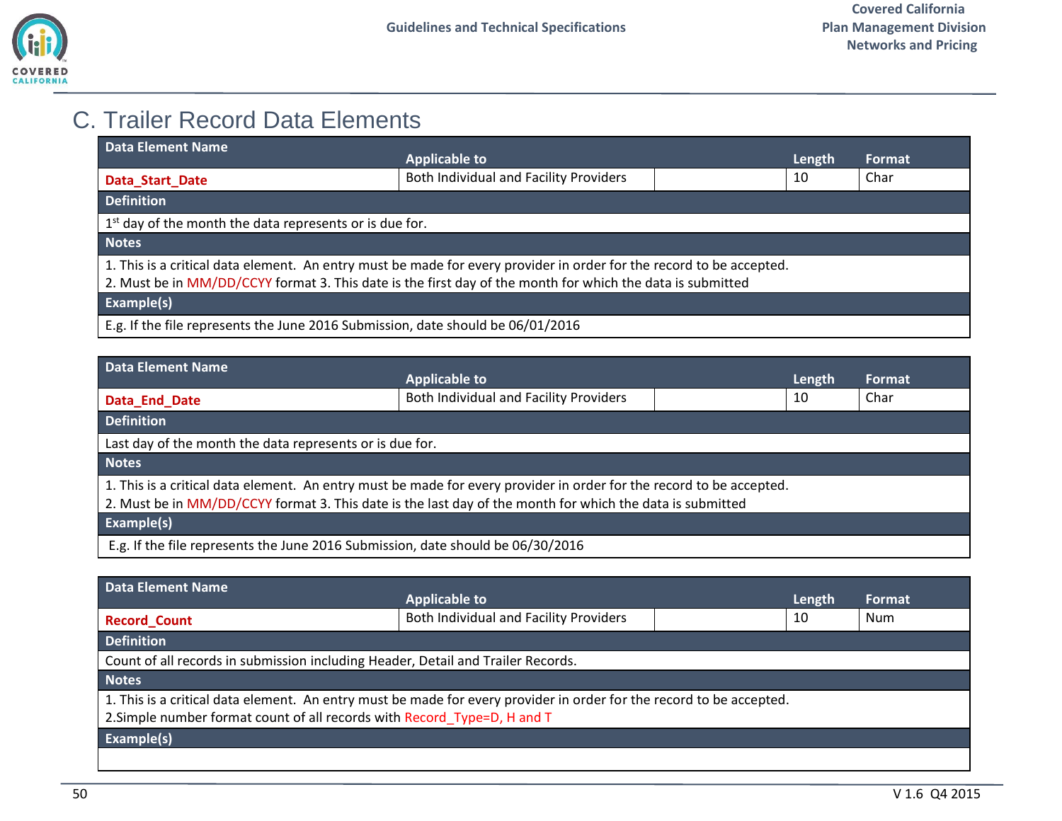## C. Trailer Record Data Elements

| Data Element Name | Applicable to | | Length | Format |
|---|---|---|---|---|
| **Data_Start_Date** | Both Individual and Facility Providers | | 10 | Char |
| **Definition** | | | | |
| 1st day of the month the data represents or is due for. | | | | |
| **Notes** | | | | |
| 1. This is a critical data element. An entry must be made for every provider in order for the record to be accepted.<br>2. Must be in MM/DD/CCYY format 3. This date is the first day of the month for which the data is submitted | | | | |
| **Example(s)** | | | | |
| E.g. If the file represents the June 2016 Submission, date should be 06/01/2016 | | | | |

| Data Element Name | Applicable to | | Length | Format |
|---|---|---|---|---|
| **Data_End_Date** | Both Individual and Facility Providers | | 10 | Char |
| **Definition** | | | | |
| Last day of the month the data represents or is due for. | | | | |
| **Notes** | | | | |
| 1. This is a critical data element. An entry must be made for every provider in order for the record to be accepted.<br>2. Must be in MM/DD/CCYY format 3. This date is the last day of the month for which the data is submitted | | | | |
| **Example(s)** | | | | |
| E.g. If the file represents the June 2016 Submission, date should be 06/30/2016 | | | | |

| Data Element Name | Applicable to | | Length | Format |
|---|---|---|---|---|
| **Record_Count** | Both Individual and Facility Providers | | 10 | Num |
| **Definition** | | | | |
| Count of all records in submission including Header, Detail and Trailer Records. | | | | |
| **Notes** | | | | |
| 1. This is a critical data element. An entry must be made for every provider in order for the record to be accepted.<br>2.Simple number format count of all records with Record_Type=D, H and T | | | | |
| **Example(s)** | | | | |
| | | | | |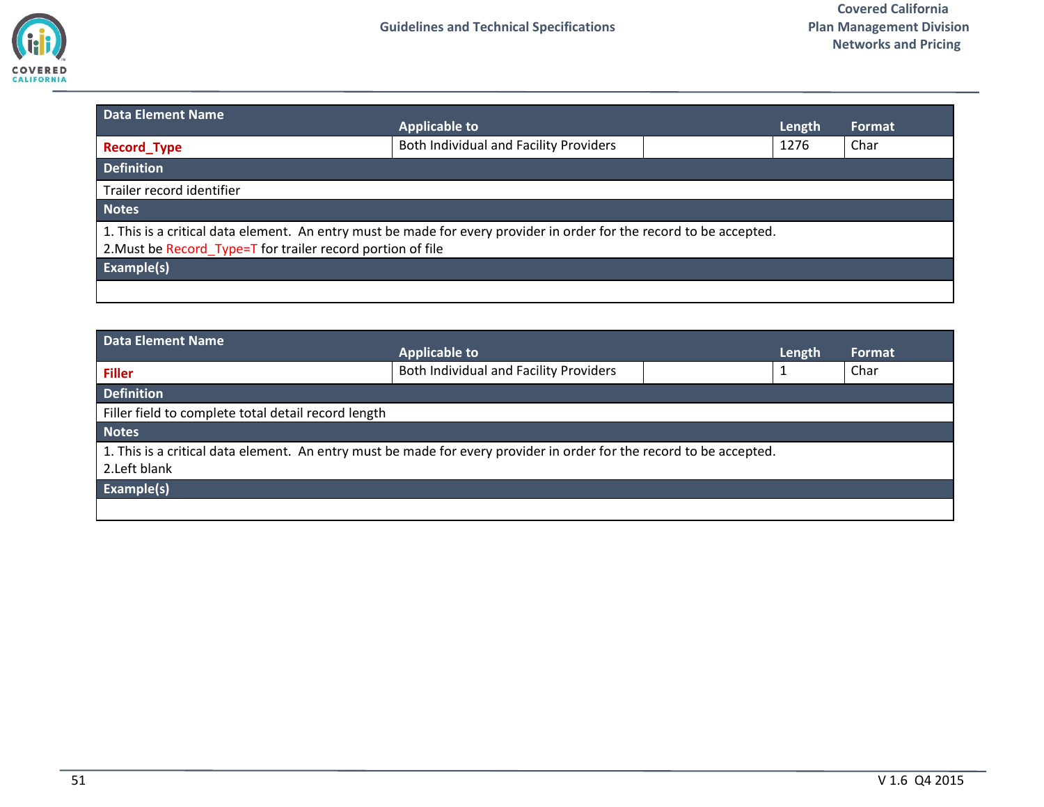| Data Element Name | Applicable to | | Length | Format |
|---|---|---|---|---|
| **Record_Type** | Both Individual and Facility Providers | | 1276 | Char |
| **Definition** | | | | |
| Trailer record identifier | | | | |
| **Notes** | | | | |
| 1. This is a critical data element. An entry must be made for every provider in order for the record to be accepted.<br>2.Must be Record_Type=T for trailer record portion of file | | | | |
| **Example(s)** | | | | |
| | | | | |

| Data Element Name | Applicable to | | Length | Format |
|---|---|---|---|---|
| **Filler** | Both Individual and Facility Providers | | 1 | Char |
| **Definition** | | | | |
| Filler field to complete total detail record length | | | | |
| **Notes** | | | | |
| 1. This is a critical data element. An entry must be made for every provider in order for the record to be accepted.<br>2.Left blank | | | | |
| **Example(s)** | | | | |
| | | | | |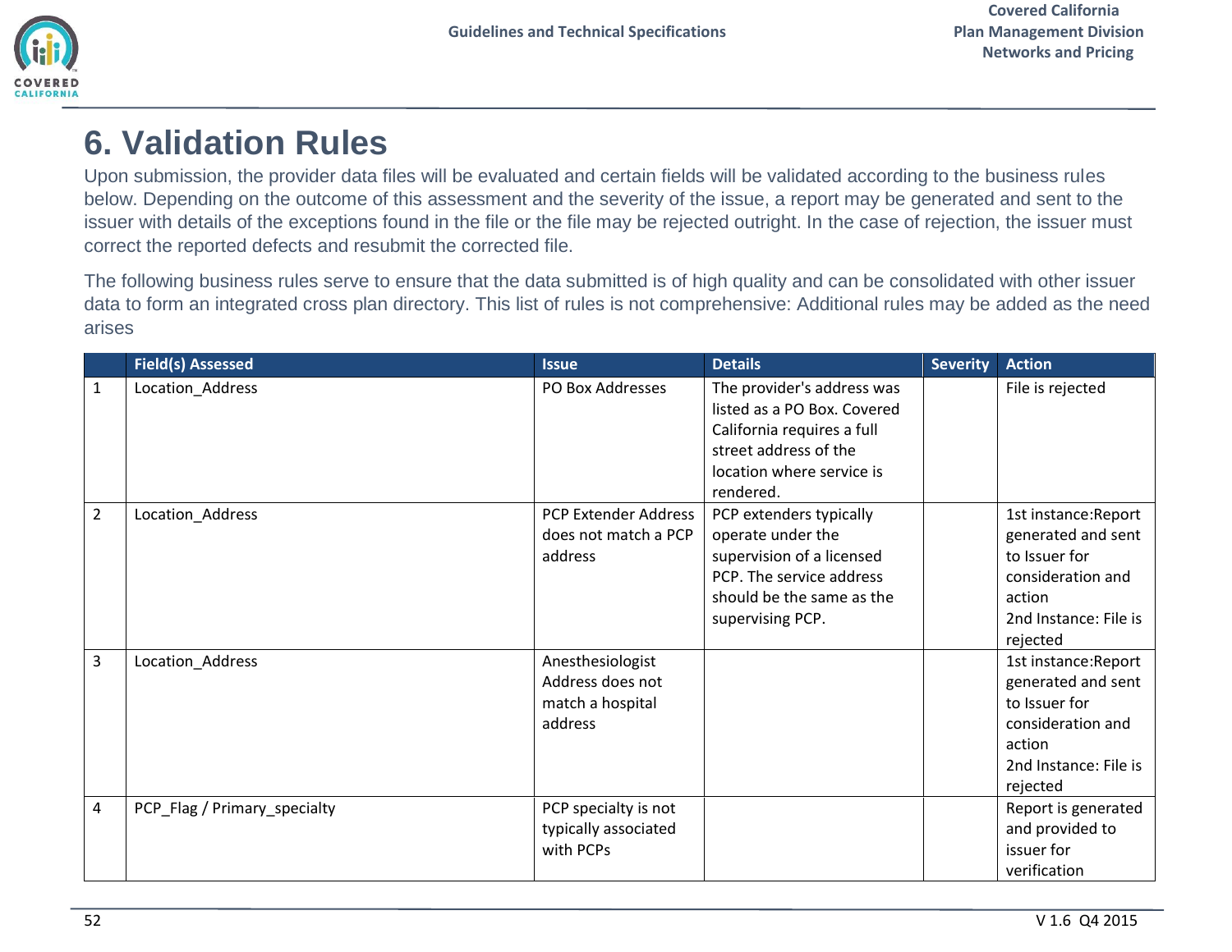# 6. Validation Rules

Upon submission, the provider data files will be evaluated and certain fields will be validated according to the business rules below. Depending on the outcome of this assessment and the severity of the issue, a report may be generated and sent to the issuer with details of the exceptions found in the file or the file may be rejected outright. In the case of rejection, the issuer must correct the reported defects and resubmit the corrected file.

The following business rules serve to ensure that the data submitted is of high quality and can be consolidated with other issuer data to form an integrated cross plan directory. This list of rules is not comprehensive: Additional rules may be added as the need arises

| | Field(s) Assessed | Issue | Details | Severity | Action |
|---|---|---|---|---|---|
| 1 | Location_Address | PO Box Addresses | The provider's address was listed as a PO Box. Covered California requires a full street address of the location where service is rendered. | | File is rejected |
| 2 | Location_Address | PCP Extender Address does not match a PCP address | PCP extenders typically operate under the supervision of a licensed PCP. The service address should be the same as the supervising PCP. | | 1st instance:Report generated and sent to Issuer for consideration and action<br>2nd Instance: File is rejected |
| 3 | Location_Address | Anesthesiologist Address does not match a hospital address | | | 1st instance:Report generated and sent to Issuer for consideration and action<br>2nd Instance: File is rejected |
| 4 | PCP_Flag / Primary_specialty | PCP specialty is not typically associated with PCPs | | | Report is generated and provided to issuer for verification |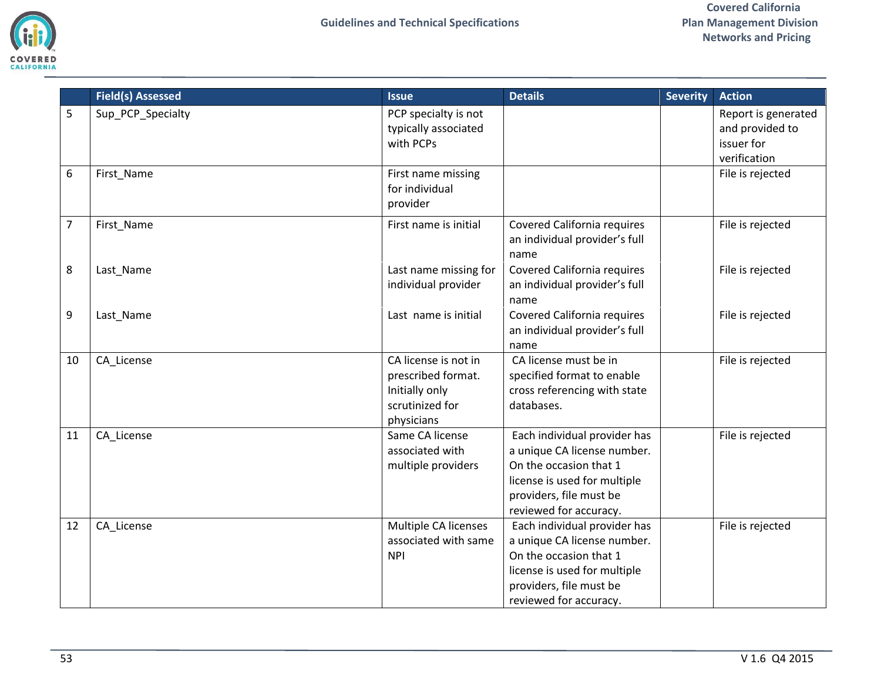| | Field(s) Assessed | Issue | Details | Severity | Action |
|---|---|---|---|---|---|
| 5 | Sup_PCP_Specialty | PCP specialty is not typically associated with PCPs | | | Report is generated and provided to issuer for verification |
| 6 | First_Name | First name missing for individual provider | | | File is rejected |
| 7 | First_Name | First name is initial | Covered California requires an individual provider's full name | | File is rejected |
| 8 | Last_Name | Last name missing for individual provider | Covered California requires an individual provider's full name | | File is rejected |
| 9 | Last_Name | Last name is initial | Covered California requires an individual provider's full name | | File is rejected |
| 10 | CA_License | CA license is not in prescribed format. Initially only scrutinized for physicians | CA license must be in specified format to enable cross referencing with state databases. | | File is rejected |
| 11 | CA_License | Same CA license associated with multiple providers | Each individual provider has a unique CA license number. On the occasion that 1 license is used for multiple providers, file must be reviewed for accuracy. | | File is rejected |
| 12 | CA_License | Multiple CA licenses associated with same NPI | Each individual provider has a unique CA license number. On the occasion that 1 license is used for multiple providers, file must be reviewed for accuracy. | | File is rejected |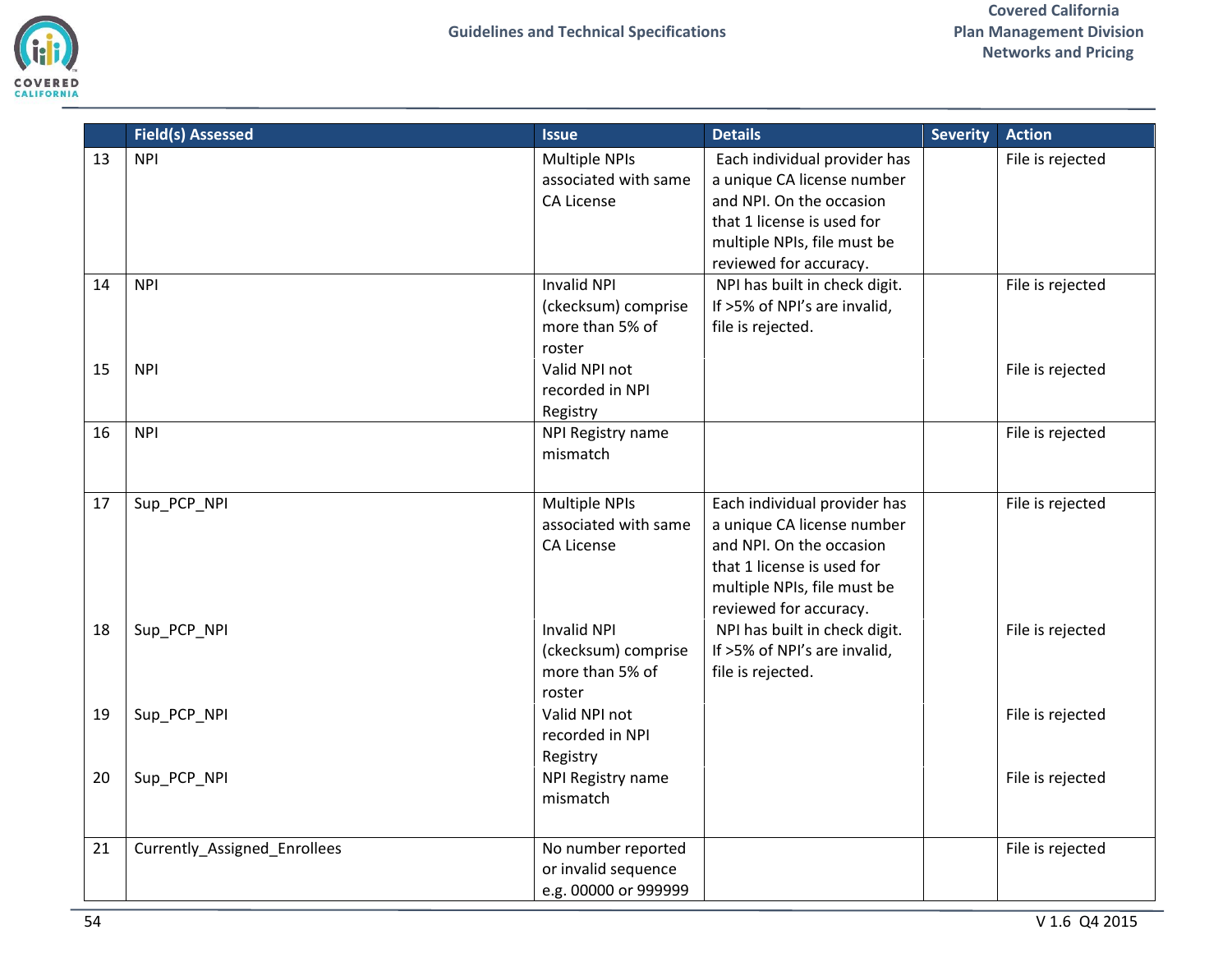| | Field(s) Assessed | Issue | Details | Severity | Action |
|---|---|---|---|---|---|
| 13 | NPI | Multiple NPIs associated with same CA License | Each individual provider has a unique CA license number and NPI. On the occasion that 1 license is used for multiple NPIs, file must be reviewed for accuracy. | | File is rejected |
| 14 | NPI | Invalid NPI (ckecksum) comprise more than 5% of roster | NPI has built in check digit. If >5% of NPI's are invalid, file is rejected. | | File is rejected |
| 15 | NPI | Valid NPI not recorded in NPI Registry | | | File is rejected |
| 16 | NPI | NPI Registry name mismatch | | | File is rejected |
| 17 | Sup_PCP_NPI | Multiple NPIs associated with same CA License | Each individual provider has a unique CA license number and NPI. On the occasion that 1 license is used for multiple NPIs, file must be reviewed for accuracy. | | File is rejected |
| 18 | Sup_PCP_NPI | Invalid NPI (ckecksum) comprise more than 5% of roster | NPI has built in check digit. If >5% of NPI's are invalid, file is rejected. | | File is rejected |
| 19 | Sup_PCP_NPI | Valid NPI not recorded in NPI Registry | | | File is rejected |
| 20 | Sup_PCP_NPI | NPI Registry name mismatch | | | File is rejected |
| 21 | Currently_Assigned_Enrollees | No number reported or invalid sequence e.g. 00000 or 999999 | | | File is rejected |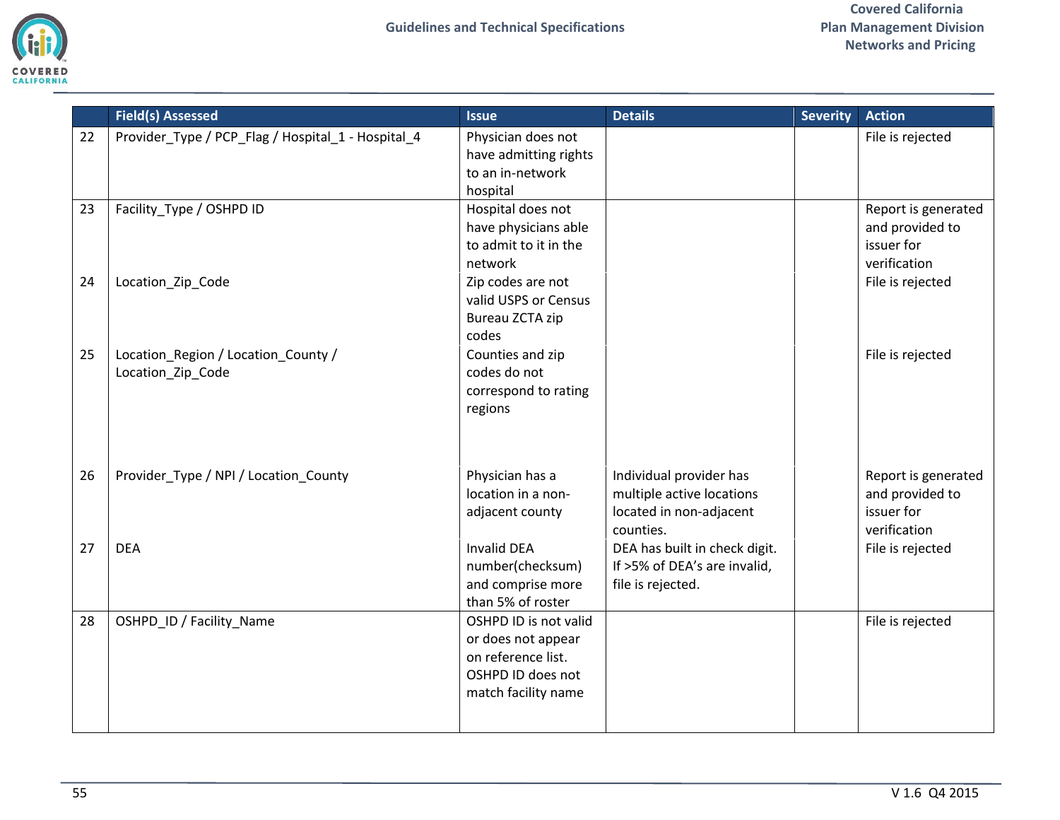|  | Field(s) Assessed | Issue | Details | Severity | Action |
|---|---|---|---|---|---|
| 22 | Provider_Type / PCP_Flag / Hospital_1 - Hospital_4 | Physician does not have admitting rights to an in-network hospital |  |  | File is rejected |
| 23 | Facility_Type / OSHPD ID | Hospital does not have physicians able to admit to it in the network |  |  | Report is generated and provided to issuer for verification |
| 24 | Location_Zip_Code | Zip codes are not valid USPS or Census Bureau ZCTA zip codes |  |  | File is rejected |
| 25 | Location_Region / Location_County / Location_Zip_Code | Counties and zip codes do not correspond to rating regions |  |  | File is rejected |
| 26 | Provider_Type / NPI / Location_County | Physician has a location in a non-adjacent county | Individual provider has multiple active locations located in non-adjacent counties. |  | Report is generated and provided to issuer for verification |
| 27 | DEA | Invalid DEA number(checksum) and comprise more than 5% of roster | DEA has built in check digit. If >5% of DEA's are invalid, file is rejected. |  | File is rejected |
| 28 | OSHPD_ID / Facility_Name | OSHPD ID is not valid or does not appear on reference list. OSHPD ID does not match facility name |  |  | File is rejected |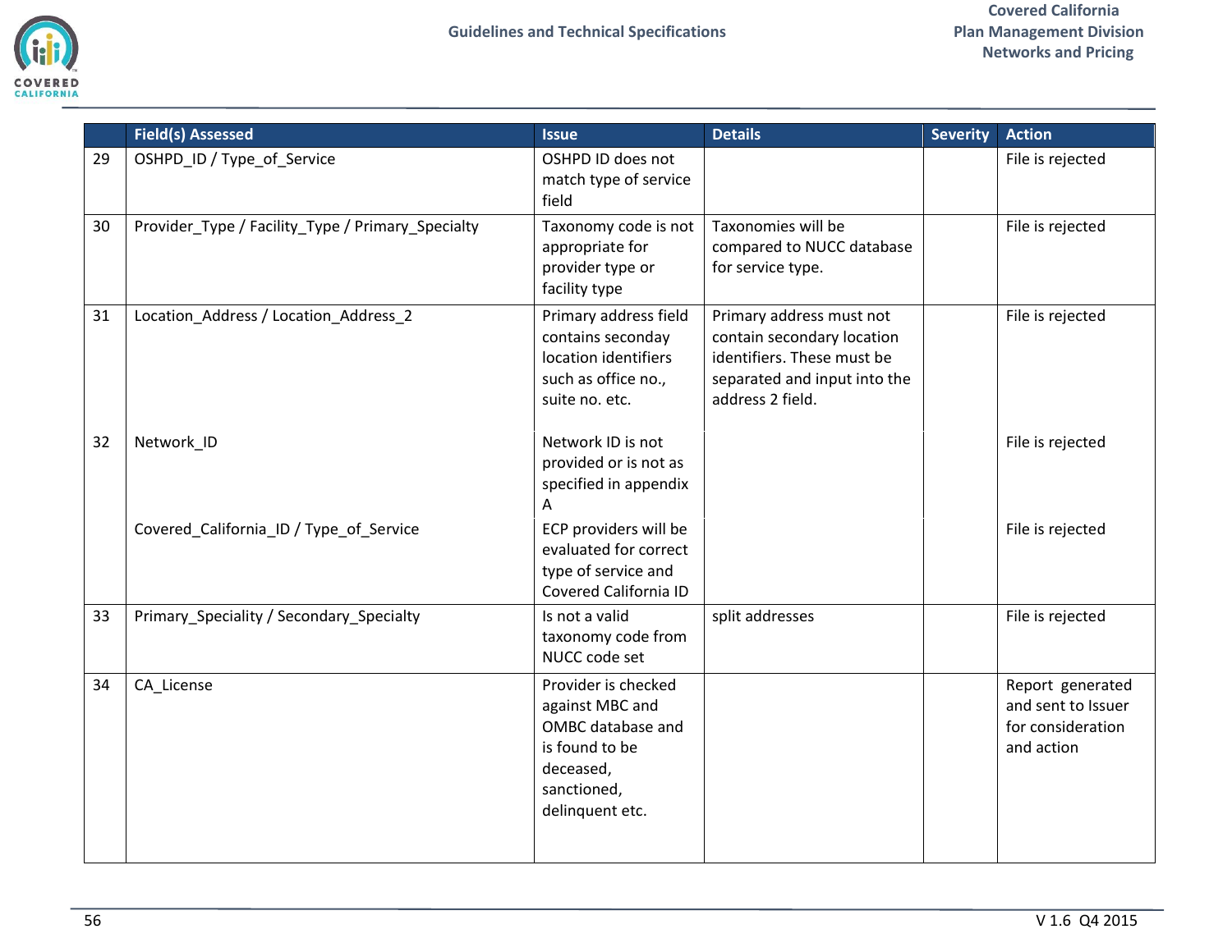| | Field(s) Assessed | Issue | Details | Severity | Action |
|---|---|---|---|---|---|
| 29 | OSHPD_ID / Type_of_Service | OSHPD ID does not match type of service field | | | File is rejected |
| 30 | Provider_Type / Facility_Type / Primary_Specialty | Taxonomy code is not appropriate for provider type or facility type | Taxonomies will be compared to NUCC database for service type. | | File is rejected |
| 31 | Location_Address / Location_Address_2 | Primary address field contains seconday location identifiers such as office no., suite no. etc. | Primary address must not contain secondary location identifiers. These must be separated and input into the address 2 field. | | File is rejected |
| 32 | Network_ID | Network ID is not provided or is not as specified in appendix A | | | File is rejected |
| | Covered_California_ID / Type_of_Service | ECP providers will be evaluated for correct type of service and Covered California ID | | | File is rejected |
| 33 | Primary_Speciality / Secondary_Specialty | Is not a valid taxonomy code from NUCC code set | split addresses | | File is rejected |
| 34 | CA_License | Provider is checked against MBC and OMBC database and is found to be deceased, sanctioned, delinquent etc. | | | Report generated and sent to Issuer for consideration and action |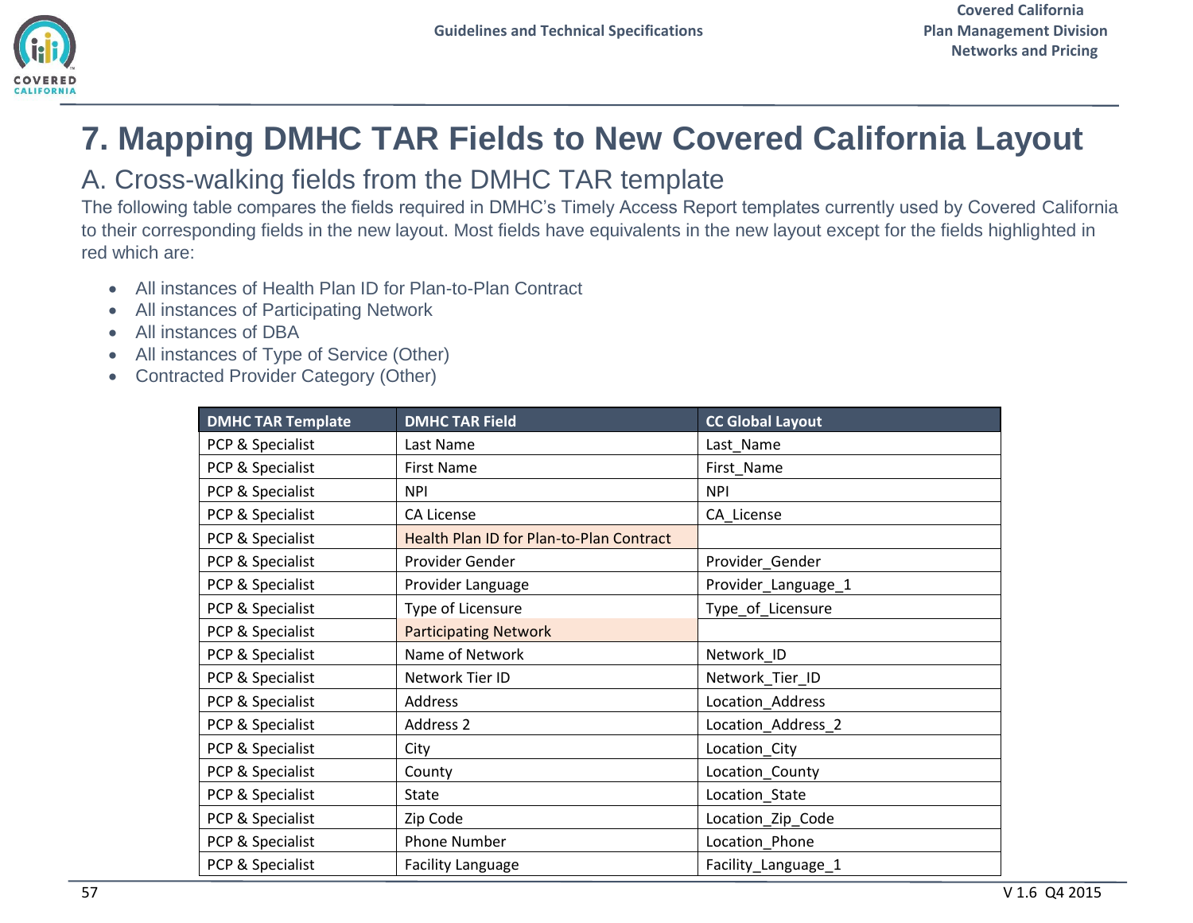# 7. Mapping DMHC TAR Fields to New Covered California Layout

## A. Cross-walking fields from the DMHC TAR template

The following table compares the fields required in DMHC's Timely Access Report templates currently used by Covered California to their corresponding fields in the new layout. Most fields have equivalents in the new layout except for the fields highlighted in red which are:

- All instances of Health Plan ID for Plan-to-Plan Contract
- All instances of Participating Network
- All instances of DBA
- All instances of Type of Service (Other)
- Contracted Provider Category (Other)

| DMHC TAR Template | DMHC TAR Field | CC Global Layout |
|---|---|---|
| PCP & Specialist | Last Name | Last_Name |
| PCP & Specialist | First Name | First_Name |
| PCP & Specialist | NPI | NPI |
| PCP & Specialist | CA License | CA_License |
| PCP & Specialist | Health Plan ID for Plan-to-Plan Contract | |
| PCP & Specialist | Provider Gender | Provider_Gender |
| PCP & Specialist | Provider Language | Provider_Language_1 |
| PCP & Specialist | Type of Licensure | Type_of_Licensure |
| PCP & Specialist | Participating Network | |
| PCP & Specialist | Name of Network | Network_ID |
| PCP & Specialist | Network Tier ID | Network_Tier_ID |
| PCP & Specialist | Address | Location_Address |
| PCP & Specialist | Address 2 | Location_Address_2 |
| PCP & Specialist | City | Location_City |
| PCP & Specialist | County | Location_County |
| PCP & Specialist | State | Location_State |
| PCP & Specialist | Zip Code | Location_Zip_Code |
| PCP & Specialist | Phone Number | Location_Phone |
| PCP & Specialist | Facility Language | Facility_Language_1 |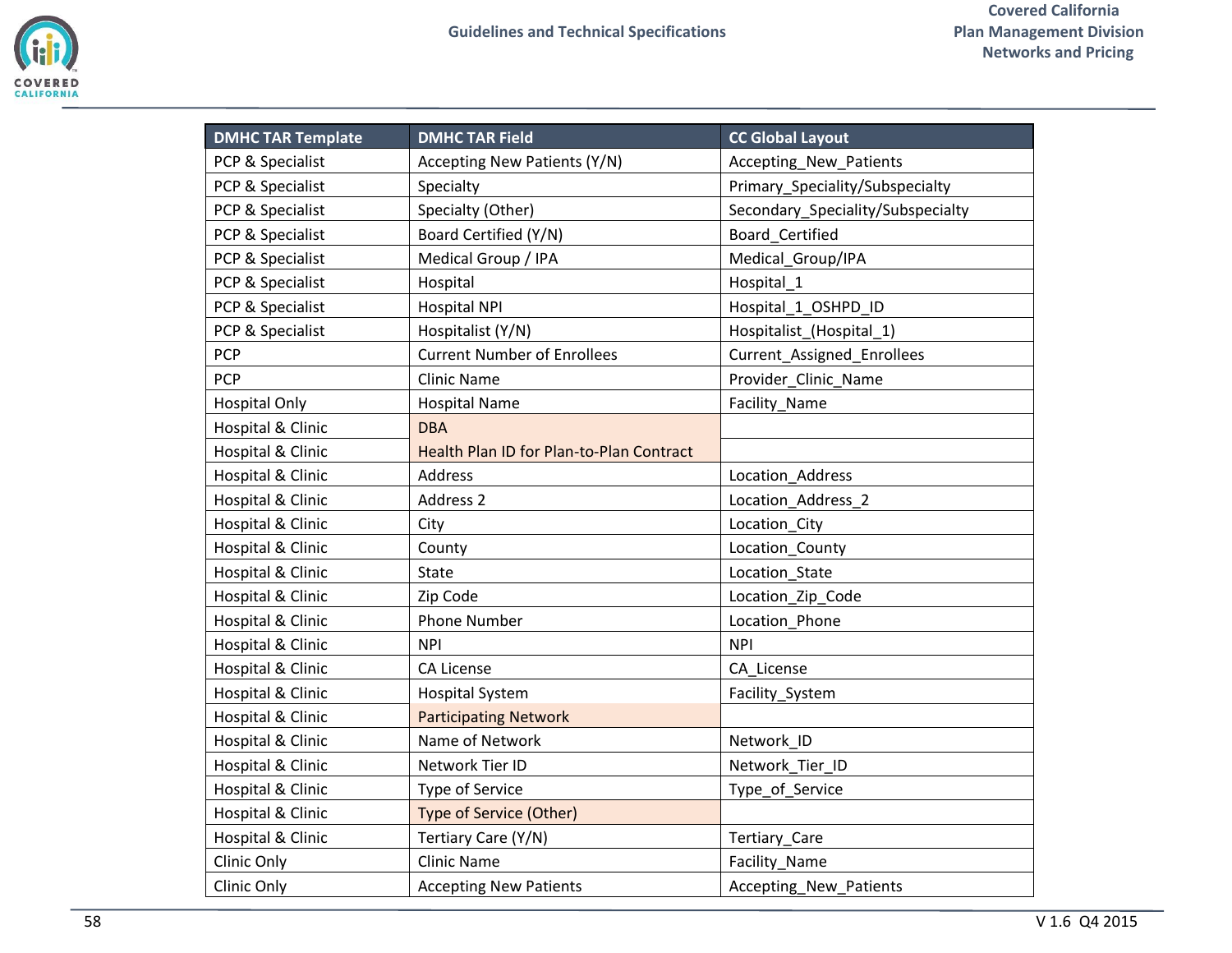| DMHC TAR Template | DMHC TAR Field | CC Global Layout |
| --- | --- | --- |
| PCP & Specialist | Accepting New Patients (Y/N) | Accepting_New_Patients |
| PCP & Specialist | Specialty | Primary_Speciality/Subspecialty |
| PCP & Specialist | Specialty (Other) | Secondary_Speciality/Subspecialty |
| PCP & Specialist | Board Certified (Y/N) | Board_Certified |
| PCP & Specialist | Medical Group / IPA | Medical_Group/IPA |
| PCP & Specialist | Hospital | Hospital_1 |
| PCP & Specialist | Hospital NPI | Hospital_1_OSHPD_ID |
| PCP & Specialist | Hospitalist (Y/N) | Hospitalist_(Hospital_1) |
| PCP | Current Number of Enrollees | Current_Assigned_Enrollees |
| PCP | Clinic Name | Provider_Clinic_Name |
| Hospital Only | Hospital Name | Facility_Name |
| Hospital & Clinic | DBA | |
| Hospital & Clinic | Health Plan ID for Plan-to-Plan Contract | |
| Hospital & Clinic | Address | Location_Address |
| Hospital & Clinic | Address 2 | Location_Address_2 |
| Hospital & Clinic | City | Location_City |
| Hospital & Clinic | County | Location_County |
| Hospital & Clinic | State | Location_State |
| Hospital & Clinic | Zip Code | Location_Zip_Code |
| Hospital & Clinic | Phone Number | Location_Phone |
| Hospital & Clinic | NPI | NPI |
| Hospital & Clinic | CA License | CA_License |
| Hospital & Clinic | Hospital System | Facility_System |
| Hospital & Clinic | Participating Network | |
| Hospital & Clinic | Name of Network | Network_ID |
| Hospital & Clinic | Network Tier ID | Network_Tier_ID |
| Hospital & Clinic | Type of Service | Type_of_Service |
| Hospital & Clinic | Type of Service (Other) | |
| Hospital & Clinic | Tertiary Care (Y/N) | Tertiary_Care |
| Clinic Only | Clinic Name | Facility_Name |
| Clinic Only | Accepting New Patients | Accepting_New_Patients |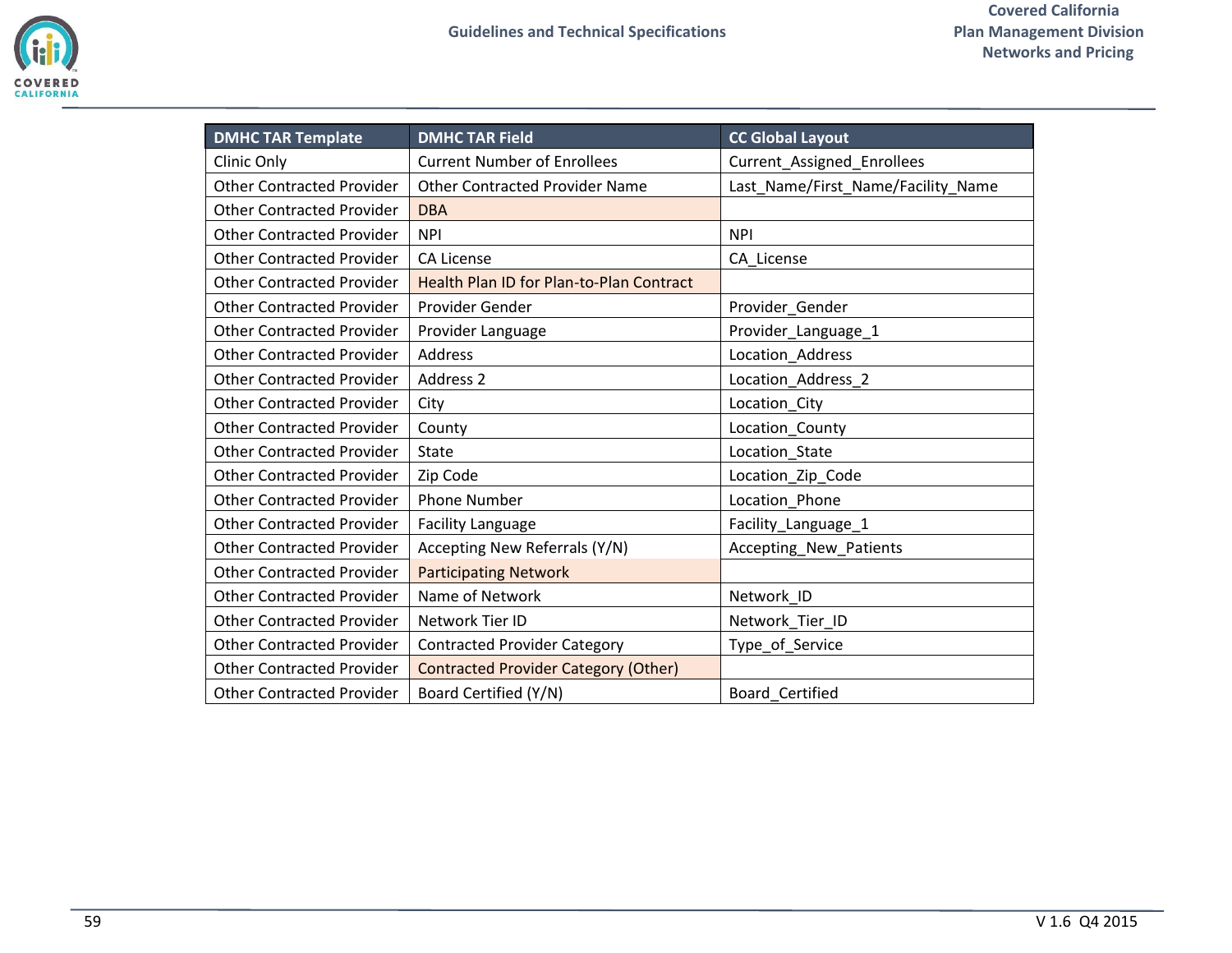| DMHC TAR Template | DMHC TAR Field | CC Global Layout |
|---|---|---|
| Clinic Only | Current Number of Enrollees | Current_Assigned_Enrollees |
| Other Contracted Provider | Other Contracted Provider Name | Last_Name/First_Name/Facility_Name |
| Other Contracted Provider | DBA | |
| Other Contracted Provider | NPI | NPI |
| Other Contracted Provider | CA License | CA_License |
| Other Contracted Provider | Health Plan ID for Plan-to-Plan Contract | |
| Other Contracted Provider | Provider Gender | Provider_Gender |
| Other Contracted Provider | Provider Language | Provider_Language_1 |
| Other Contracted Provider | Address | Location_Address |
| Other Contracted Provider | Address 2 | Location_Address_2 |
| Other Contracted Provider | City | Location_City |
| Other Contracted Provider | County | Location_County |
| Other Contracted Provider | State | Location_State |
| Other Contracted Provider | Zip Code | Location_Zip_Code |
| Other Contracted Provider | Phone Number | Location_Phone |
| Other Contracted Provider | Facility Language | Facility_Language_1 |
| Other Contracted Provider | Accepting New Referrals (Y/N) | Accepting_New_Patients |
| Other Contracted Provider | Participating Network | |
| Other Contracted Provider | Name of Network | Network_ID |
| Other Contracted Provider | Network Tier ID | Network_Tier_ID |
| Other Contracted Provider | Contracted Provider Category | Type_of_Service |
| Other Contracted Provider | Contracted Provider Category (Other) | |
| Other Contracted Provider | Board Certified (Y/N) | Board_Certified |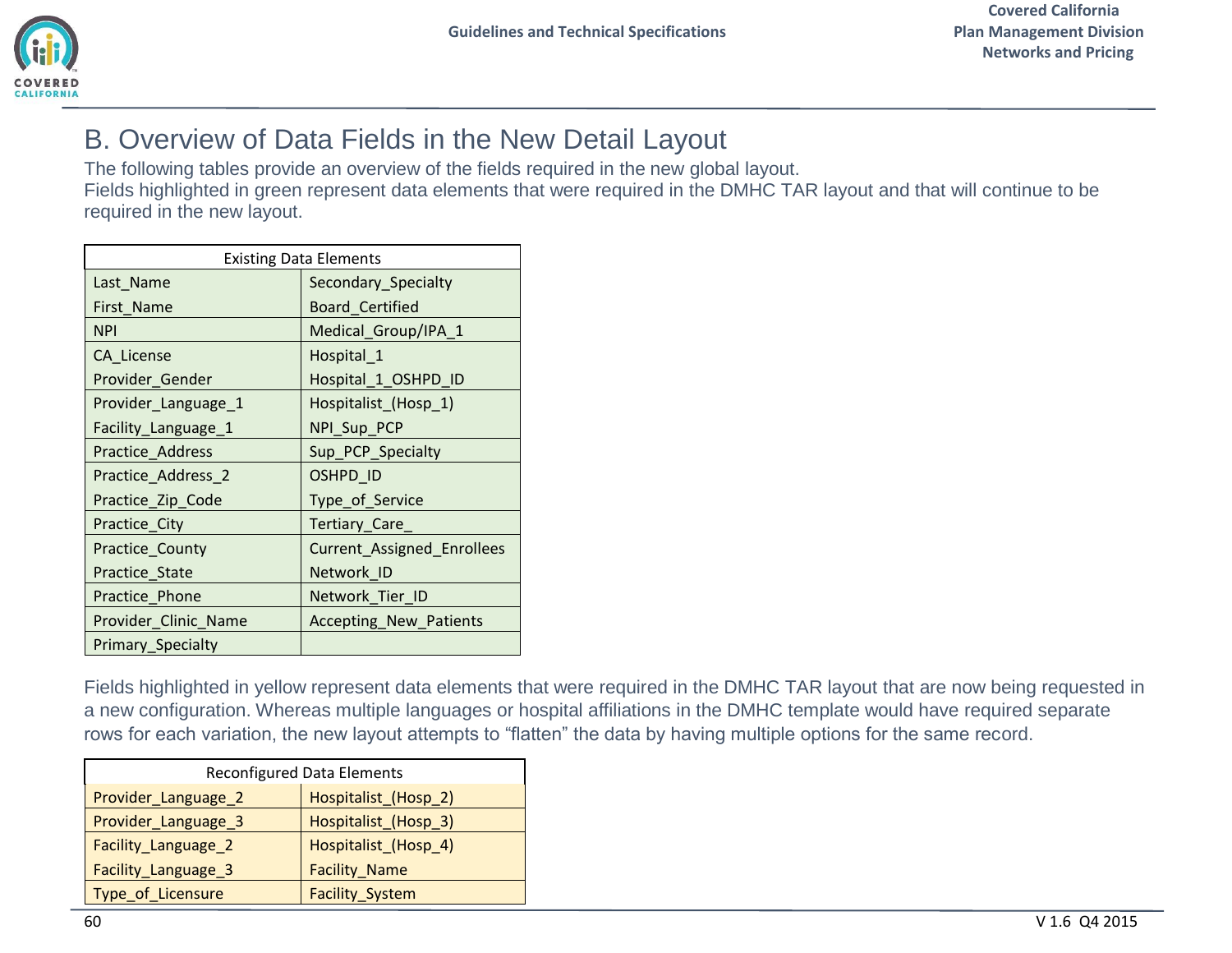# B. Overview of Data Fields in the New Detail Layout

The following tables provide an overview of the fields required in the new global layout.
Fields highlighted in green represent data elements that were required in the DMHC TAR layout and that will continue to be required in the new layout.

| Existing Data Elements | |
|---|---|
| Last_Name | Secondary_Specialty |
| First_Name | Board_Certified |
| NPI | Medical_Group/IPA_1 |
| CA_License | Hospital_1 |
| Provider_Gender | Hospital_1_OSHPD_ID |
| Provider_Language_1 | Hospitalist_(Hosp_1) |
| Facility_Language_1 | NPI_Sup_PCP |
| Practice_Address | Sup_PCP_Specialty |
| Practice_Address_2 | OSHPD_ID |
| Practice_Zip_Code | Type_of_Service |
| Practice_City | Tertiary_Care_ |
| Practice_County | Current_Assigned_Enrollees |
| Practice_State | Network_ID |
| Practice_Phone | Network_Tier_ID |
| Provider_Clinic_Name | Accepting_New_Patients |
| Primary_Specialty | |

Fields highlighted in yellow represent data elements that were required in the DMHC TAR layout that are now being requested in a new configuration. Whereas multiple languages or hospital affiliations in the DMHC template would have required separate rows for each variation, the new layout attempts to “flatten” the data by having multiple options for the same record.

| Reconfigured Data Elements | |
|---|---|
| Provider_Language_2 | Hospitalist_(Hosp_2) |
| Provider_Language_3 | Hospitalist_(Hosp_3) |
| Facility_Language_2 | Hospitalist_(Hosp_4) |
| Facility_Language_3 | Facility_Name |
| Type_of_Licensure | Facility_System |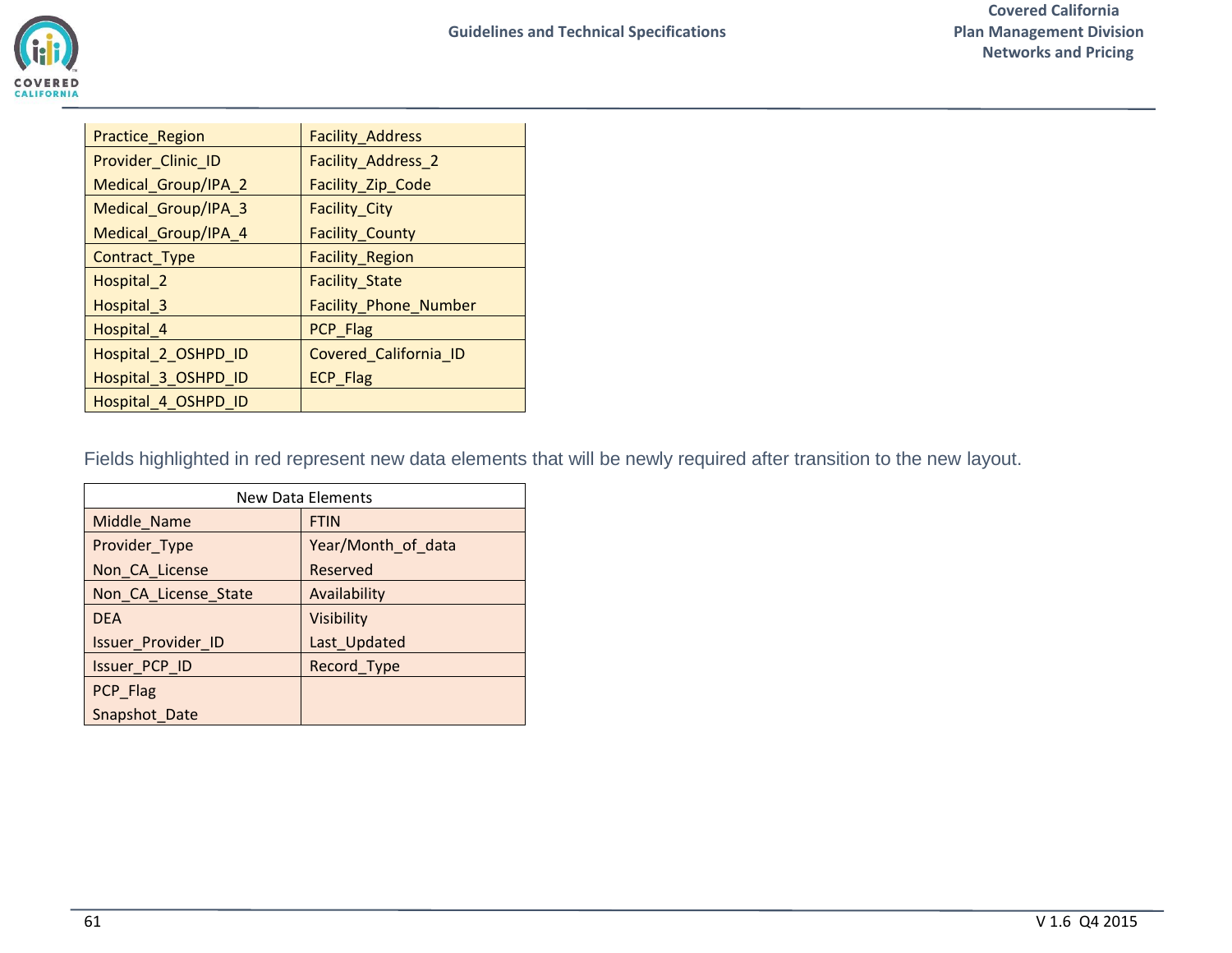| | |
|---|---|
| Practice_Region | Facility_Address |
| Provider_Clinic_ID<br>Medical_Group/IPA_2 | Facility_Address_2<br>Facility_Zip_Code |
| Medical_Group/IPA_3<br>Medical_Group/IPA_4 | Facility_City<br>Facility_County |
| Contract_Type | Facility_Region |
| Hospital_2<br>Hospital_3 | Facility_State<br>Facility_Phone_Number |
| Hospital_4 | PCP_Flag |
| Hospital_2_OSHPD_ID<br>Hospital_3_OSHPD_ID | Covered_California_ID<br>ECP_Flag |
| Hospital_4_OSHPD_ID | |

Fields highlighted in red represent new data elements that will be newly required after transition to the new layout.

| New Data Elements | |
|---|---|
| Middle_Name | FTIN |
| Provider_Type<br>Non_CA_License | Year/Month_of_data<br>Reserved |
| Non_CA_License_State | Availability |
| DEA<br>Issuer_Provider_ID | Visibility<br>Last_Updated |
| Issuer_PCP_ID | Record_Type |
| PCP_Flag<br>Snapshot_Date | |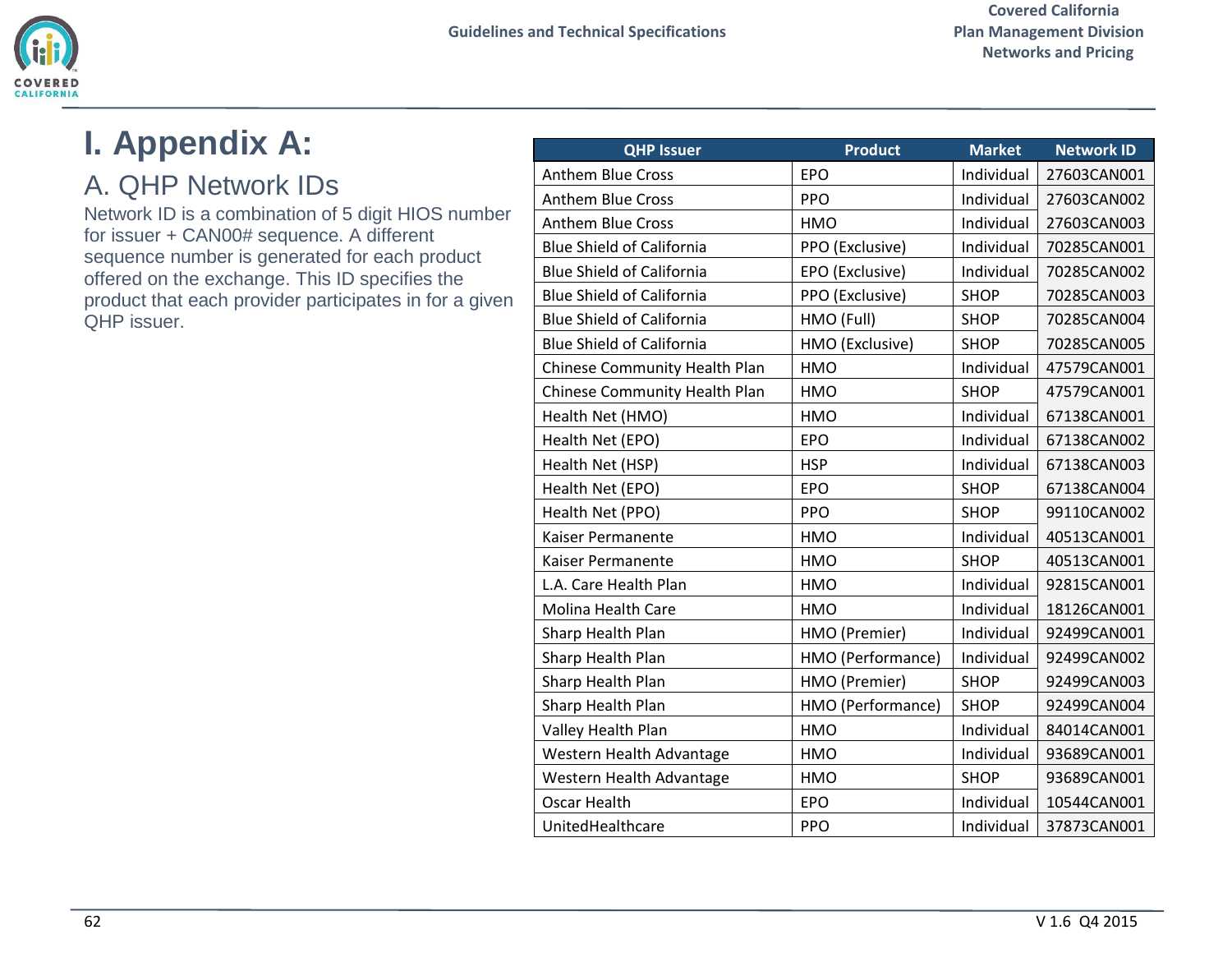# I. Appendix A:

## A. QHP Network IDs

Network ID is a combination of 5 digit HIOS number for issuer + CAN00# sequence. A different sequence number is generated for each product offered on the exchange. This ID specifies the product that each provider participates in for a given QHP issuer.

| QHP Issuer | Product | Market | Network ID |
|---|---|---|---|
| Anthem Blue Cross | EPO | Individual | 27603CAN001 |
| Anthem Blue Cross | PPO | Individual | 27603CAN002 |
| Anthem Blue Cross | HMO | Individual | 27603CAN003 |
| Blue Shield of California | PPO (Exclusive) | Individual | 70285CAN001 |
| Blue Shield of California | EPO (Exclusive) | Individual | 70285CAN002 |
| Blue Shield of California | PPO (Exclusive) | SHOP | 70285CAN003 |
| Blue Shield of California | HMO (Full) | SHOP | 70285CAN004 |
| Blue Shield of California | HMO (Exclusive) | SHOP | 70285CAN005 |
| Chinese Community Health Plan | HMO | Individual | 47579CAN001 |
| Chinese Community Health Plan | HMO | SHOP | 47579CAN001 |
| Health Net (HMO) | HMO | Individual | 67138CAN001 |
| Health Net (EPO) | EPO | Individual | 67138CAN002 |
| Health Net (HSP) | HSP | Individual | 67138CAN003 |
| Health Net (EPO) | EPO | SHOP | 67138CAN004 |
| Health Net (PPO) | PPO | SHOP | 99110CAN002 |
| Kaiser Permanente | HMO | Individual | 40513CAN001 |
| Kaiser Permanente | HMO | SHOP | 40513CAN001 |
| L.A. Care Health Plan | HMO | Individual | 92815CAN001 |
| Molina Health Care | HMO | Individual | 18126CAN001 |
| Sharp Health Plan | HMO (Premier) | Individual | 92499CAN001 |
| Sharp Health Plan | HMO (Performance) | Individual | 92499CAN002 |
| Sharp Health Plan | HMO (Premier) | SHOP | 92499CAN003 |
| Sharp Health Plan | HMO (Performance) | SHOP | 92499CAN004 |
| Valley Health Plan | HMO | Individual | 84014CAN001 |
| Western Health Advantage | HMO | Individual | 93689CAN001 |
| Western Health Advantage | HMO | SHOP | 93689CAN001 |
| Oscar Health | EPO | Individual | 10544CAN001 |
| UnitedHealthcare | PPO | Individual | 37873CAN001 |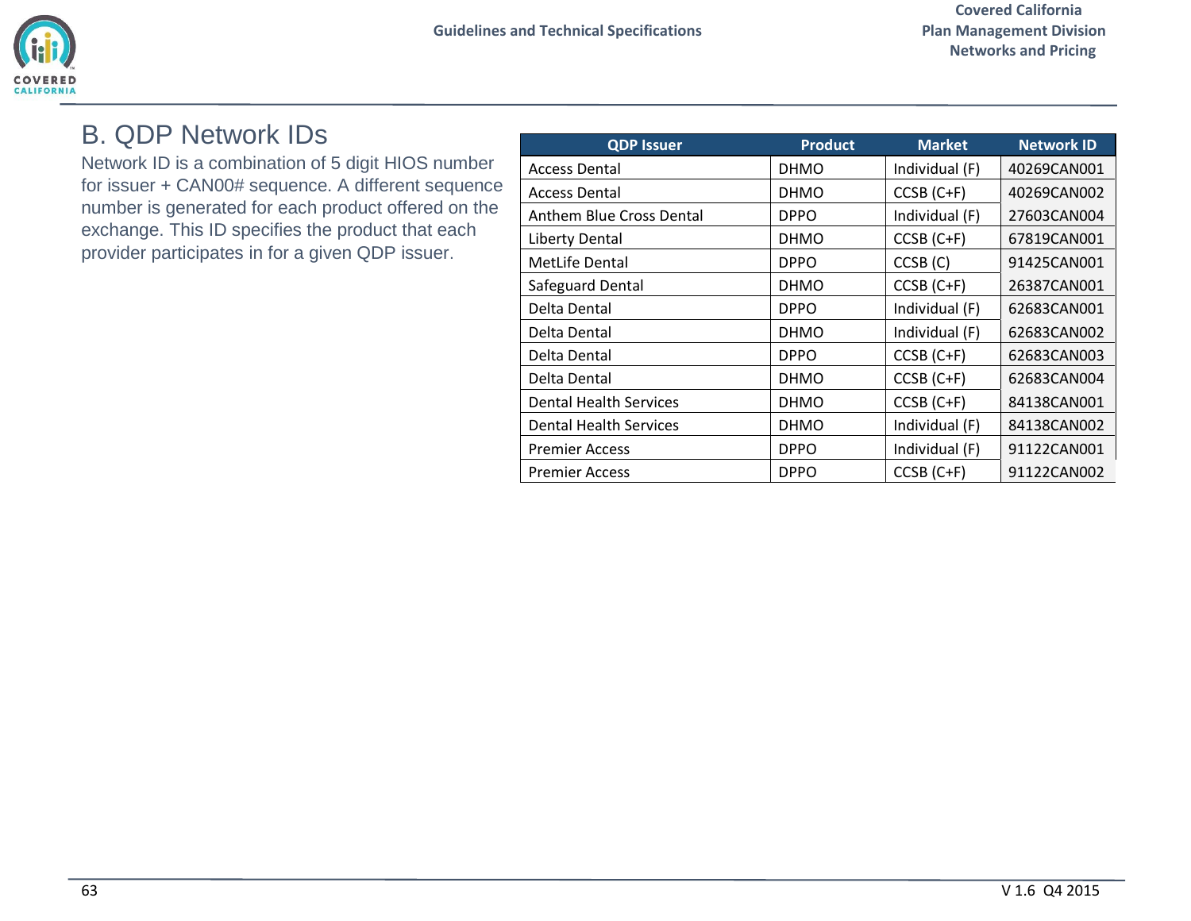## B. QDP Network IDs

Network ID is a combination of 5 digit HIOS number for issuer + CAN00# sequence. A different sequence number is generated for each product offered on the exchange. This ID specifies the product that each provider participates in for a given QDP issuer.

| QDP Issuer | Product | Market | Network ID |
| --- | --- | --- | --- |
| Access Dental | DHMO | Individual (F) | 40269CAN001 |
| Access Dental | DHMO | CCSB (C+F) | 40269CAN002 |
| Anthem Blue Cross Dental | DPPO | Individual (F) | 27603CAN004 |
| Liberty Dental | DHMO | CCSB (C+F) | 67819CAN001 |
| MetLife Dental | DPPO | CCSB (C) | 91425CAN001 |
| Safeguard Dental | DHMO | CCSB (C+F) | 26387CAN001 |
| Delta Dental | DPPO | Individual (F) | 62683CAN001 |
| Delta Dental | DHMO | Individual (F) | 62683CAN002 |
| Delta Dental | DPPO | CCSB (C+F) | 62683CAN003 |
| Delta Dental | DHMO | CCSB (C+F) | 62683CAN004 |
| Dental Health Services | DHMO | CCSB (C+F) | 84138CAN001 |
| Dental Health Services | DHMO | Individual (F) | 84138CAN002 |
| Premier Access | DPPO | Individual (F) | 91122CAN001 |
| Premier Access | DPPO | CCSB (C+F) | 91122CAN002 |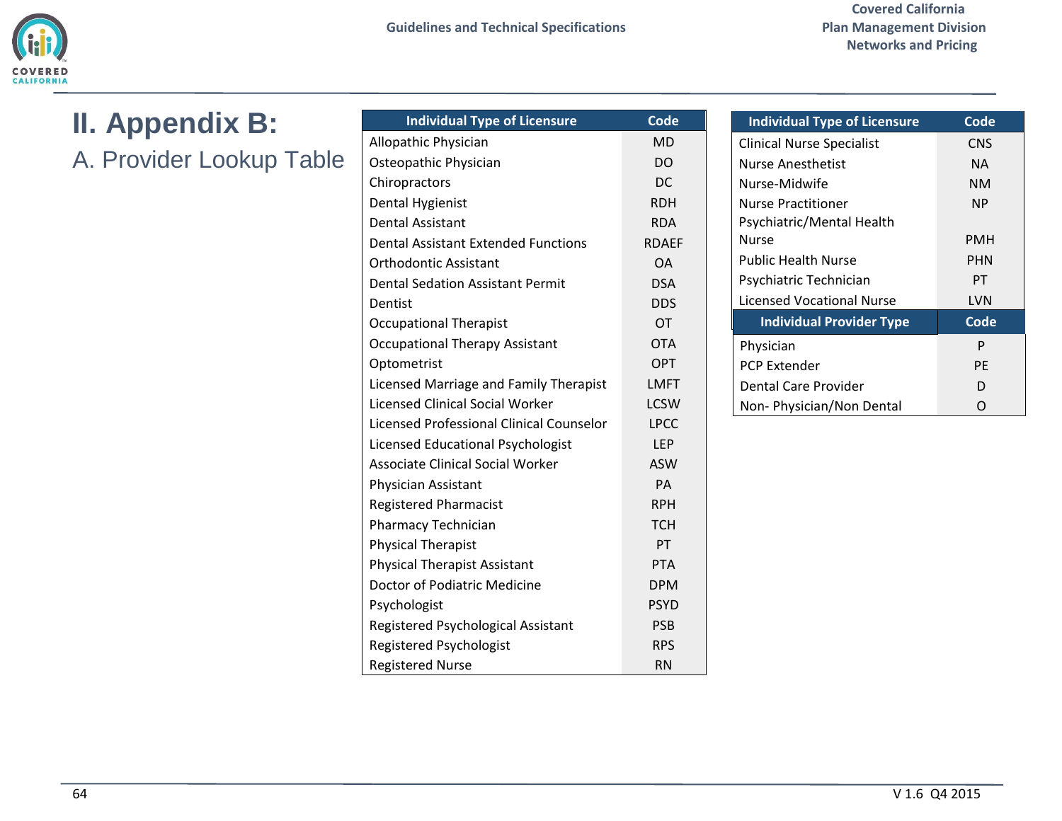# II. Appendix B:

## A. Provider Lookup Table

| Individual Type of Licensure | Code |
|---|---|
| Allopathic Physician | MD |
| Osteopathic Physician | DO |
| Chiropractors | DC |
| Dental Hygienist | RDH |
| Dental Assistant | RDA |
| Dental Assistant Extended Functions | RDAEF |
| Orthodontic Assistant | OA |
| Dental Sedation Assistant Permit | DSA |
| Dentist | DDS |
| Occupational Therapist | OT |
| Occupational Therapy Assistant | OTA |
| Optometrist | OPT |
| Licensed Marriage and Family Therapist | LMFT |
| Licensed Clinical Social Worker | LCSW |
| Licensed Professional Clinical Counselor | LPCC |
| Licensed Educational Psychologist | LEP |
| Associate Clinical Social Worker | ASW |
| Physician Assistant | PA |
| Registered Pharmacist | RPH |
| Pharmacy Technician | TCH |
| Physical Therapist | PT |
| Physical Therapist Assistant | PTA |
| Doctor of Podiatric Medicine | DPM |
| Psychologist | PSYD |
| Registered Psychological Assistant | PSB |
| Registered Psychologist | RPS |
| Registered Nurse | RN |

| Individual Type of Licensure | Code |
|---|---|
| Clinical Nurse Specialist | CNS |
| Nurse Anesthetist | NA |
| Nurse-Midwife | NM |
| Nurse Practitioner | NP |
| Psychiatric/Mental Health Nurse | PMH |
| Public Health Nurse | PHN |
| Psychiatric Technician | PT |
| Licensed Vocational Nurse | LVN |

| Individual Provider Type | Code |
|---|---|
| Physician | P |
| PCP Extender | PE |
| Dental Care Provider | D |
| Non- Physician/Non Dental | O |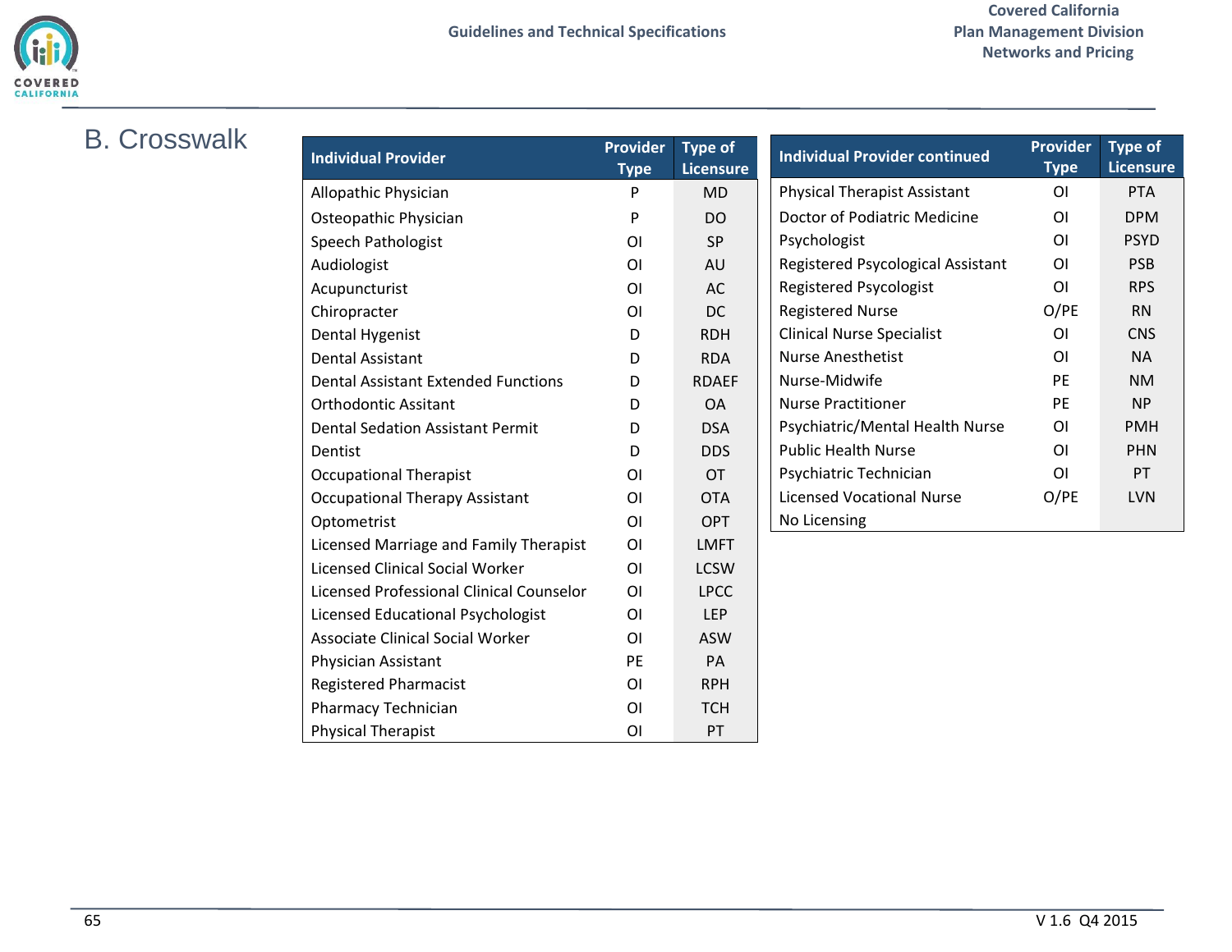## B. Crosswalk

| Individual Provider | Provider Type | Type of Licensure |
|---|---|---|
| Allopathic Physician | P | MD |
| Osteopathic Physician | P | DO |
| Speech Pathologist | OI | SP |
| Audiologist | OI | AU |
| Acupuncturist | OI | AC |
| Chiropracter | OI | DC |
| Dental Hygenist | D | RDH |
| Dental Assistant | D | RDA |
| Dental Assistant Extended Functions | D | RDAEF |
| Orthodontic Assitant | D | OA |
| Dental Sedation Assistant Permit | D | DSA |
| Dentist | D | DDS |
| Occupational Therapist | OI | OT |
| Occupational Therapy Assistant | OI | OTA |
| Optometrist | OI | OPT |
| Licensed Marriage and Family Therapist | OI | LMFT |
| Licensed Clinical Social Worker | OI | LCSW |
| Licensed Professional Clinical Counselor | OI | LPCC |
| Licensed Educational Psychologist | OI | LEP |
| Associate Clinical Social Worker | OI | ASW |
| Physician Assistant | PE | PA |
| Registered Pharmacist | OI | RPH |
| Pharmacy Technician | OI | TCH |
| Physical Therapist | OI | PT |

| Individual Provider continued | Provider Type | Type of Licensure |
|---|---|---|
| Physical Therapist Assistant | OI | PTA |
| Doctor of Podiatric Medicine | OI | DPM |
| Psychologist | OI | PSYD |
| Registered Psycological Assistant | OI | PSB |
| Registered Psycologist | OI | RPS |
| Registered Nurse | O/PE | RN |
| Clinical Nurse Specialist | OI | CNS |
| Nurse Anesthetist | OI | NA |
| Nurse-Midwife | PE | NM |
| Nurse Practitioner | PE | NP |
| Psychiatric/Mental Health Nurse | OI | PMH |
| Public Health Nurse | OI | PHN |
| Psychiatric Technician | OI | PT |
| Licensed Vocational Nurse | O/PE | LVN |
| No Licensing | | |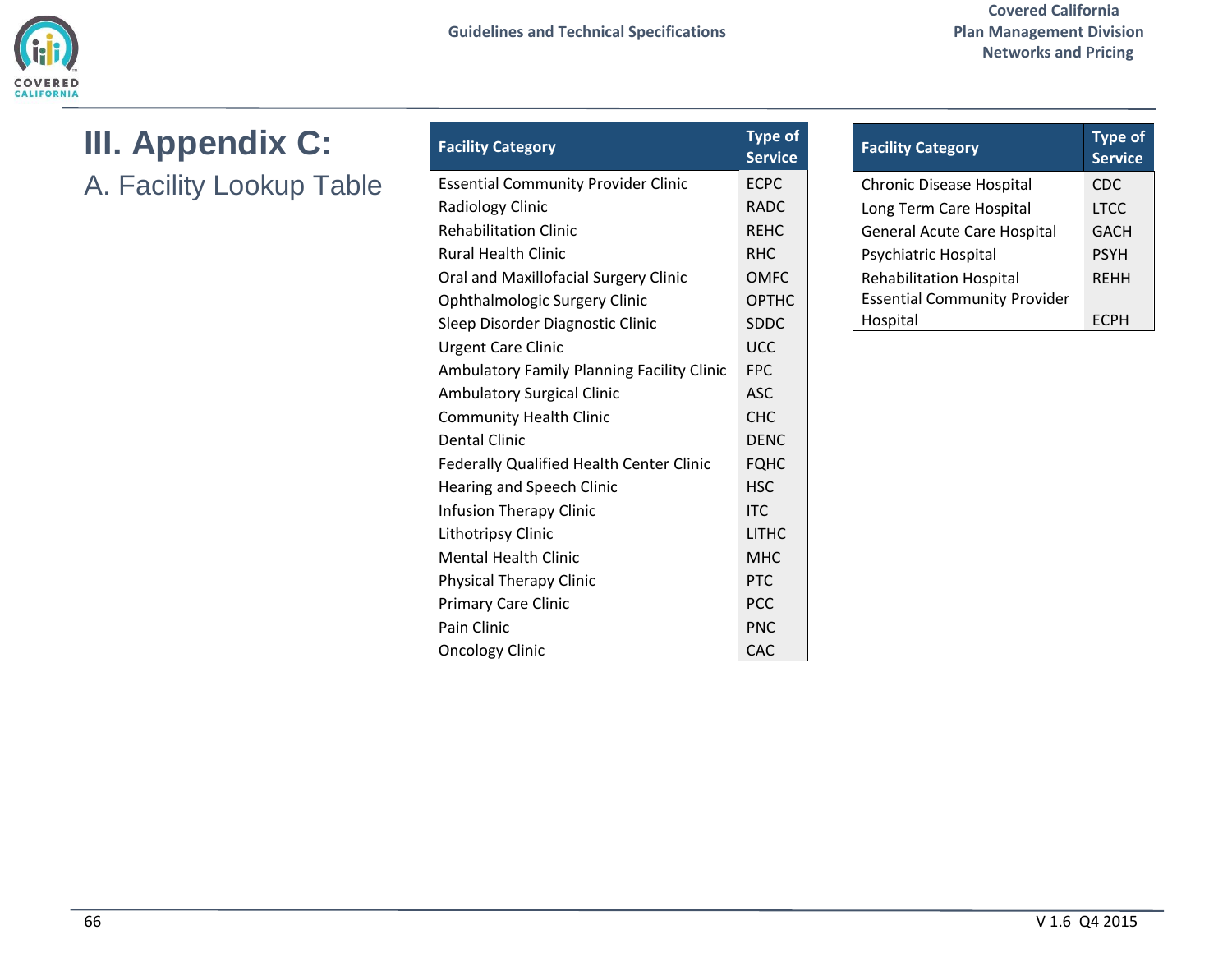# III. Appendix C:

## A. Facility Lookup Table

| Facility Category | Type of Service |
|---|---|
| Essential Community Provider Clinic | ECPC |
| Radiology Clinic | RADC |
| Rehabilitation Clinic | REHC |
| Rural Health Clinic | RHC |
| Oral and Maxillofacial Surgery Clinic | OMFC |
| Ophthalmologic Surgery Clinic | OPTHC |
| Sleep Disorder Diagnostic Clinic | SDDC |
| Urgent Care Clinic | UCC |
| Ambulatory Family Planning Facility Clinic | FPC |
| Ambulatory Surgical Clinic | ASC |
| Community Health Clinic | CHC |
| Dental Clinic | DENC |
| Federally Qualified Health Center Clinic | FQHC |
| Hearing and Speech Clinic | HSC |
| Infusion Therapy Clinic | ITC |
| Lithotripsy Clinic | LITHC |
| Mental Health Clinic | MHC |
| Physical Therapy Clinic | PTC |
| Primary Care Clinic | PCC |
| Pain Clinic | PNC |
| Oncology Clinic | CAC |

| Facility Category | Type of Service |
|---|---|
| Chronic Disease Hospital | CDC |
| Long Term Care Hospital | LTCC |
| General Acute Care Hospital | GACH |
| Psychiatric Hospital | PSYH |
| Rehabilitation Hospital | REHH |
| Essential Community Provider Hospital | ECPH |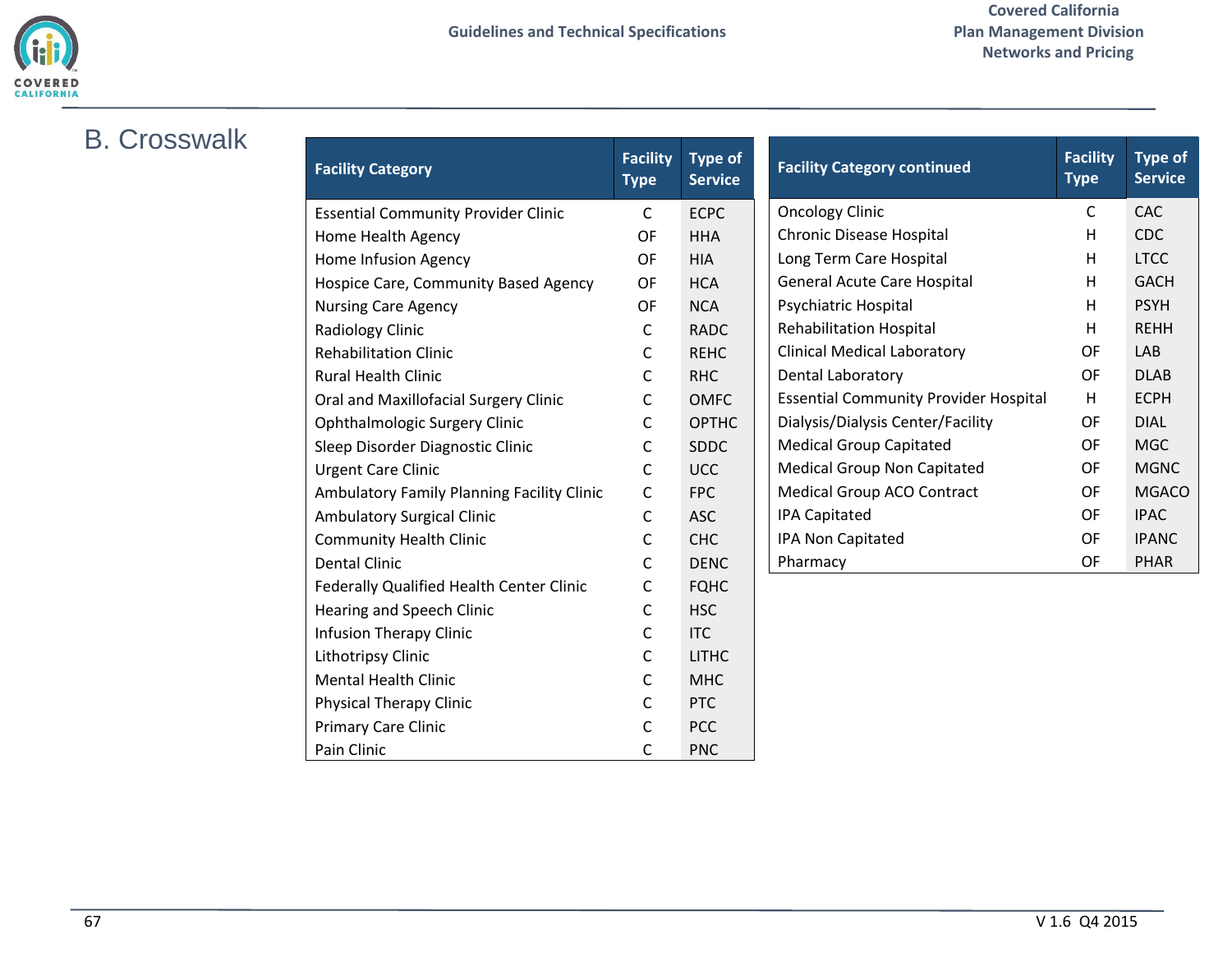## B. Crosswalk

| Facility Category | Facility Type | Type of Service |
|---|---|---|
| Essential Community Provider Clinic | C | ECPC |
| Home Health Agency | OF | HHA |
| Home Infusion Agency | OF | HIA |
| Hospice Care, Community Based Agency | OF | HCA |
| Nursing Care Agency | OF | NCA |
| Radiology Clinic | C | RADC |
| Rehabilitation Clinic | C | REHC |
| Rural Health Clinic | C | RHC |
| Oral and Maxillofacial Surgery Clinic | C | OMFC |
| Ophthalmologic Surgery Clinic | C | OPTHC |
| Sleep Disorder Diagnostic Clinic | C | SDDC |
| Urgent Care Clinic | C | UCC |
| Ambulatory Family Planning Facility Clinic | C | FPC |
| Ambulatory Surgical Clinic | C | ASC |
| Community Health Clinic | C | CHC |
| Dental Clinic | C | DENC |
| Federally Qualified Health Center Clinic | C | FQHC |
| Hearing and Speech Clinic | C | HSC |
| Infusion Therapy Clinic | C | ITC |
| Lithotripsy Clinic | C | LITHC |
| Mental Health Clinic | C | MHC |
| Physical Therapy Clinic | C | PTC |
| Primary Care Clinic | C | PCC |
| Pain Clinic | C | PNC |

| Facility Category continued | Facility Type | Type of Service |
|---|---|---|
| Oncology Clinic | C | CAC |
| Chronic Disease Hospital | H | CDC |
| Long Term Care Hospital | H | LTCC |
| General Acute Care Hospital | H | GACH |
| Psychiatric Hospital | H | PSYH |
| Rehabilitation Hospital | H | REHH |
| Clinical Medical Laboratory | OF | LAB |
| Dental Laboratory | OF | DLAB |
| Essential Community Provider Hospital | H | ECPH |
| Dialysis/Dialysis Center/Facility | OF | DIAL |
| Medical Group Capitated | OF | MGC |
| Medical Group Non Capitated | OF | MGNC |
| Medical Group ACO Contract | OF | MGACO |
| IPA Capitated | OF | IPAC |
| IPA Non Capitated | OF | IPANC |
| Pharmacy | OF | PHAR |